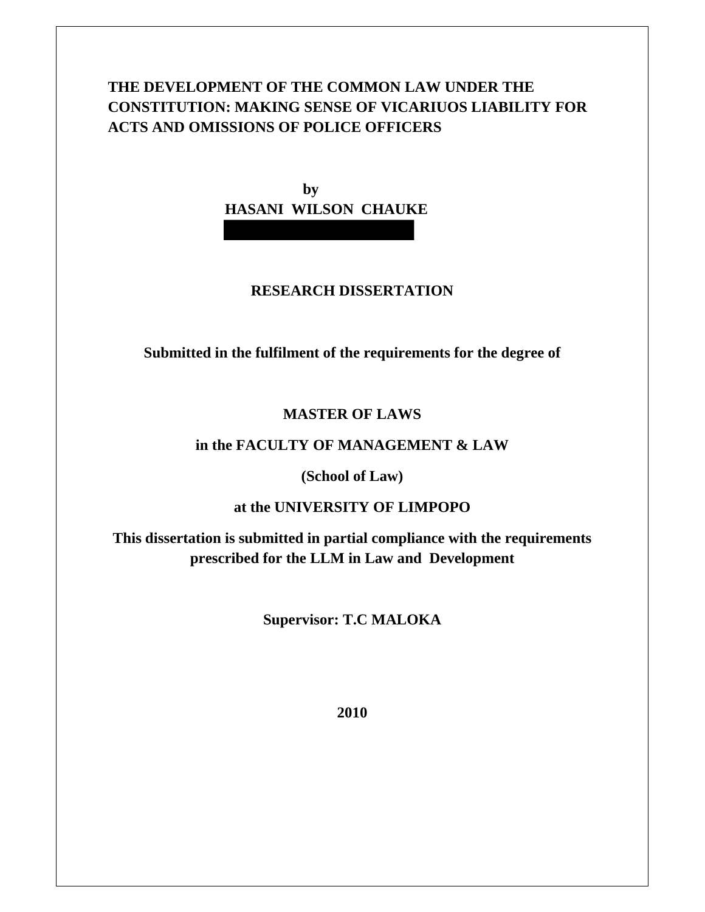# THE DEVELOPMENT OF THE COMMON LAW UNDER THE CONSTITUTION: MAKING SENSE OF VICARIUOS LIABILITY FOR ACTS AND OMISSIONS OF POLICE OFFICERS

**by**

**HASANI WILSON CHAUKE**

**RESEARCH DISSERTATION**

**Submitted in the fulfilment of the requirements for the degree of**

**MASTER OF LAWS**

**in the FACULTY OF MANAGEMENT & LAW**

**(School of Law)**

**at the UNIVERSITY OF LIMPOPO**

**This dissertation is submitted in partial compliance with the requirements prescribed for the LLM in Law and Development**

**Supervisor: T.C MALOKA**

**2010**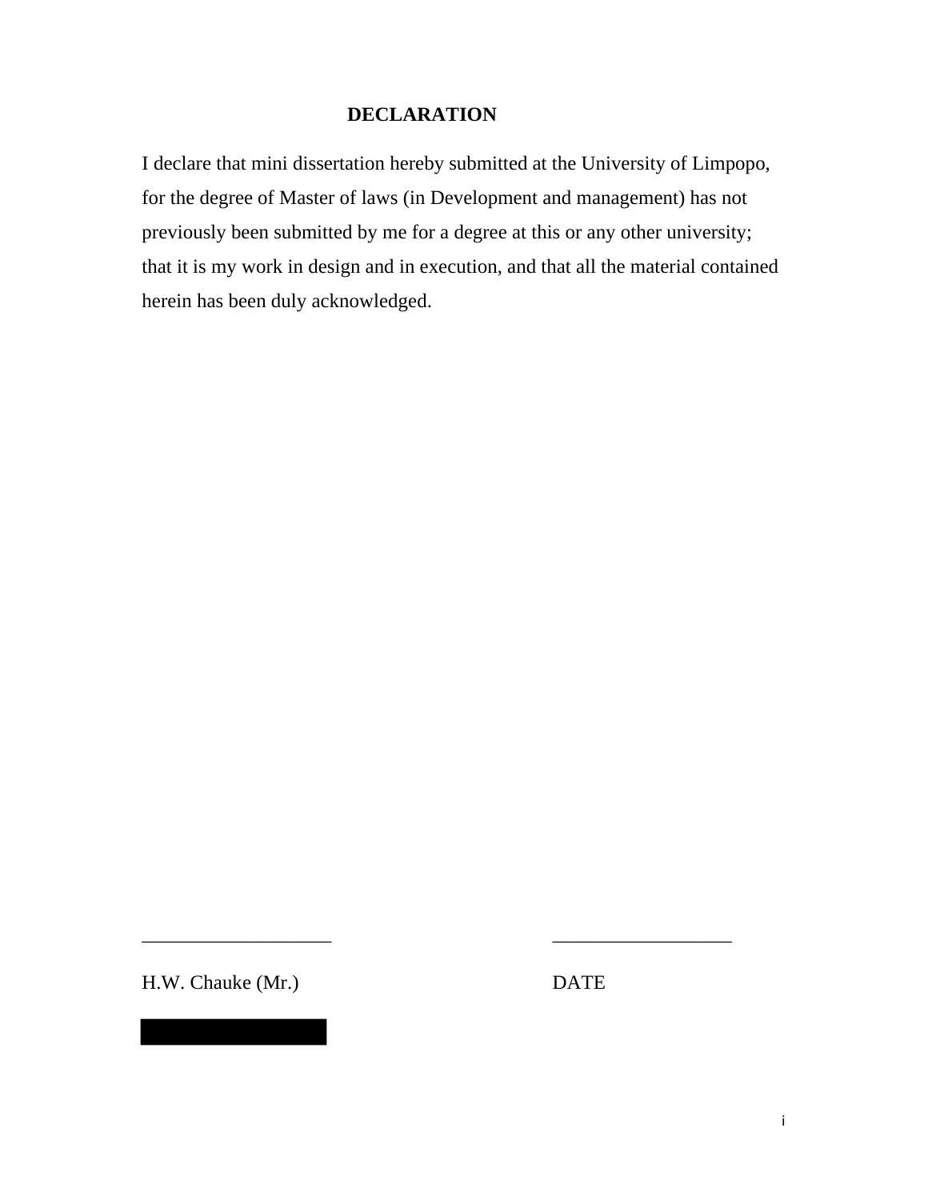# DECLARATION

I declare that mini dissertation hereby submitted at the University of Limpopo, for the degree of Master of laws (in Development and management) has not previously been submitted by me for a degree at this or any other university; that it is my work in design and in execution, and that all the material contained herein has been duly acknowledged.

____________________ ____________________

H.W. Chauke (Mr.) DATE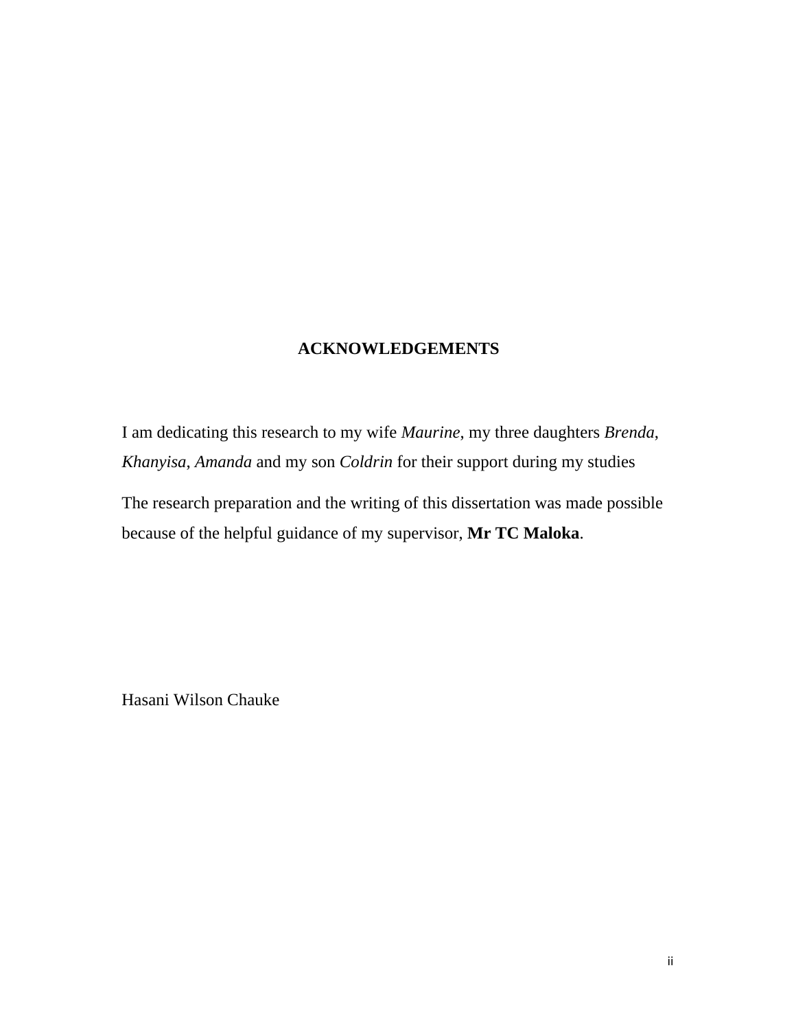## ACKNOWLEDGEMENTS

I am dedicating this research to my wife *Maurine*, my three daughters *Brenda*, *Khanyisa*, *Amanda* and my son *Coldrin* for their support during my studies

The research preparation and the writing of this dissertation was made possible because of the helpful guidance of my supervisor, **Mr TC Maloka**.

Hasani Wilson Chauke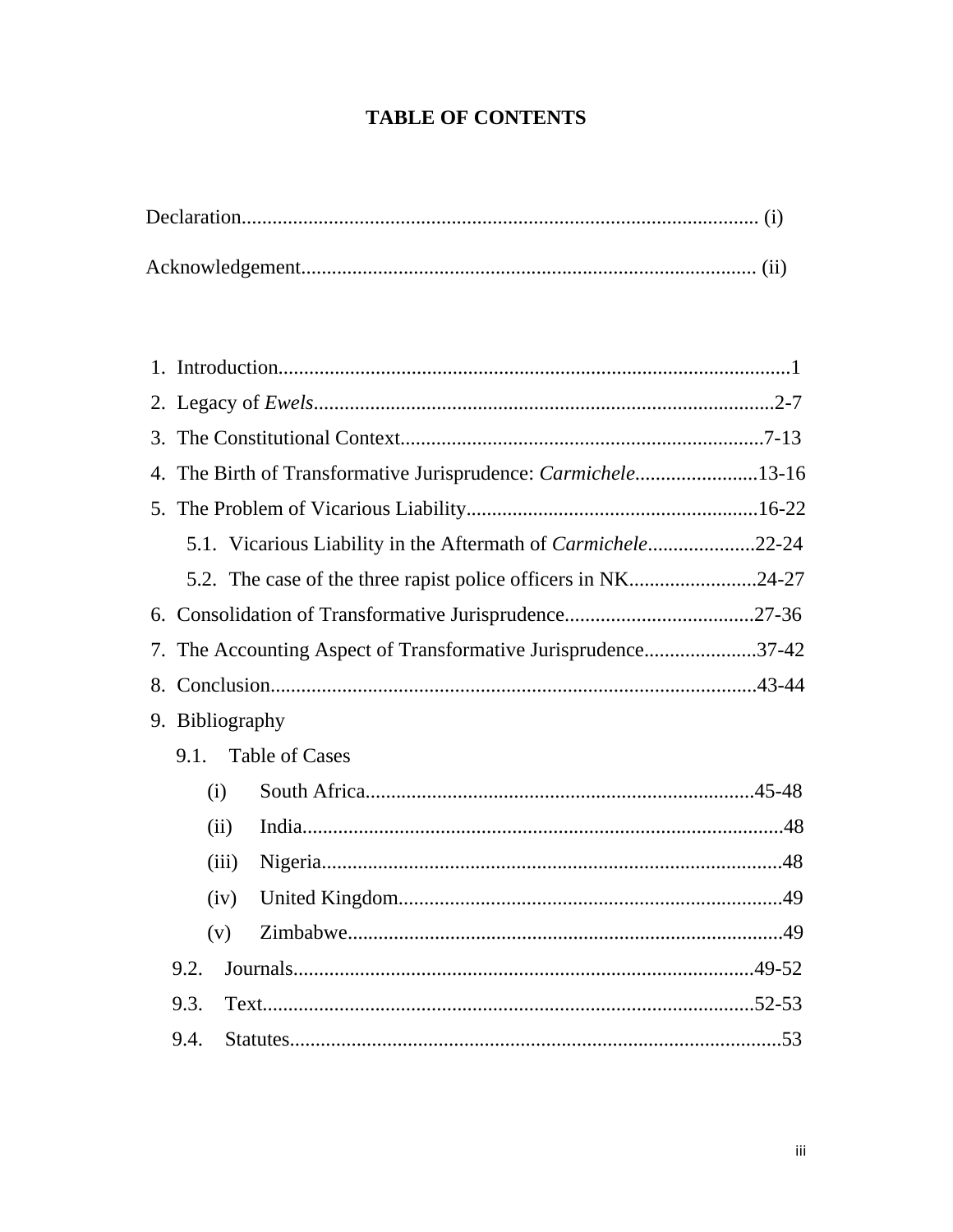# TABLE OF CONTENTS

Declaration.................................................................................................. (i)

Acknowledgement........................................................................................ (ii)

1. Introduction..................................................................................................1
2. Legacy of *Ewels*........................................................................................2-7
3. The Constitutional Context......................................................................7-13
4. The Birth of Transformative Jurisprudence: *Carmichele*........................13-16
5. The Problem of Vicarious Liability.........................................................16-22
   - 5.1. Vicarious Liability in the Aftermath of *Carmichele*.....................22-24
   - 5.2. The case of the three rapist police officers in NK.........................24-27
6. Consolidation of Transformative Jurisprudence.....................................27-36
7. The Accounting Aspect of Transformative Jurisprudence......................37-42
8. Conclusion..............................................................................................43-44
9. Bibliography
   - 9.1. Table of Cases
     - (i) South Africa...........................................................................45-48
     - (ii) India.............................................................................................48
     - (iii) Nigeria.........................................................................................48
     - (iv) United Kingdom..........................................................................49
     - (v) Zimbabwe....................................................................................49
   - 9.2. Journals..........................................................................................49-52
   - 9.3. Text................................................................................................52-53
   - 9.4. Statutes...............................................................................................53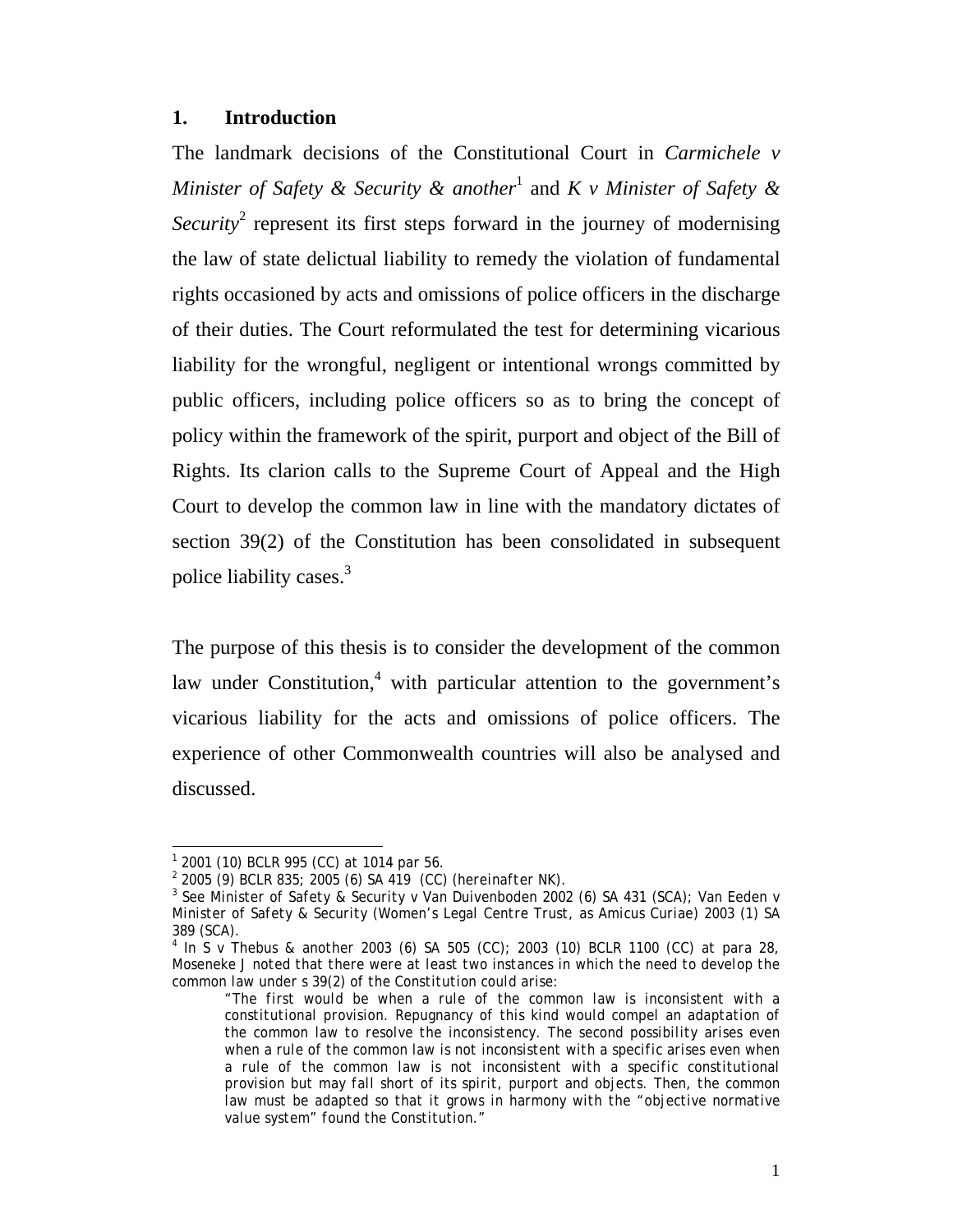## 1. Introduction

The landmark decisions of the Constitutional Court in *Carmichele v Minister of Safety & Security & another*[1] and *K v Minister of Safety & Security*[2] represent its first steps forward in the journey of modernising the law of state delictual liability to remedy the violation of fundamental rights occasioned by acts and omissions of police officers in the discharge of their duties. The Court reformulated the test for determining vicarious liability for the wrongful, negligent or intentional wrongs committed by public officers, including police officers so as to bring the concept of policy within the framework of the spirit, purport and object of the Bill of Rights. Its clarion calls to the Supreme Court of Appeal and the High Court to develop the common law in line with the mandatory dictates of section 39(2) of the Constitution has been consolidated in subsequent police liability cases.[3]

The purpose of this thesis is to consider the development of the common law under Constitution,[4] with particular attention to the government's vicarious liability for the acts and omissions of police officers. The experience of other Commonwealth countries will also be analysed and discussed.

---

[1] 2001 (10) BCLR 995 (CC) at 1014 par 56.

[2] 2005 (9) BCLR 835; 2005 (6) SA 419 (CC) (hereinafter NK).

[3] See *Minister of Safety & Security v Van Duivenboden* 2002 (6) SA 431 (SCA); *Van Eeden v Minister of Safety & Security (Women's Legal Centre Trust, as Amicus Curiae)* 2003 (1) SA 389 (SCA).

[4] In *S v Thebus & another* 2003 (6) SA 505 (CC); 2003 (10) BCLR 1100 (CC) at para 28, Moseneke J noted that there were at least two instances in which the need to develop the common law under s 39(2) of the Constitution could arise:

> "The first would be when a rule of the common law is inconsistent with a constitutional provision. Repugnancy of this kind would compel an adaptation of the common law to resolve the inconsistency. The second possibility arises even when a rule of the common law is not inconsistent with a specific arises even when a rule of the common law is not inconsistent with a specific constitutional provision but may fall short of its spirit, purport and objects. Then, the common law must be adapted so that it grows in harmony with the "objective normative value system" found the Constitution."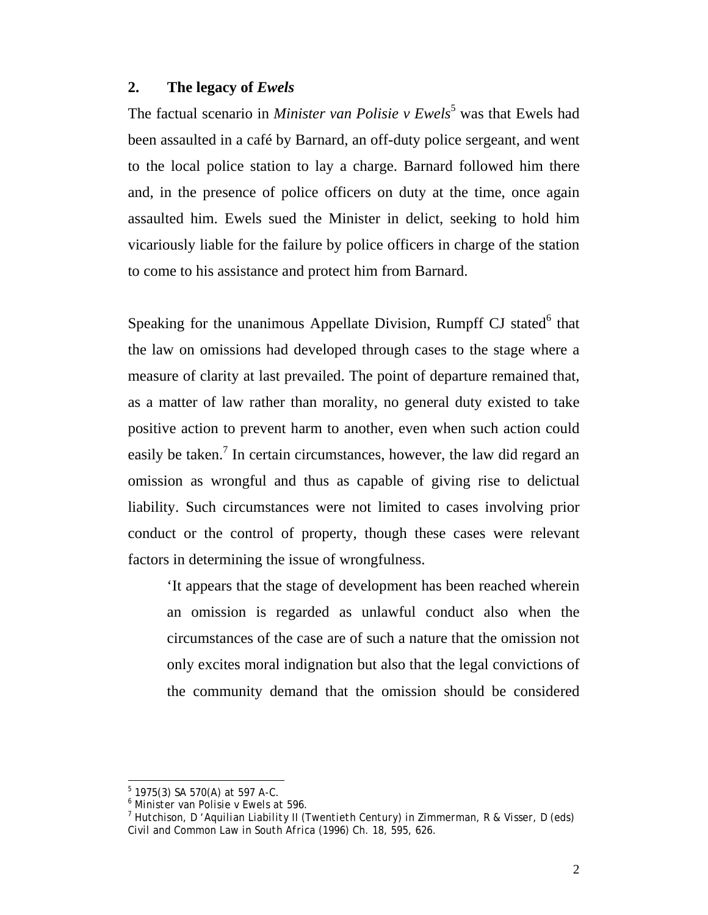## 2. The legacy of *Ewels*

The factual scenario in *Minister van Polisie v Ewels*[5] was that Ewels had been assaulted in a café by Barnard, an off-duty police sergeant, and went to the local police station to lay a charge. Barnard followed him there and, in the presence of police officers on duty at the time, once again assaulted him. Ewels sued the Minister in delict, seeking to hold him vicariously liable for the failure by police officers in charge of the station to come to his assistance and protect him from Barnard.

Speaking for the unanimous Appellate Division, Rumpff CJ stated[6] that the law on omissions had developed through cases to the stage where a measure of clarity at last prevailed. The point of departure remained that, as a matter of law rather than morality, no general duty existed to take positive action to prevent harm to another, even when such action could easily be taken.[7] In certain circumstances, however, the law did regard an omission as wrongful and thus as capable of giving rise to delictual liability. Such circumstances were not limited to cases involving prior conduct or the control of property, though these cases were relevant factors in determining the issue of wrongfulness.

> 'It appears that the stage of development has been reached wherein an omission is regarded as unlawful conduct also when the circumstances of the case are of such a nature that the omission not only excites moral indignation but also that the legal convictions of the community demand that the omission should be considered

---

[5] 1975(3) SA 570(A) at 597 A-C.

[6] *Minister van Polisie v Ewels* at 596.

[7] Hutchison, D 'Aquilian Liability II (Twentieth Century) in Zimmerman, R & Visser, D (eds) *Civil and Common Law in South Africa* (1996) Ch. 18, 595, 626.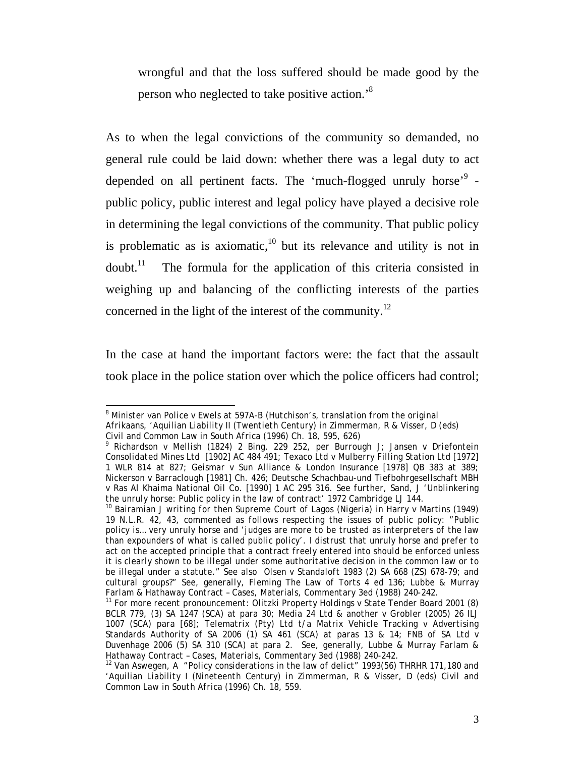wrongful and that the loss suffered should be made good by the person who neglected to take positive action.'[8]

As to when the legal convictions of the community so demanded, no general rule could be laid down: whether there was a legal duty to act depended on all pertinent facts. The 'much-flogged unruly horse'[9] - public policy, public interest and legal policy have played a decisive role in determining the legal convictions of the community. That public policy is problematic as is axiomatic,[10] but its relevance and utility is not in doubt.[11] The formula for the application of this criteria consisted in weighing up and balancing of the conflicting interests of the parties concerned in the light of the interest of the community.[12]

In the case at hand the important factors were: the fact that the assault took place in the police station over which the police officers had control;

---

[8] *Minister van Police v Ewels* at 597A-B (Hutchison's, translation from the original Afrikaans, 'Aquilian Liability II (Twentieth Century) in Zimmerman, R & Visser, D (eds) *Civil and Common Law in South Africa* (1996) Ch. 18, 595, 626)

[9] *Richardson v Mellish* (1824) 2 Bing. 229 252, per Burrough J; *Jansen v Driefontein Consolidated Mines Ltd* [1902] AC 484 491; *Texaco Ltd v Mulberry Filling Station Ltd* [1972] 1 WLR 814 at 827; *Geismar v Sun Alliance & London Insurance* [1978] QB 383 at 389; *Nickerson v Barraclough* [1981] Ch. 426; *Deutsche Schachbau-und Tiefbohrgesellschaft MBH v Ras Al Khaima National Oil Co.* [1990] 1 AC 295 316. See further, Sand, J 'Unblinkering the unruly horse: Public policy in the law of contract' 1972 *Cambridge LJ* 144.

[10] Bairamian J writing for then Supreme Court of Lagos (Nigeria) in *Harry v Martins* (1949) 19 N.L.R. 42, 43, commented as follows respecting the issues of public policy: "Public policy is… very unruly horse and 'judges are more to be trusted as interpreters of the law than expounders of what is called public policy'. I distrust that unruly horse and prefer to act on the accepted principle that a contract freely entered into should be enforced unless it is clearly shown to be illegal under some authoritative decision in the common law or to be illegal under a statute." See also *Olsen v Standaloft* 1983 (2) SA 668 (ZS) 678-79; and cultural groups?" See, generally, Fleming *The Law of Torts* 4 ed 136; Lubbe & Murray *Farlam & Hathaway Contract – Cases, Materials, Commentary* 3ed (1988) 240-242.

[11] For more recent pronouncement: *Olitzki Property Holdings v State Tender Board* 2001 (8) BCLR 779, (3) SA 1247 (SCA) at para 30; *Media 24 Ltd & another v Grobler* (2005) 26 ILJ 1007 (SCA) para [68]; *Telematrix (Pty) Ltd t/a Matrix Vehicle Tracking v Advertising Standards Authority of SA* 2006 (1) SA 461 (SCA) at paras 13 & 14; *FNB of SA Ltd v Duvenhage* 2006 (5) SA 310 (SCA) at para 2. See, generally, Lubbe & Murray *Farlam & Hathaway Contract – Cases, Materials, Commentary* 3ed (1988) 240-242.

[12] Van Aswegen, A "Policy considerations in the law of delict" 1993(56) *THRHR* 171,180 and 'Aquilian Liability I (Nineteenth Century) in Zimmerman, R & Visser, D (eds) *Civil and Common Law in South Africa* (1996) Ch. 18, 559.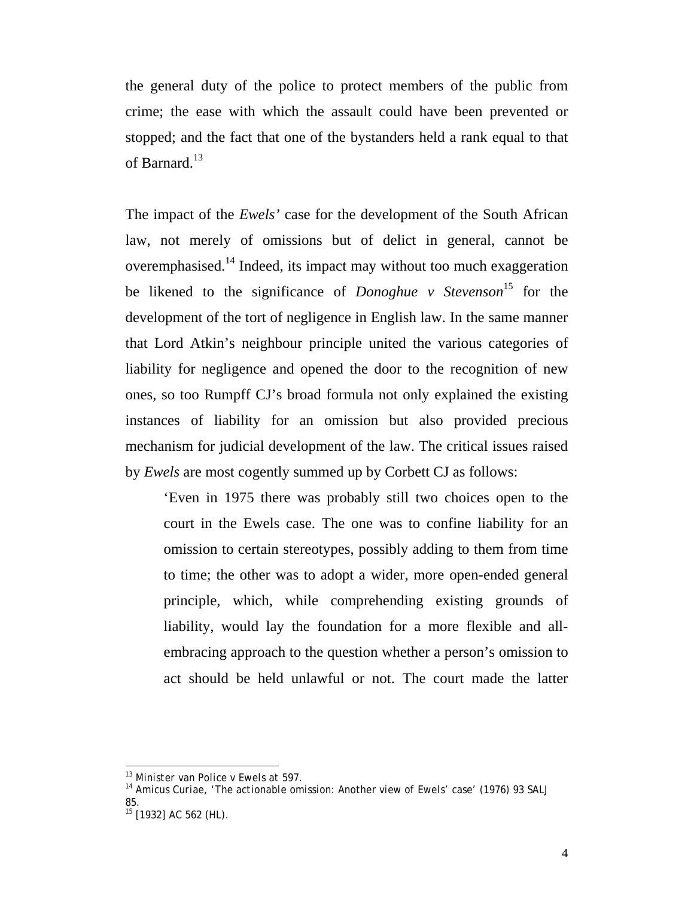the general duty of the police to protect members of the public from crime; the ease with which the assault could have been prevented or stopped; and the fact that one of the bystanders held a rank equal to that of Barnard.[13]

The impact of the *Ewels'* case for the development of the South African law, not merely of omissions but of delict in general, cannot be overemphasised.[14] Indeed, its impact may without too much exaggeration be likened to the significance of *Donoghue v Stevenson*[15] for the development of the tort of negligence in English law. In the same manner that Lord Atkin's neighbour principle united the various categories of liability for negligence and opened the door to the recognition of new ones, so too Rumpff CJ's broad formula not only explained the existing instances of liability for an omission but also provided precious mechanism for judicial development of the law. The critical issues raised by *Ewels* are most cogently summed up by Corbett CJ as follows:

> 'Even in 1975 there was probably still two choices open to the court in the Ewels case. The one was to confine liability for an omission to certain stereotypes, possibly adding to them from time to time; the other was to adopt a wider, more open-ended general principle, which, while comprehending existing grounds of liability, would lay the foundation for a more flexible and all-embracing approach to the question whether a person's omission to act should be held unlawful or not. The court made the latter

---

[13] Minister van Police v Ewels at 597.

[14] Amicus Curiae, 'The actionable omission: Another view of Ewels' case' (1976) 93 SALJ 85.

[15] [1932] AC 562 (HL).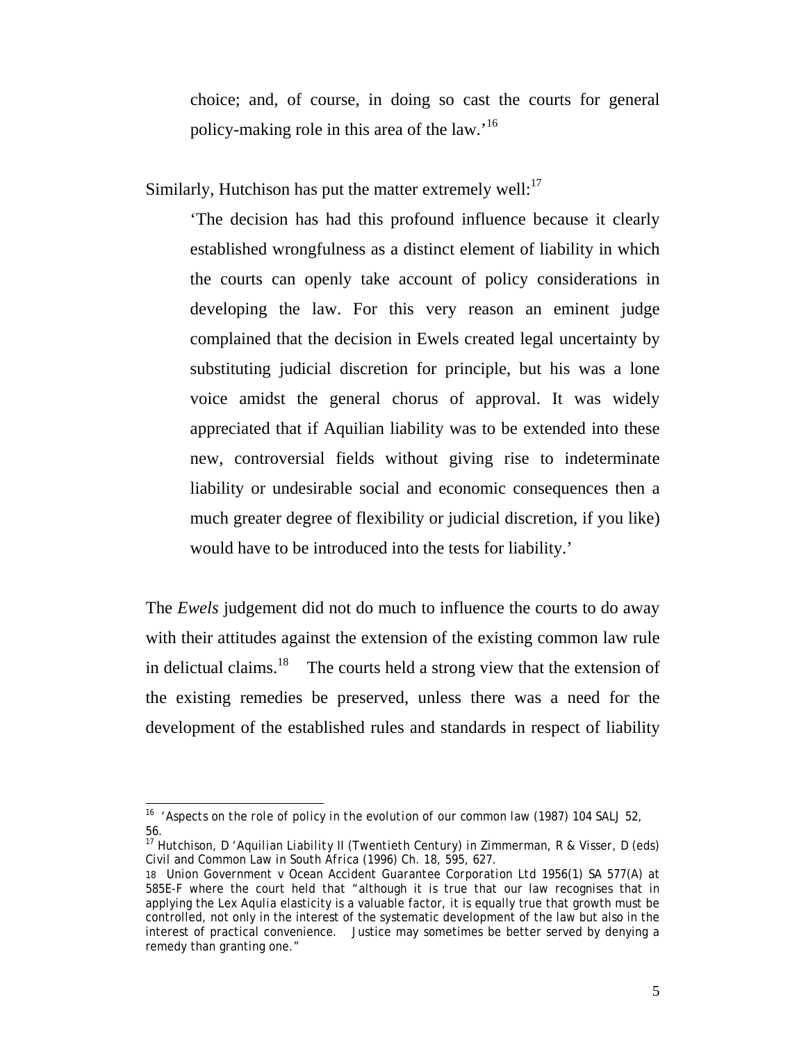choice; and, of course, in doing so cast the courts for general policy-making role in this area of the law.'[16]

Similarly, Hutchison has put the matter extremely well:[17]

> 'The decision has had this profound influence because it clearly established wrongfulness as a distinct element of liability in which the courts can openly take account of policy considerations in developing the law. For this very reason an eminent judge complained that the decision in Ewels created legal uncertainty by substituting judicial discretion for principle, but his was a lone voice amidst the general chorus of approval. It was widely appreciated that if Aquilian liability was to be extended into these new, controversial fields without giving rise to indeterminate liability or undesirable social and economic consequences then a much greater degree of flexibility or judicial discretion, if you like) would have to be introduced into the tests for liability.'

The *Ewels* judgement did not do much to influence the courts to do away with their attitudes against the extension of the existing common law rule in delictual claims.[18] The courts held a strong view that the extension of the existing remedies be preserved, unless there was a need for the development of the established rules and standards in respect of liability

---

[16] '*Aspects on the role of policy in the evolution of our common law* (1987) 104 SALJ 52, 56.

[17] Hutchison, D '*Aquilian Liability II (Twentieth Century)* in Zimmerman, R & Visser, D (eds) *Civil and Common Law in South Africa* (1996) Ch. 18, 595, 627.

[18] *Union Government v Ocean Accident Guarantee Corporation Ltd* 1956(1) SA 577(A) at 585E-F where the court held that "although it is true that our law recognises that in applying the Lex Aqulia elasticity is a valuable factor, it is equally true that growth must be controlled, not only in the interest of the systematic development of the law but also in the interest of practical convenience. Justice may sometimes be better served by denying a remedy than granting one."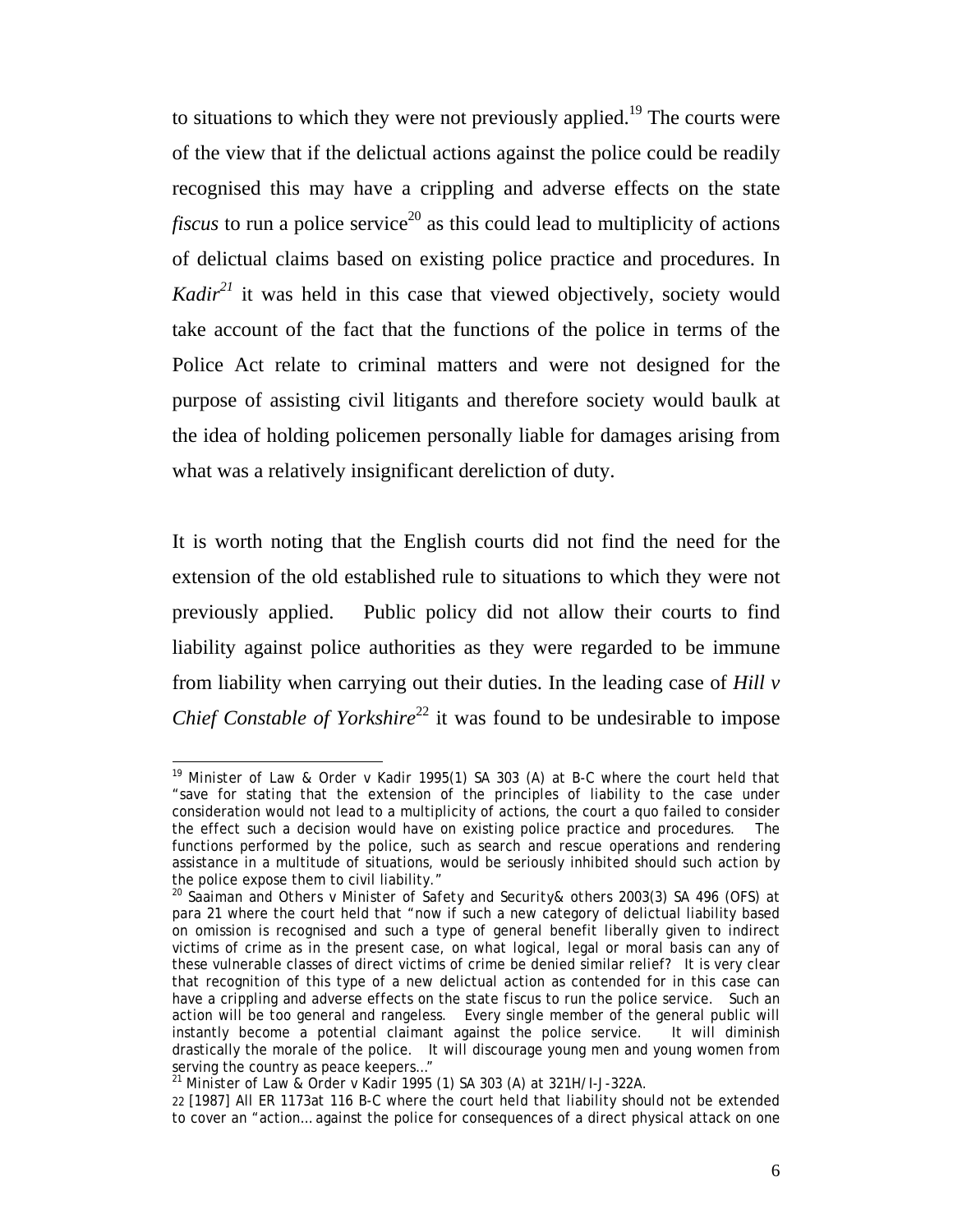to situations to which they were not previously applied.[19] The courts were of the view that if the delictual actions against the police could be readily recognised this may have a crippling and adverse effects on the state *fiscus* to run a police service[20] as this could lead to multiplicity of actions of delictual claims based on existing police practice and procedures. In *Kadir*[21] it was held in this case that viewed objectively, society would take account of the fact that the functions of the police in terms of the Police Act relate to criminal matters and were not designed for the purpose of assisting civil litigants and therefore society would baulk at the idea of holding policemen personally liable for damages arising from what was a relatively insignificant dereliction of duty.

It is worth noting that the English courts did not find the need for the extension of the old established rule to situations to which they were not previously applied. Public policy did not allow their courts to find liability against police authorities as they were regarded to be immune from liability when carrying out their duties. In the leading case of *Hill v Chief Constable of Yorkshire*[22] it was found to be undesirable to impose

---

[19] Minister of Law & Order v Kadir 1995(1) SA 303 (A) at B-C where the court held that "save for stating that the extension of the principles of liability to the case under consideration would not lead to a multiplicity of actions, the court a quo failed to consider the effect such a decision would have on existing police practice and procedures. The functions performed by the police, such as search and rescue operations and rendering assistance in a multitude of situations, would be seriously inhibited should such action by the police expose them to civil liability."

[20] Saaiman and Others v Minister of Safety and Security& others 2003(3) SA 496 (OFS) at para 21 where the court held that "now if such a new category of delictual liability based on omission is recognised and such a type of general benefit liberally given to indirect victims of crime as in the present case, on what logical, legal or moral basis can any of these vulnerable classes of direct victims of crime be denied similar relief? It is very clear that recognition of this type of a new delictual action as contended for in this case can have a crippling and adverse effects on the state fiscus to run the police service. Such an action will be too general and rangeless. Every single member of the general public will instantly become a potential claimant against the police service. It will diminish drastically the morale of the police. It will discourage young men and young women from serving the country as peace keepers..."

[21] Minister of Law & Order v Kadir 1995 (1) SA 303 (A) at 321H/I-J-322A.

[22] [1987] All ER 1173at 116 B-C where the court held that liability should not be extended to cover an "action... against the police for consequences of a direct physical attack on one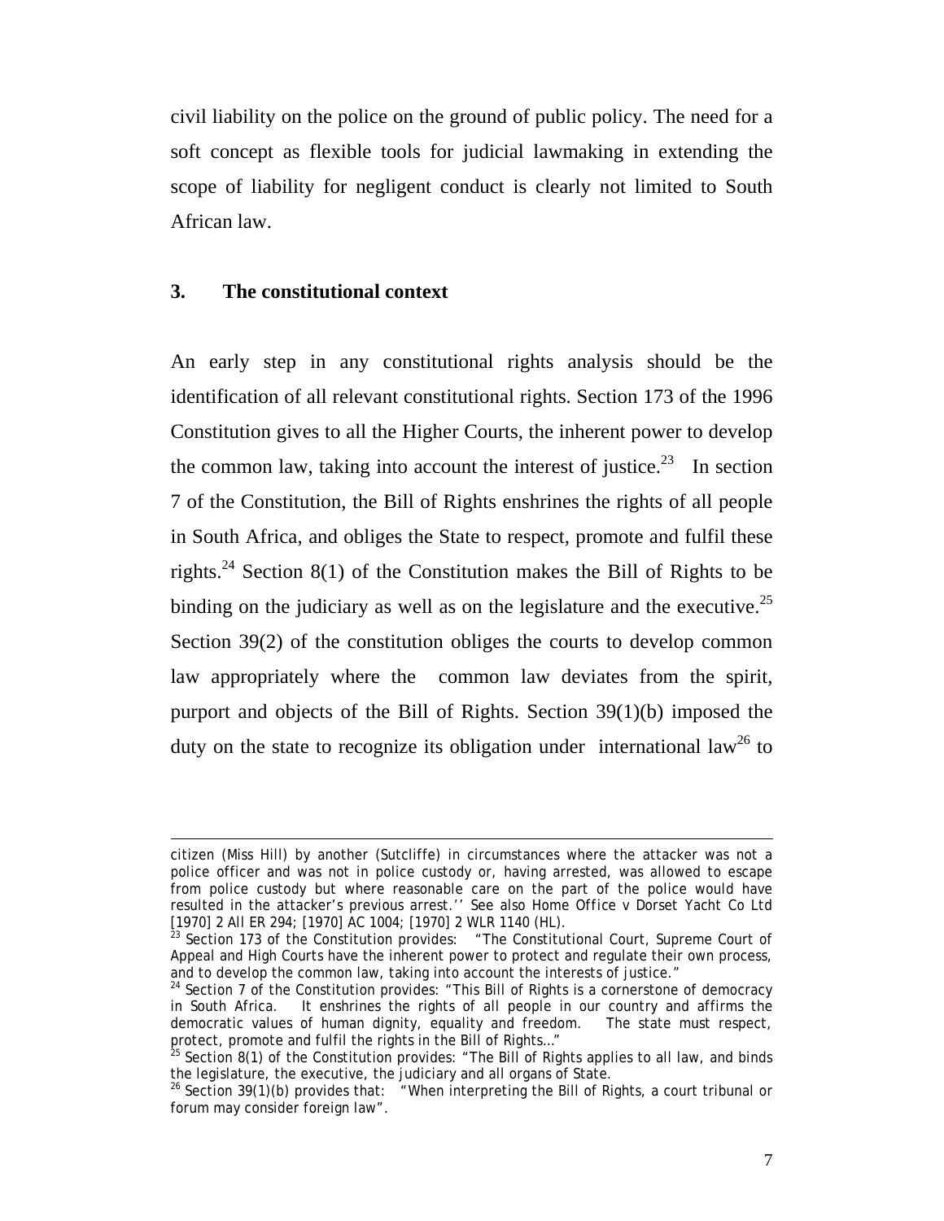civil liability on the police on the ground of public policy. The need for a soft concept as flexible tools for judicial lawmaking in extending the scope of liability for negligent conduct is clearly not limited to South African law.

## 3. The constitutional context

An early step in any constitutional rights analysis should be the identification of all relevant constitutional rights. Section 173 of the 1996 Constitution gives to all the Higher Courts, the inherent power to develop the common law, taking into account the interest of justice.[23] In section 7 of the Constitution, the Bill of Rights enshrines the rights of all people in South Africa, and obliges the State to respect, promote and fulfil these rights.[24] Section 8(1) of the Constitution makes the Bill of Rights to be binding on the judiciary as well as on the legislature and the executive.[25] Section 39(2) of the constitution obliges the courts to develop common law appropriately where the common law deviates from the spirit, purport and objects of the Bill of Rights. Section 39(1)(b) imposed the duty on the state to recognize its obligation under international law[26] to

---

citizen (Miss Hill) by another (Sutcliffe) in circumstances where the attacker was not a police officer and was not in police custody or, having arrested, was allowed to escape from police custody but where reasonable care on the part of the police would have resulted in the attacker's previous arrest.'' See also *Home Office v Dorset Yacht Co Ltd* [1970] 2 All ER 294; [1970] AC 1004; [1970] 2 WLR 1140 (HL).

[23] Section 173 of the Constitution provides: "The Constitutional Court, Supreme Court of Appeal and High Courts have the inherent power to protect and regulate their own process, and to develop the common law, taking into account the interests of justice."

[24] Section 7 of the Constitution provides: "This Bill of Rights is a cornerstone of democracy in South Africa. It enshrines the rights of all people in our country and affirms the democratic values of human dignity, equality and freedom. The state must respect, protect, promote and fulfil the rights in the Bill of Rights…"

[25] Section 8(1) of the Constitution provides: "The Bill of Rights applies to all law, and binds the legislature, the executive, the judiciary and all organs of State.

[26] Section 39(1)(b) provides that: "When interpreting the Bill of Rights, a court tribunal or forum may consider foreign law".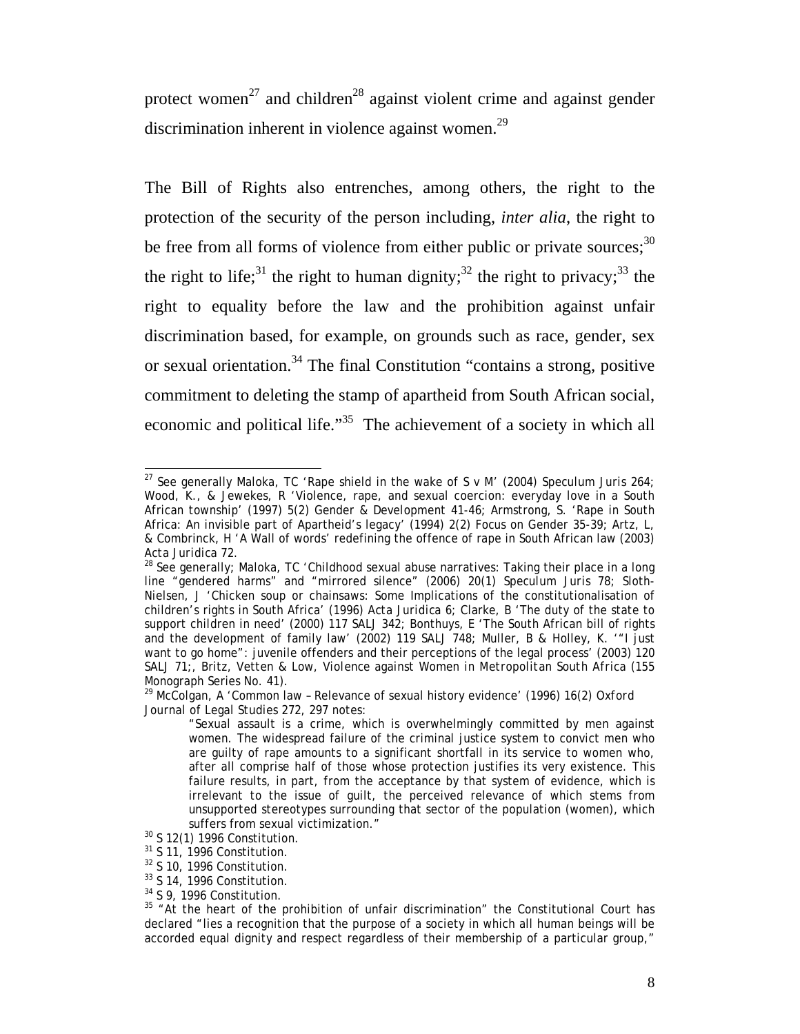protect women[27] and children[28] against violent crime and against gender discrimination inherent in violence against women.[29]

The Bill of Rights also entrenches, among others, the right to the protection of the security of the person including, *inter alia*, the right to be free from all forms of violence from either public or private sources;[30] the right to life;[31] the right to human dignity;[32] the right to privacy;[33] the right to equality before the law and the prohibition against unfair discrimination based, for example, on grounds such as race, gender, sex or sexual orientation.[34] The final Constitution "contains a strong, positive commitment to deleting the stamp of apartheid from South African social, economic and political life."[35] The achievement of a society in which all

---

[27] See generally Maloka, TC 'Rape shield in the wake of S v M' (2004) Speculum Juris 264; Wood, K., & Jewekes, R 'Violence, rape, and sexual coercion: everyday love in a South African township' (1997) 5(2) Gender & Development 41-46; Armstrong, S. 'Rape in South Africa: An invisible part of Apartheid's legacy' (1994) 2(2) Focus on Gender 35-39; Artz, L, & Combrinck, H 'A Wall of words' redefining the offence of rape in South African law (2003) Acta Juridica 72.

[28] See generally; Maloka, TC 'Childhood sexual abuse narratives: Taking their place in a long line "gendered harms" and "mirrored silence" (2006) 20(1) Speculum Juris 78; Sloth-Nielsen, J 'Chicken soup or chainsaws: Some Implications of the constitutionalisation of children's rights in South Africa' (1996) Acta Juridica 6; Clarke, B 'The duty of the state to support children in need' (2000) 117 SALJ 342; Bonthuys, E 'The South African bill of rights and the development of family law' (2002) 119 SALJ 748; Muller, B & Holley, K. '"I just want to go home": juvenile offenders and their perceptions of the legal process' (2003) 120 SALJ 71;, Britz, Vetten & Low, *Violence against Women in Metropolitan South Africa* (155 Monograph Series No. 41).

[29] McColgan, A 'Common law – Relevance of sexual history evidence' (1996) 16(2) Oxford Journal of Legal Studies 272, 297 notes:

> "Sexual assault is a crime, which is overwhelmingly committed by men against women. The widespread failure of the criminal justice system to convict men who are guilty of rape amounts to a significant shortfall in its service to women who, after all comprise half of those whose protection justifies its very existence. This failure results, in part, from the acceptance by that system of evidence, which is irrelevant to the issue of guilt, the perceived relevance of which stems from unsupported stereotypes surrounding that sector of the population (women), which suffers from sexual victimization."

[30] S 12(1) 1996 Constitution.

[31] S 11, 1996 Constitution.

[32] S 10, 1996 Constitution.

[33] S 14, 1996 Constitution.

[34] S 9, 1996 Constitution.

[35] "At the heart of the prohibition of unfair discrimination" the Constitutional Court has declared "lies a recognition that the purpose of a society in which all human beings will be accorded equal dignity and respect regardless of their membership of a particular group,"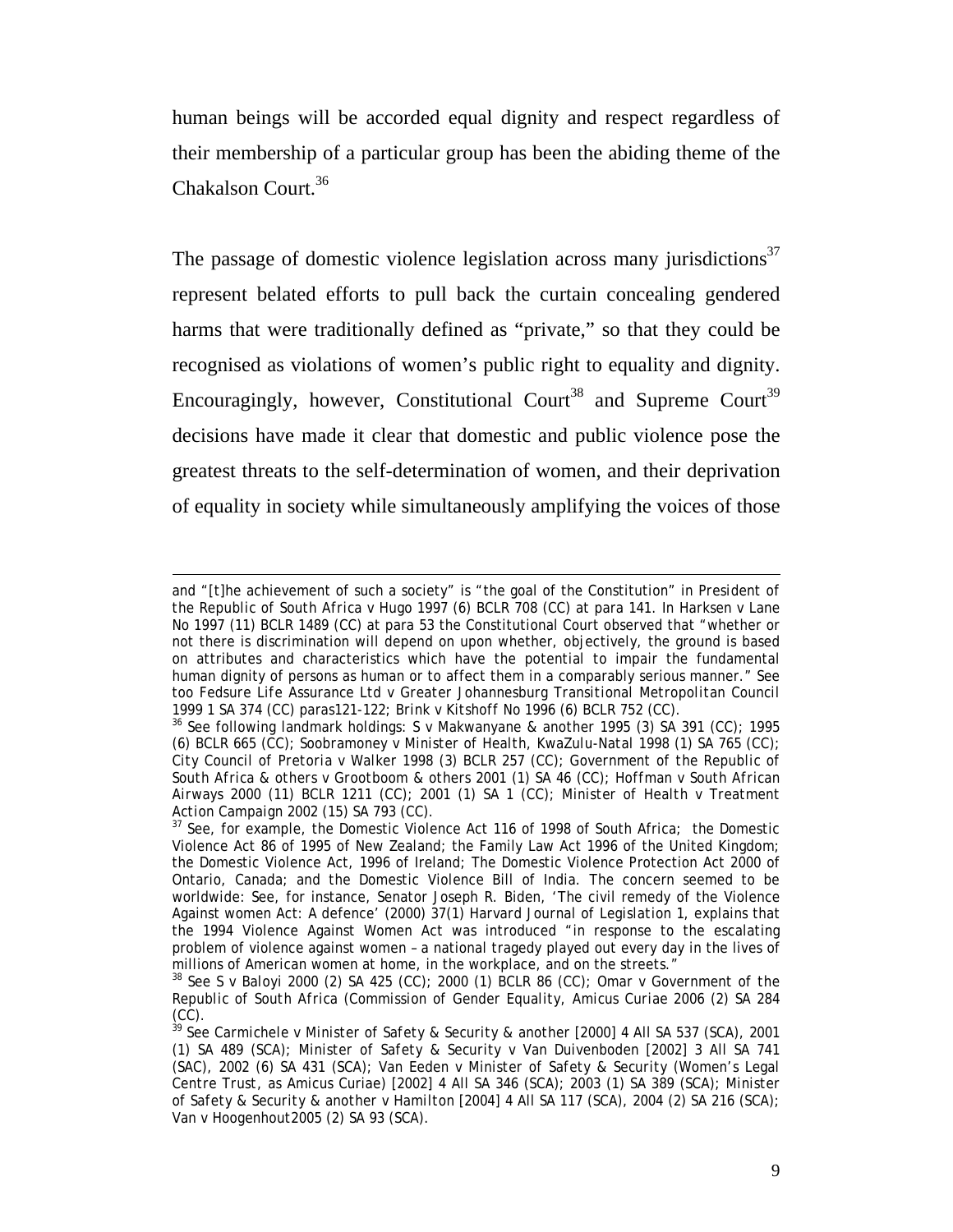human beings will be accorded equal dignity and respect regardless of their membership of a particular group has been the abiding theme of the Chakalson Court.[36]

The passage of domestic violence legislation across many jurisdictions[37] represent belated efforts to pull back the curtain concealing gendered harms that were traditionally defined as "private," so that they could be recognised as violations of women's public right to equality and dignity. Encouragingly, however, Constitutional Court[38] and Supreme Court[39] decisions have made it clear that domestic and public violence pose the greatest threats to the self-determination of women, and their deprivation of equality in society while simultaneously amplifying the voices of those

---

and "[t]he achievement of such a society" is "the goal of the Constitution" in *President of the Republic of South Africa v Hugo* 1997 (6) BCLR 708 (CC) at para 141. In *Harksen v Lane No* 1997 (11) BCLR 1489 (CC) at para 53 the Constitutional Court observed that "whether or not there is discrimination will depend on upon whether, objectively, the ground is based on attributes and characteristics which have the potential to impair the fundamental human dignity of persons as human or to affect them in a comparably serious manner." See too *Fedsure Life Assurance Ltd v Greater Johannesburg Transitional Metropolitan Council* 1999 1 SA 374 (CC) paras121-122; *Brink v Kitshoff No* 1996 (6) BCLR 752 (CC).

[36] See following landmark holdings: *S v Makwanyane & another* 1995 (3) SA 391 (CC); 1995 (6) BCLR 665 (CC); *Soobramoney v Minister of Health, KwaZulu-Natal* 1998 (1) SA 765 (CC); *City Council of Pretoria v Walker* 1998 (3) BCLR 257 (CC); *Government of the Republic of South Africa & others v Grootboom & others* 2001 (1) SA 46 (CC); *Hoffman v South African Airways* 2000 (11) BCLR 1211 (CC); 2001 (1) SA 1 (CC); *Minister of Health v Treatment Action Campaign* 2002 (15) SA 793 (CC).

[37] See, for example, the Domestic Violence Act 116 of 1998 of South Africa; the Domestic Violence Act 86 of 1995 of New Zealand; the Family Law Act 1996 of the United Kingdom; the Domestic Violence Act, 1996 of Ireland; The Domestic Violence Protection Act 2000 of Ontario, Canada; and the Domestic Violence Bill of India. The concern seemed to be worldwide: See, for instance, Senator Joseph R. Biden, 'The civil remedy of the Violence Against women Act: A defence' (2000) 37(1) *Harvard Journal of Legislation* 1, explains that the 1994 Violence Against Women Act was introduced "in response to the escalating problem of violence against women – a national tragedy played out every day in the lives of millions of American women at home, in the workplace, and on the streets."

[38] See *S v Baloyi* 2000 (2) SA 425 (CC); 2000 (1) BCLR 86 (CC); *Omar v Government of the Republic of South Africa (Commission of Gender Equality, Amicus Curiae* 2006 (2) SA 284 (CC).

[39] See *Carmichele v Minister of Safety & Security & another* [2000] 4 All SA 537 (SCA), 2001 (1) SA 489 (SCA); *Minister of Safety & Security v Van Duivenboden* [2002] 3 All SA 741 (SAC), 2002 (6) SA 431 (SCA); *Van Eeden v Minister of Safety & Security (Women's Legal Centre Trust, as Amicus Curiae)* [2002] 4 All SA 346 (SCA); 2003 (1) SA 389 (SCA); *Minister of Safety & Security & another v Hamilton* [2004] 4 All SA 117 (SCA), 2004 (2) SA 216 (SCA); *Van v Hoogenhout*2005 (2) SA 93 (SCA).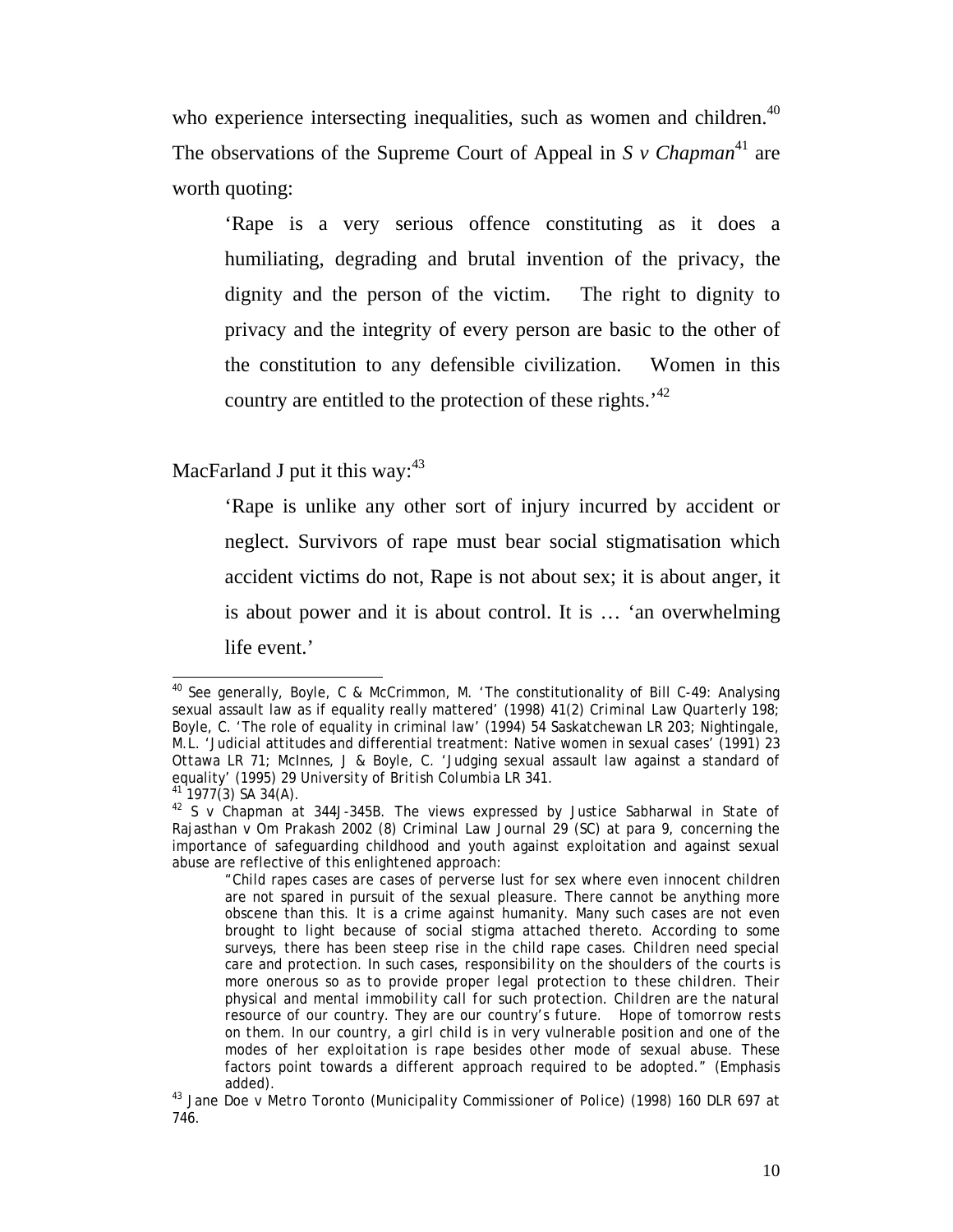who experience intersecting inequalities, such as women and children.[40] The observations of the Supreme Court of Appeal in *S v Chapman*[41] are worth quoting:

> 'Rape is a very serious offence constituting as it does a humiliating, degrading and brutal invention of the privacy, the dignity and the person of the victim. The right to dignity to privacy and the integrity of every person are basic to the other of the constitution to any defensible civilization. Women in this country are entitled to the protection of these rights.'[42]

MacFarland J put it this way:[43]

> 'Rape is unlike any other sort of injury incurred by accident or neglect. Survivors of rape must bear social stigmatisation which accident victims do not, Rape is not about sex; it is about anger, it is about power and it is about control. It is … 'an overwhelming life event.'

---

[40] See generally, Boyle, C & McCrimmon, M. 'The constitutionality of Bill C-49: Analysing sexual assault law as if equality really mattered' (1998) 41(2) *Criminal Law Quarterly* 198; Boyle, C. 'The role of equality in criminal law' (1994) 54 *Saskatchewan LR* 203; Nightingale, M.L. 'Judicial attitudes and differential treatment: Native women in sexual cases' (1991) 23 *Ottawa LR* 71; McInnes, J & Boyle, C. 'Judging sexual assault law against a standard of equality' (1995) 29 *University of British Columbia LR* 341.

[41] 1977(3) SA 34(A).

[42] *S v Chapman* at 344J-345B. The views expressed by Justice Sabharwal in *State of Rajasthan v Om Prakash* 2002 (8) Criminal Law Journal 29 (SC) at para 9, concerning the importance of safeguarding childhood and youth against exploitation and against sexual abuse are reflective of this enlightened approach:

> "Child rapes cases are cases of perverse lust for sex where even innocent children are not spared in pursuit of the sexual pleasure. There cannot be anything more obscene than this. It is a crime against humanity. Many such cases are not even brought to light because of social stigma attached thereto. According to some surveys, there has been steep rise in the child rape cases. Children need special care and protection. *In such cases, responsibility on the shoulders of the courts is more onerous so as to provide proper legal protection to these children. Their physical and mental immobility call for such protection. Children are the natural resource of our country. They are our country's future. Hope of tomorrow rests on them. In our country, a girl child is in very vulnerable position and one of the modes of her exploitation is rape besides other mode of sexual abuse. These factors point towards a different approach required to be adopted.*" (Emphasis added).

[43] *Jane Doe v Metro Toronto (Municipality Commissioner of Police)* (1998) 160 DLR 697 at 746.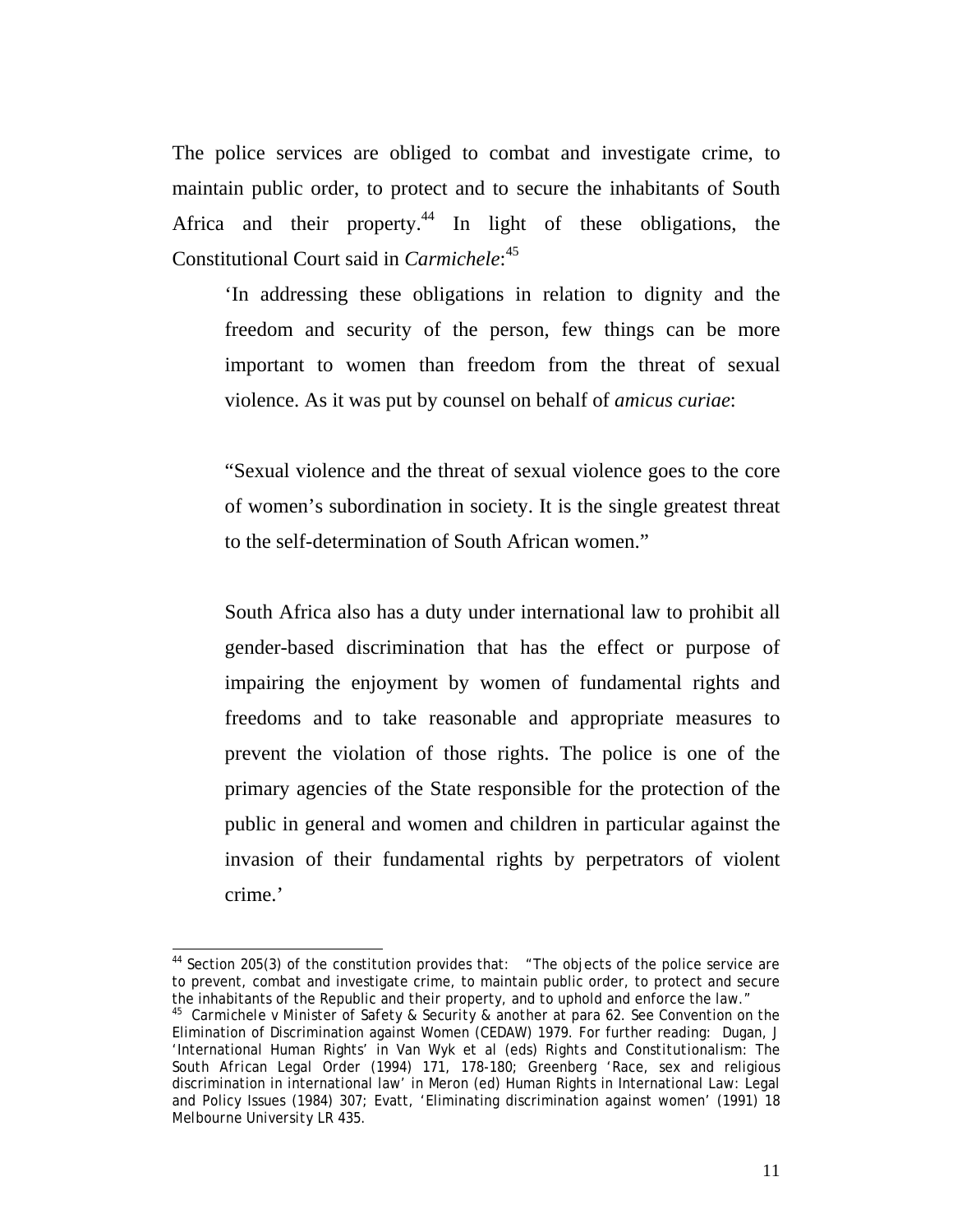The police services are obliged to combat and investigate crime, to maintain public order, to protect and to secure the inhabitants of South Africa and their property.[44] In light of these obligations, the Constitutional Court said in *Carmichele*:[45]

> 'In addressing these obligations in relation to dignity and the freedom and security of the person, few things can be more important to women than freedom from the threat of sexual violence. As it was put by counsel on behalf of *amicus curiae*:
>
> "Sexual violence and the threat of sexual violence goes to the core of women's subordination in society. It is the single greatest threat to the self-determination of South African women."
>
> South Africa also has a duty under international law to prohibit all gender-based discrimination that has the effect or purpose of impairing the enjoyment by women of fundamental rights and freedoms and to take reasonable and appropriate measures to prevent the violation of those rights. The police is one of the primary agencies of the State responsible for the protection of the public in general and women and children in particular against the invasion of their fundamental rights by perpetrators of violent crime.'

---

[44] Section 205(3) of the constitution provides that: "The objects of the police service are to prevent, combat and investigate crime, to maintain public order, to protect and secure the inhabitants of the Republic and their property, and to uphold and enforce the law."

[45] *Carmichele v Minister of Safety & Security & another* at para 62. See Convention on the Elimination of Discrimination against Women (CEDAW) 1979. For further reading: Dugan, J 'International Human Rights' in Van Wyk et al (eds) *Rights and Constitutionalism: The South African Legal Order* (1994) 171, 178-180; Greenberg 'Race, sex and religious discrimination in international law' in Meron (ed) *Human Rights in International Law: Legal and Policy Issues* (1984) 307; Evatt, 'Eliminating discrimination against women' (1991) 18 *Melbourne University LR* 435.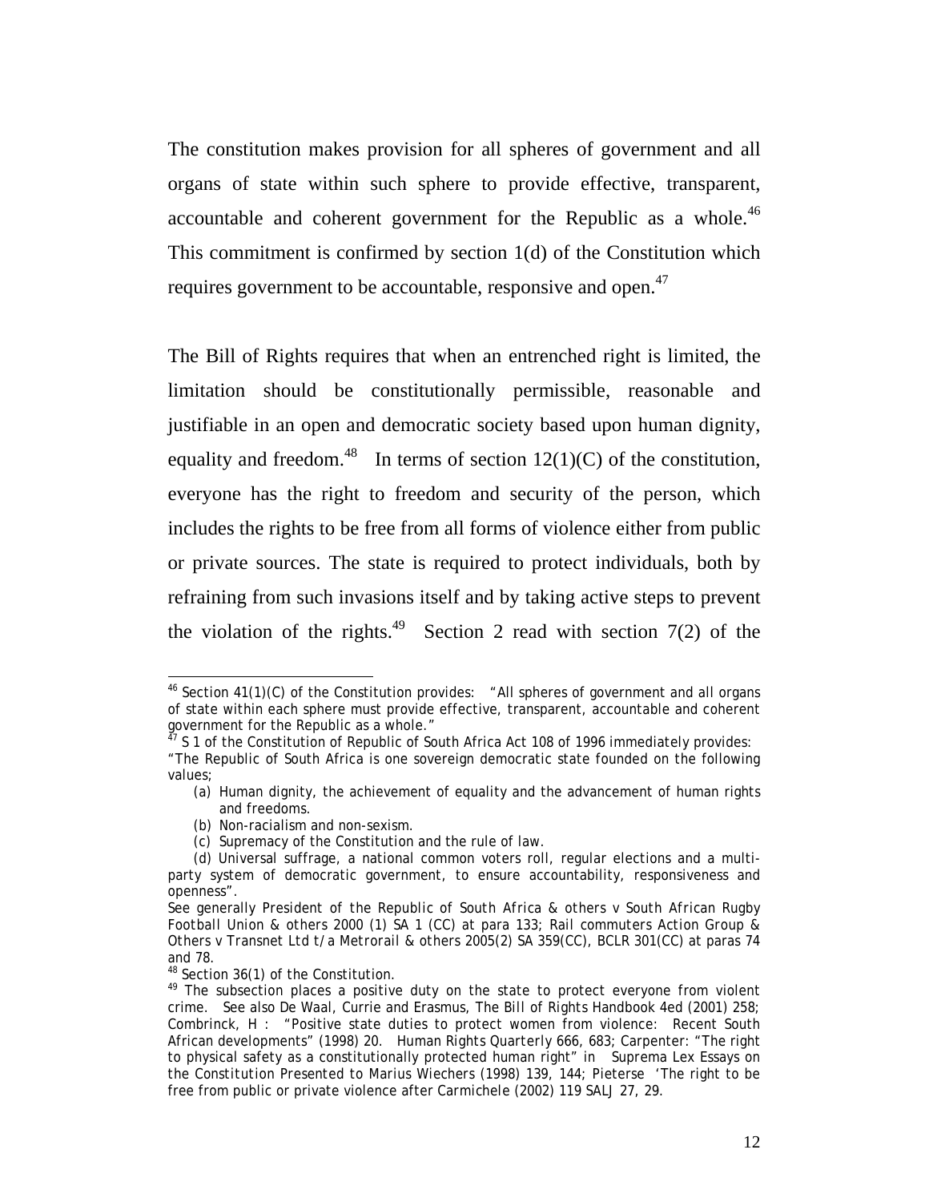The constitution makes provision for all spheres of government and all organs of state within such sphere to provide effective, transparent, accountable and coherent government for the Republic as a whole.[46] This commitment is confirmed by section 1(d) of the Constitution which requires government to be accountable, responsive and open.[47]

The Bill of Rights requires that when an entrenched right is limited, the limitation should be constitutionally permissible, reasonable and justifiable in an open and democratic society based upon human dignity, equality and freedom.[48] In terms of section 12(1)(C) of the constitution, everyone has the right to freedom and security of the person, which includes the rights to be free from all forms of violence either from public or private sources. The state is required to protect individuals, both by refraining from such invasions itself and by taking active steps to prevent the violation of the rights.[49] Section 2 read with section 7(2) of the

---

[46] Section 41(1)(C) of the Constitution provides: "All spheres of government and all organs of state within each sphere must provide effective, transparent, accountable and coherent government for the Republic as a whole."

[47] S 1 of the Constitution of Republic of South Africa Act 108 of 1996 immediately provides: "The Republic of South Africa is one sovereign democratic state founded on the following values;

(a) Human dignity, the achievement of equality and the advancement of human rights and freedoms.
(b) Non-racialism and non-sexism.
(c) Supremacy of the Constitution and the rule of law.
(d) Universal suffrage, a national common voters roll, regular elections and a multi-party system of democratic government, to ensure accountability, responsiveness and openness".

See generally *President of the Republic of South Africa & others v South African Rugby Football Union & others* 2000 (1) SA 1 (CC) at para 133; *Rail commuters Action Group & Others v Transnet Ltd t/a Metrorail & others* 2005(2) SA 359(CC), BCLR 301(CC) at paras 74 and 78.

[48] Section 36(1) of the Constitution.

[49] The subsection places a positive duty on the state to protect everyone from violent crime. See also De Waal, Currie and Erasmus, *The Bill of Rights Handbook* 4ed (2001) 258; Combrinck, H : "Positive state duties to protect women from violence: Recent South African developments" (1998) 20. *Human Rights Quarterly* 666, 683; Carpenter: "The right to physical safety as a constitutionally protected human right" in *Suprema Lex Essays on the Constitution Presented to Marius Wiechers* (1998) 139, 144; Pieterse 'The right to be free from public or private violence after Carmichele (2002) 119 SALJ 27, 29.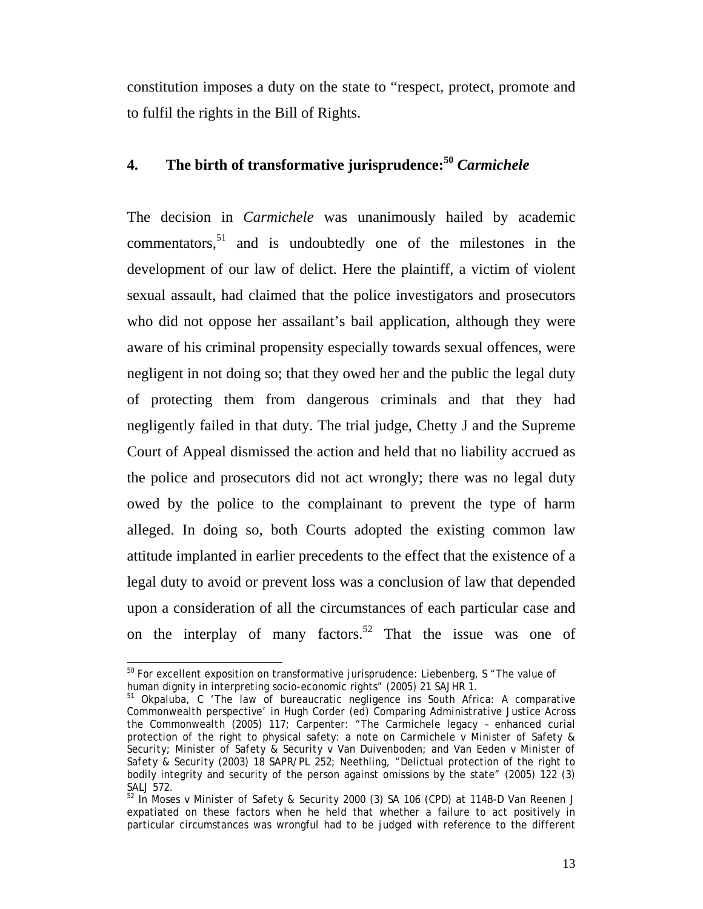constitution imposes a duty on the state to "respect, protect, promote and to fulfil the rights in the Bill of Rights.

## 4. The birth of transformative jurisprudence:[50] *Carmichele*

The decision in *Carmichele* was unanimously hailed by academic commentators,[51] and is undoubtedly one of the milestones in the development of our law of delict. Here the plaintiff, a victim of violent sexual assault, had claimed that the police investigators and prosecutors who did not oppose her assailant's bail application, although they were aware of his criminal propensity especially towards sexual offences, were negligent in not doing so; that they owed her and the public the legal duty of protecting them from dangerous criminals and that they had negligently failed in that duty. The trial judge, Chetty J and the Supreme Court of Appeal dismissed the action and held that no liability accrued as the police and prosecutors did not act wrongly; there was no legal duty owed by the police to the complainant to prevent the type of harm alleged. In doing so, both Courts adopted the existing common law attitude implanted in earlier precedents to the effect that the existence of a legal duty to avoid or prevent loss was a conclusion of law that depended upon a consideration of all the circumstances of each particular case and on the interplay of many factors.[52] That the issue was one of

---

[50] For excellent exposition on transformative jurisprudence: Liebenberg, S "The value of human dignity in interpreting socio-economic rights" (2005) 21 *SAJHR* 1.

[51] Okpaluba, C 'The law of bureaucratic negligence ins South Africa: A comparative Commonwealth perspective' in Hugh Corder (ed) *Comparing Administrative Justice Across the Commonwealth* (2005) 117; Carpenter: "The Carmichele legacy – enhanced curial protection of the right to physical safety: a note on *Carmichele v Minister of Safety & Security; Minister of Safety & Security v Van Duivenboden*; and *Van Eeden v Minister of Safety & Security* (2003) 18 *SAPR/PL* 252; Neethling, "Delictual protection of the right to bodily integrity and security of the person against omissions by the state" (2005) 122 (3) *SALJ* 572.

[52] In *Moses v Minister of Safety & Security* 2000 (3) SA 106 (CPD) at 114B-D Van Reenen J expatiated on these factors when he held that whether a failure to act positively in particular circumstances was wrongful had to be judged with reference to the different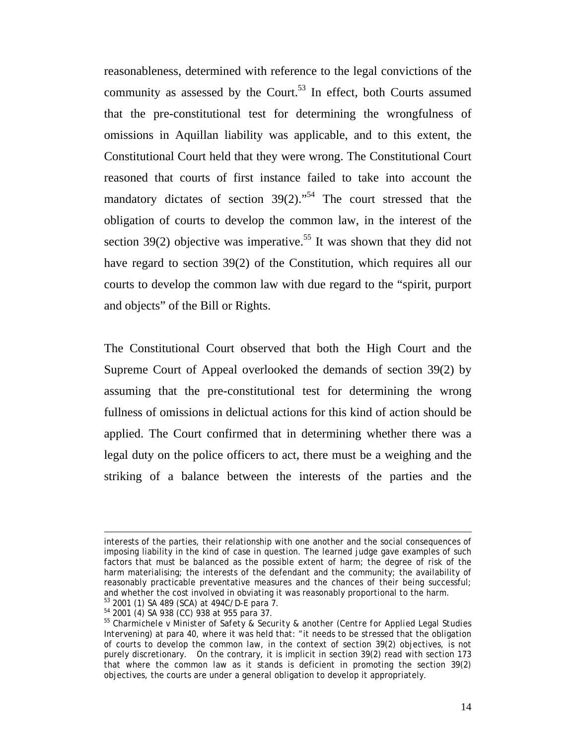reasonableness, determined with reference to the legal convictions of the community as assessed by the Court.[53] In effect, both Courts assumed that the pre-constitutional test for determining the wrongfulness of omissions in Aquillan liability was applicable, and to this extent, the Constitutional Court held that they were wrong. The Constitutional Court reasoned that courts of first instance failed to take into account the mandatory dictates of section 39(2)."[54] The court stressed that the obligation of courts to develop the common law, in the interest of the section 39(2) objective was imperative.[55] It was shown that they did not have regard to section 39(2) of the Constitution, which requires all our courts to develop the common law with due regard to the "spirit, purport and objects" of the Bill or Rights.

The Constitutional Court observed that both the High Court and the Supreme Court of Appeal overlooked the demands of section 39(2) by assuming that the pre-constitutional test for determining the wrong fullness of omissions in delictual actions for this kind of action should be applied. The Court confirmed that in determining whether there was a legal duty on the police officers to act, there must be a weighing and the striking of a balance between the interests of the parties and the

---

interests of the parties, their relationship with one another and the social consequences of imposing liability in the kind of case in question. The learned judge gave examples of such factors that must be balanced as the possible extent of harm; the degree of risk of the harm materialising; the interests of the defendant and the community; the availability of reasonably practicable preventative measures and the chances of their being successful; and whether the cost involved in obviating it was reasonably proportional to the harm.

[53] 2001 (1) SA 489 (SCA) at 494C/D-E para 7.

[54] 2001 (4) SA 938 (CC) 938 at 955 para 37.

[55] *Charmichele v Minister of Safety & Security & another (Centre for Applied Legal Studies Intervening)* at para 40, where it was held that: "it needs to be stressed that the obligation of courts to develop the common law, in the context of section 39(2) objectives, is not purely discretionary. On the contrary, it is implicit in section 39(2) read with section 173 that where the common law as it stands is deficient in promoting the section 39(2) objectives, the courts are under a general obligation to develop it appropriately.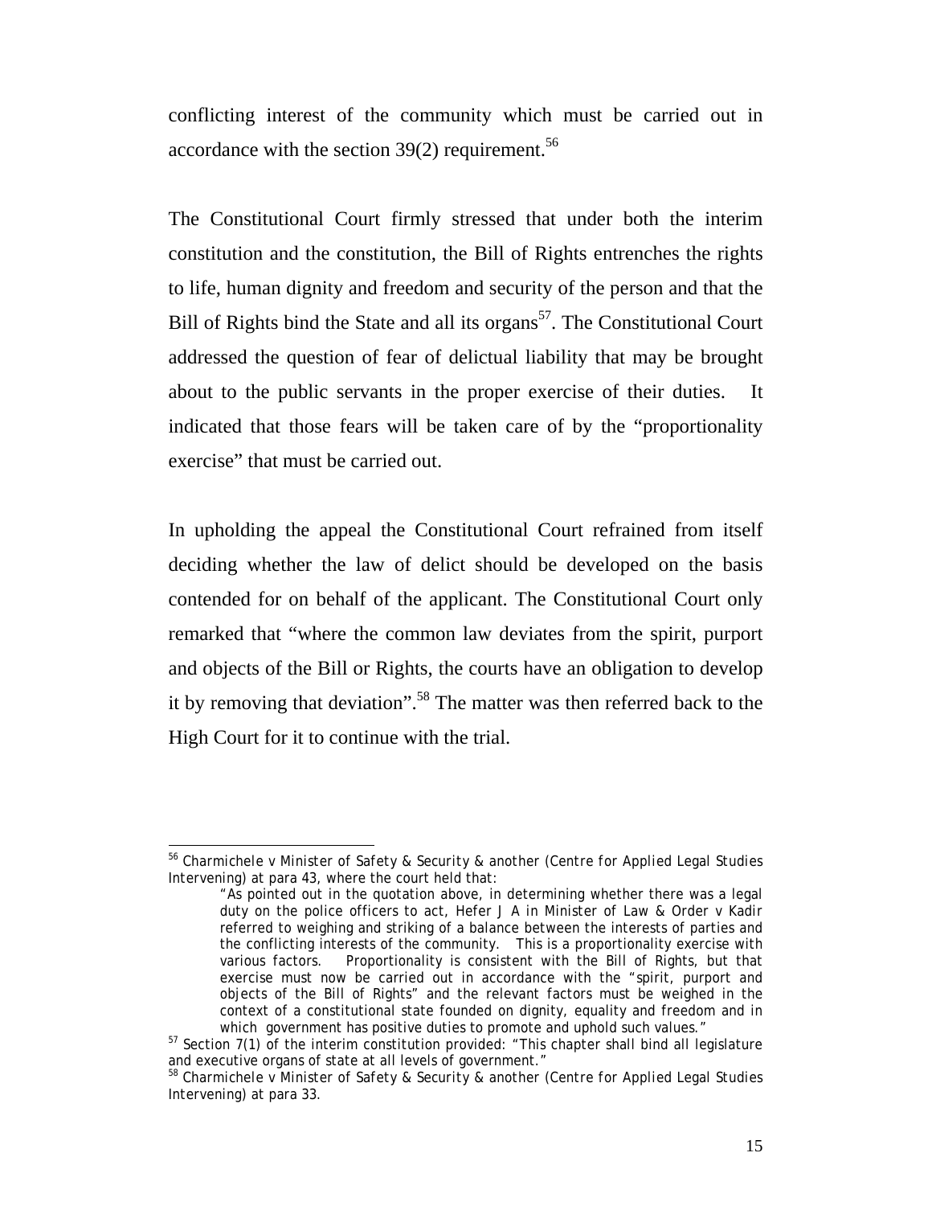conflicting interest of the community which must be carried out in accordance with the section 39(2) requirement.[56]

The Constitutional Court firmly stressed that under both the interim constitution and the constitution, the Bill of Rights entrenches the rights to life, human dignity and freedom and security of the person and that the Bill of Rights bind the State and all its organs[57]. The Constitutional Court addressed the question of fear of delictual liability that may be brought about to the public servants in the proper exercise of their duties. It indicated that those fears will be taken care of by the "proportionality exercise" that must be carried out.

In upholding the appeal the Constitutional Court refrained from itself deciding whether the law of delict should be developed on the basis contended for on behalf of the applicant. The Constitutional Court only remarked that "where the common law deviates from the spirit, purport and objects of the Bill or Rights, the courts have an obligation to develop it by removing that deviation".[58] The matter was then referred back to the High Court for it to continue with the trial.

---

[56] *Charmichele v Minister of Safety & Security & another (Centre for Applied Legal Studies Intervening)* at para 43, where the court held that:

> "As pointed out in the quotation above, in determining whether there was a legal duty on the police officers to act, Hefer J A in *Minister of Law & Order v Kadir* referred to weighing and striking of a balance between the interests of parties and the conflicting interests of the community. This is a proportionality exercise with various factors. Proportionality is consistent with the Bill of Rights, but that exercise must now be carried out in accordance with the "spirit, purport and objects of the Bill of Rights" and the relevant factors must be weighed in the context of a constitutional state founded on dignity, equality and freedom and in which government has positive duties to promote and uphold such values."

[57] Section 7(1) of the interim constitution provided: "This chapter shall bind all legislature and executive organs of state at all levels of government."

[58] *Charmichele v Minister of Safety & Security & another (Centre for Applied Legal Studies Intervening)* at para 33.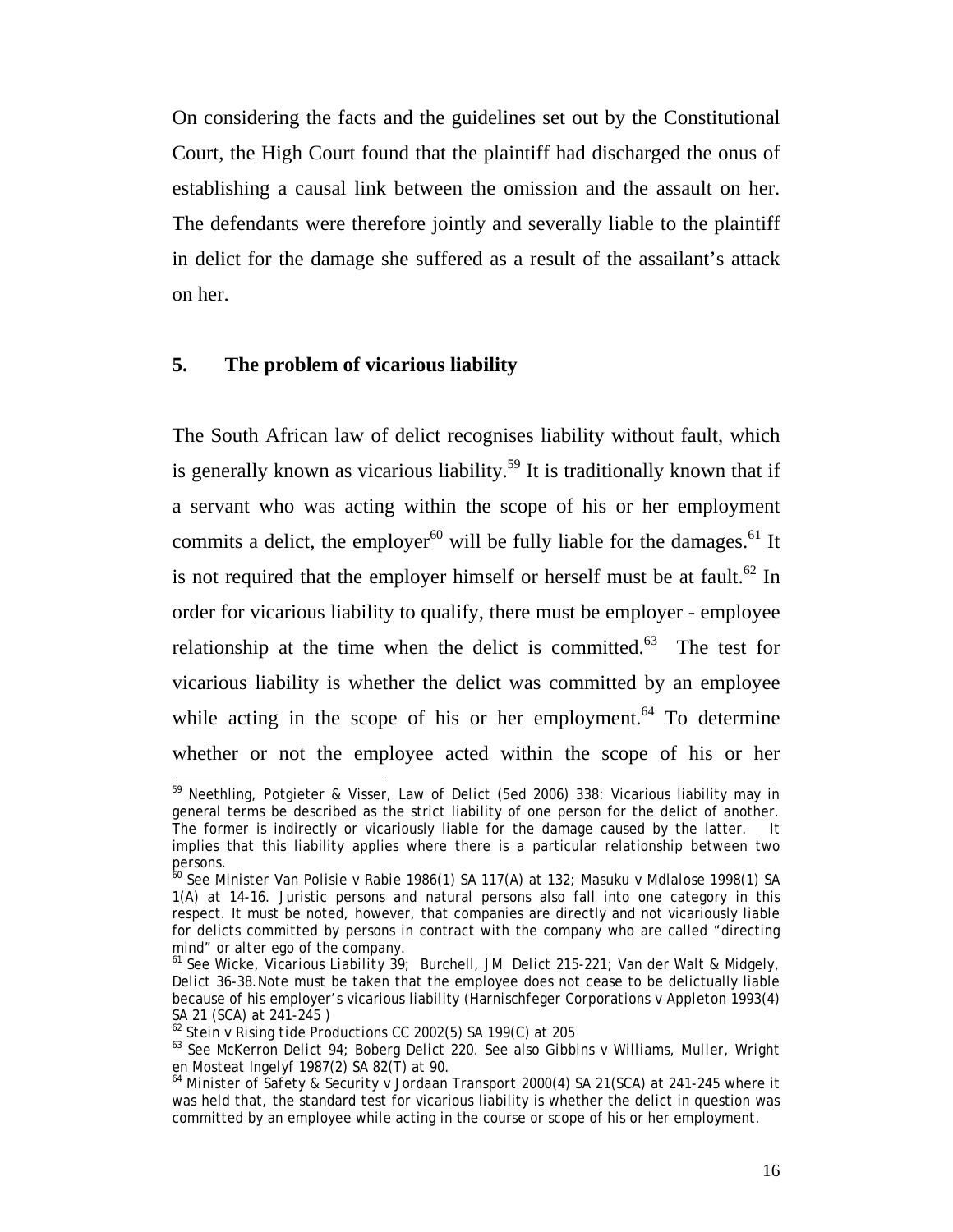On considering the facts and the guidelines set out by the Constitutional Court, the High Court found that the plaintiff had discharged the onus of establishing a causal link between the omission and the assault on her. The defendants were therefore jointly and severally liable to the plaintiff in delict for the damage she suffered as a result of the assailant's attack on her.

## 5. The problem of vicarious liability

The South African law of delict recognises liability without fault, which is generally known as vicarious liability.[59] It is traditionally known that if a servant who was acting within the scope of his or her employment commits a delict, the employer[60] will be fully liable for the damages.[61] It is not required that the employer himself or herself must be at fault.[62] In order for vicarious liability to qualify, there must be employer - employee relationship at the time when the delict is committed.[63] The test for vicarious liability is whether the delict was committed by an employee while acting in the scope of his or her employment.[64] To determine whether or not the employee acted within the scope of his or her

---

[59] Neethling, Potgieter & Visser, *Law of Delict* (5ed 2006) 338: Vicarious liability may in general terms be described as the strict liability of one person for the delict of another. The former is indirectly or vicariously liable for the damage caused by the latter. It implies that this liability applies where there is a particular relationship between two persons.

[60] See *Minister Van Polisie v Rabie* 1986(1) SA 117(A) at 132; *Masuku v Mdlalose* 1998(1) SA 1(A) at 14-16. Juristic persons and natural persons also fall into one category in this respect. It must be noted, however, that companies are directly and not vicariously liable for delicts committed by persons in contract with the company who are called "directing mind" or *alter ego* of the company.

[61] See Wicke, *Vicarious Liability* 39; Burchell, JM *Delict* 215-221; Van der Walt & Midgely, *Delict* 36-38.Note must be taken that the employee does not cease to be delictually liable because of his employer's vicarious liability (*Harnischfeger Corporations v Appleton* 1993(4) SA 21 (SCA) at 241-245 )

[62] *Stein v Rising tide Productions CC* 2002(5) SA 199(C) at 205

[63] See McKerron *Delict* 94; Boberg *Delict* 220. See also *Gibbins v Williams, Muller, Wright en Mosteat Ingelyf* 1987(2) SA 82(T) at 90.

[64] *Minister of Safety & Security v Jordaan Transport* 2000(4) SA 21(SCA) at 241-245 where it was held that, the standard test for vicarious liability is whether the delict in question was committed by an employee while acting in the course or scope of his or her employment.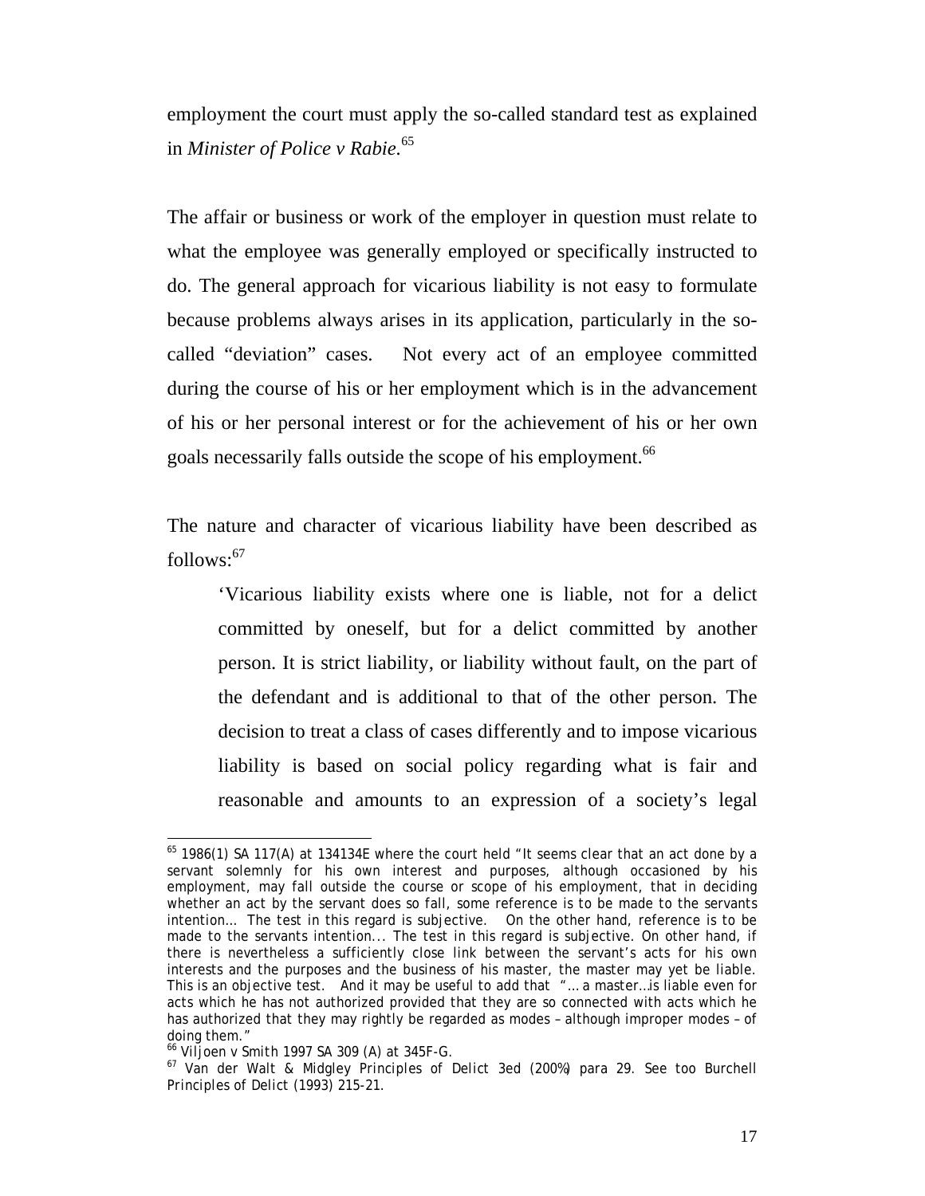employment the court must apply the so-called standard test as explained in *Minister of Police v Rabie.*[65]

The affair or business or work of the employer in question must relate to what the employee was generally employed or specifically instructed to do. The general approach for vicarious liability is not easy to formulate because problems always arises in its application, particularly in the so-called "deviation" cases. Not every act of an employee committed during the course of his or her employment which is in the advancement of his or her personal interest or for the achievement of his or her own goals necessarily falls outside the scope of his employment.[66]

The nature and character of vicarious liability have been described as follows:[67]

> 'Vicarious liability exists where one is liable, not for a delict committed by oneself, but for a delict committed by another person. It is strict liability, or liability without fault, on the part of the defendant and is additional to that of the other person. The decision to treat a class of cases differently and to impose vicarious liability is based on social policy regarding what is fair and reasonable and amounts to an expression of a society's legal

---

[65] 1986(1) SA 117(A) at 134134E where the court held "It seems clear that an act done by a servant solemnly for his own interest and purposes, although occasioned by his employment, may fall outside the course or scope of his employment, that in deciding whether an act by the servant does so fall, some reference is to be made to the servants intention… The test in this regard is subjective. On the other hand, reference is to be made to the servants intention... The test in this regard is subjective. On other hand, if there is nevertheless a sufficiently close link between the servant's acts for his own interests and the purposes and the business of his master, the master may yet be liable. This is an objective test. And it may be useful to add that "… a master…is liable even for acts which he has not authorized provided that they are so connected with acts which he has authorized that they may rightly be regarded as modes – although improper modes – of doing them."

[66] *Viljoen v Smith* 1997 SA 309 (A) at 345F-G.

[67] Van der Walt & Midgley *Principles of Delict* 3ed (200%) para 29. See too Burchell *Principles of Delict* (1993) 215-21.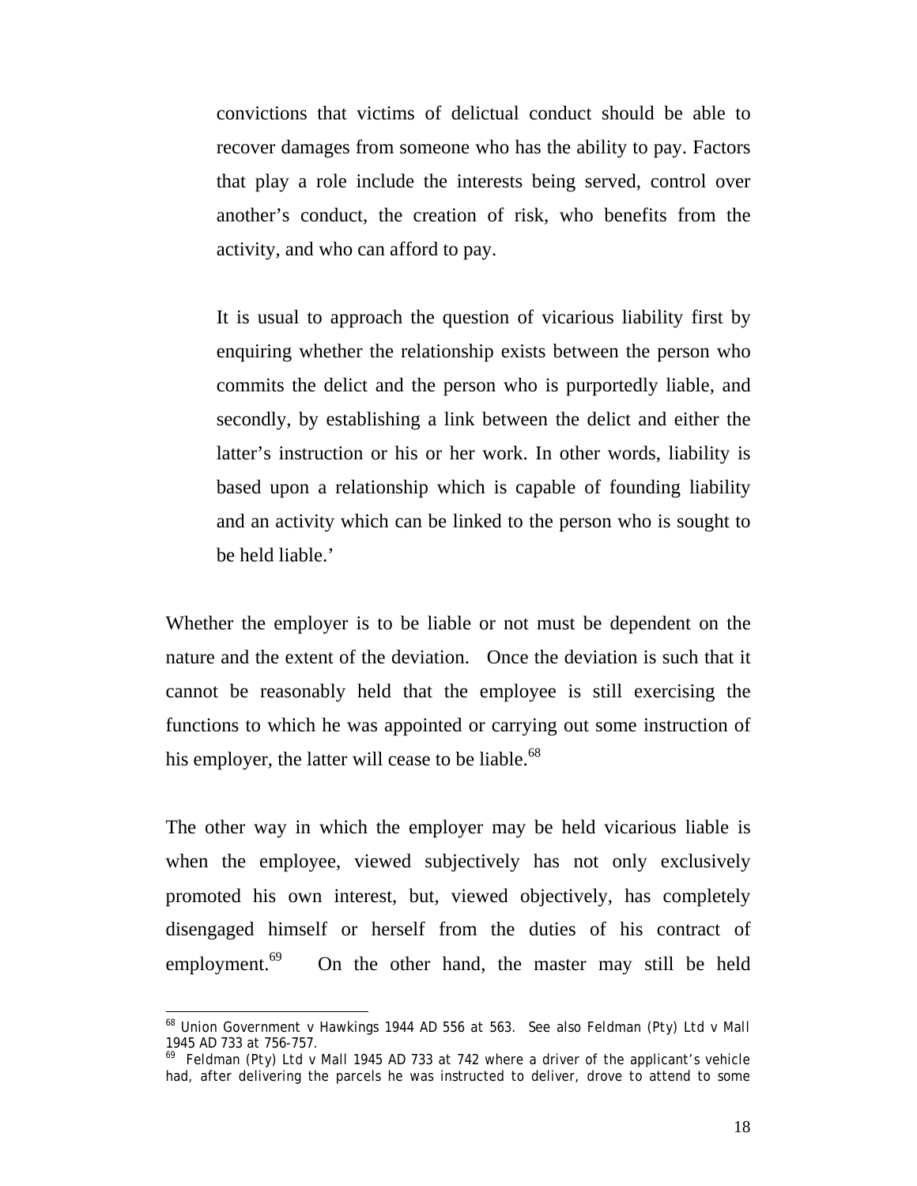convictions that victims of delictual conduct should be able to recover damages from someone who has the ability to pay. Factors that play a role include the interests being served, control over another's conduct, the creation of risk, who benefits from the activity, and who can afford to pay.

It is usual to approach the question of vicarious liability first by enquiring whether the relationship exists between the person who commits the delict and the person who is purportedly liable, and secondly, by establishing a link between the delict and either the latter's instruction or his or her work. In other words, liability is based upon a relationship which is capable of founding liability and an activity which can be linked to the person who is sought to be held liable.'

Whether the employer is to be liable or not must be dependent on the nature and the extent of the deviation. Once the deviation is such that it cannot be reasonably held that the employee is still exercising the functions to which he was appointed or carrying out some instruction of his employer, the latter will cease to be liable.[68]

The other way in which the employer may be held vicarious liable is when the employee, viewed subjectively has not only exclusively promoted his own interest, but, viewed objectively, has completely disengaged himself or herself from the duties of his contract of employment.[69] On the other hand, the master may still be held

---

[68] *Union Government v Hawkings* 1944 AD 556 at 563. See also *Feldman (Pty) Ltd v Mall* 1945 AD 733 at 756-757.

[69] *Feldman (Pty) Ltd v Mall* 1945 AD 733 at 742 where a driver of the applicant's vehicle had, after delivering the parcels he was instructed to deliver, drove to attend to some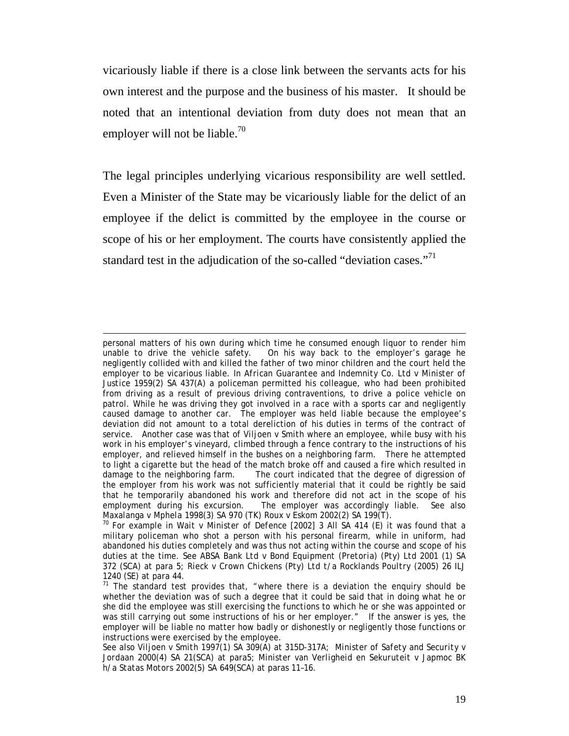vicariously liable if there is a close link between the servants acts for his own interest and the purpose and the business of his master. It should be noted that an intentional deviation from duty does not mean that an employer will not be liable.[70]

The legal principles underlying vicarious responsibility are well settled. Even a Minister of the State may be vicariously liable for the delict of an employee if the delict is committed by the employee in the course or scope of his or her employment. The courts have consistently applied the standard test in the adjudication of the so-called "deviation cases."[71]

---

personal matters of his own during which time he consumed enough liquor to render him unable to drive the vehicle safety. On his way back to the employer's garage he negligently collided with and killed the father of two minor children and the court held the employer to be vicarious liable. In *African Guarantee and Indemnity Co. Ltd v Minister of Justice* 1959(2) SA 437(A) a policeman permitted his colleague, who had been prohibited from driving as a result of previous driving contraventions, to drive a police vehicle on patrol. While he was driving they got involved in a race with a sports car and negligently caused damage to another car. The employer was held liable because the employee's deviation did not amount to a total dereliction of his duties in terms of the contract of service. Another case was that of *Viljoen v Smith* where an employee, while busy with his work in his employer's vineyard, climbed through a fence contrary to the instructions of his employer, and relieved himself in the bushes on a neighboring farm. There he attempted to light a cigarette but the head of the match broke off and caused a fire which resulted in damage to the neighboring farm. The court indicated that the degree of digression of the employer from his work was not sufficiently material that it could be rightly be said that he temporarily abandoned his work and therefore did not act in the scope of his employment during his excursion. The employer was accordingly liable. See also *Maxalanga v Mphela* 1998(3) SA 970 (TK) *Roux v Eskom* 2002(2) SA 199(T).

[70] For example in *Wait v Minister of Defence* [2002] 3 All SA 414 (E) it was found that a military policeman who shot a person with his personal firearm, while in uniform, had abandoned his duties completely and was thus not acting within the course and scope of his duties at the time. See *ABSA Bank Ltd v Bond Equipment (Pretoria) (Pty) Ltd* 2001 (1) SA 372 (SCA) at para 5; *Rieck v Crown Chickens (Pty) Ltd t/a Rocklands Poultry* (2005) 26 ILJ 1240 (SE) at para 44.

[71] The standard test provides that, "where there is a deviation the enquiry should be whether the deviation was of such a degree that it could be said that in doing what he or she did the employee was still exercising the functions to which he or she was appointed or was still carrying out some instructions of his or her employer." If the answer is yes, the employer will be liable no matter how badly or dishonestly or negligently those functions or instructions were exercised by the employee.

See also *Viljoen v Smith* 1997(1) SA 309(A) at 315D-317A; *Minister of Safety and Security v Jordaan* 2000(4) SA 21(SCA) at para5; *Minister van Verligheid en Sekuruteit v Japmoc BK h/a Statas Motors* 2002(5) SA 649(SCA) at paras 11–16.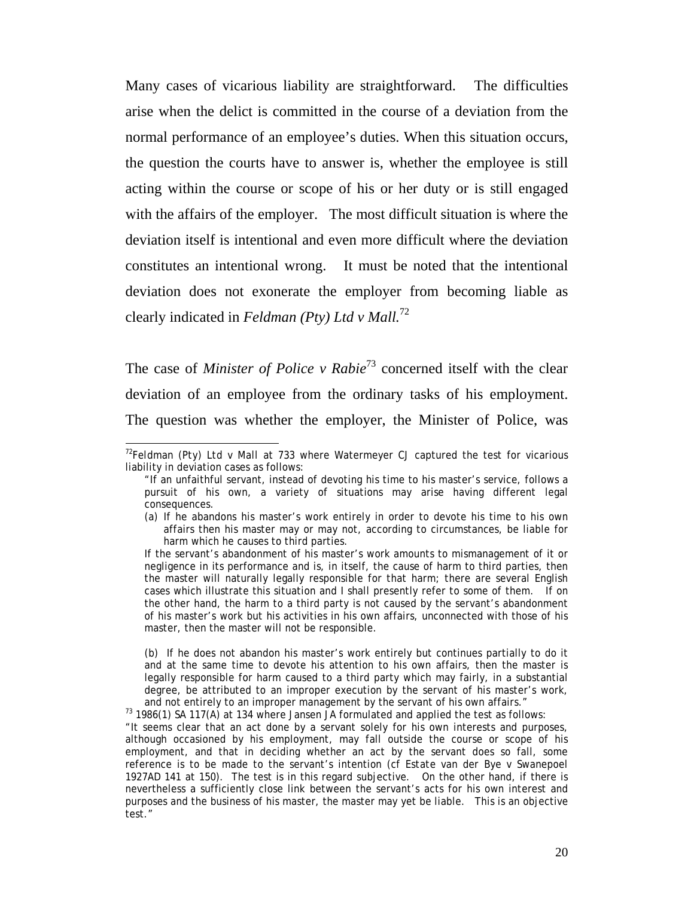Many cases of vicarious liability are straightforward. The difficulties arise when the delict is committed in the course of a deviation from the normal performance of an employee's duties. When this situation occurs, the question the courts have to answer is, whether the employee is still acting within the course or scope of his or her duty or is still engaged with the affairs of the employer. The most difficult situation is where the deviation itself is intentional and even more difficult where the deviation constitutes an intentional wrong. It must be noted that the intentional deviation does not exonerate the employer from becoming liable as clearly indicated in *Feldman (Pty) Ltd v Mall.*[72]

The case of *Minister of Police v Rabie*[73] concerned itself with the clear deviation of an employee from the ordinary tasks of his employment. The question was whether the employer, the Minister of Police, was

---

[72] Feldman (Pty) Ltd v Mall at 733 where Watermeyer CJ captured the test for vicarious liability in deviation cases as follows:

"If an unfaithful servant, instead of devoting his time to his master's service, follows a pursuit of his own, a variety of situations may arise having different legal consequences.

(a) If he abandons his master's work entirely in order to devote his time to his own affairs then his master may or may not, according to circumstances, be liable for harm which he causes to third parties.

If the servant's abandonment of his master's work amounts to mismanagement of it or negligence in its performance and is, in itself, the cause of harm to third parties, then the master will naturally legally responsible for that harm; there are several English cases which illustrate this situation and I shall presently refer to some of them. If on the other hand, the harm to a third party is not caused by the servant's abandonment of his master's work but his activities in his own affairs, unconnected with those of his master, then the master will not be responsible.

(b) If he does not abandon his master's work entirely but continues partially to do it and at the same time to devote his attention to his own affairs, then the master is legally responsible for harm caused to a third party which may fairly, in a substantial degree, be attributed to an improper execution by the servant of his master's work, and not entirely to an improper management by the servant of his own affairs."

[73] 1986(1) SA 117(A) at 134 where Jansen JA formulated and applied the test as follows:

"It seems clear that an act done by a servant solely for his own interests and purposes, although occasioned by his employment, may fall outside the course or scope of his employment, and that in deciding whether an act by the servant does so fall, some reference is to be made to the servant's intention (cf Estate van der Bye v Swanepoel 1927AD 141 at 150). The test is in this regard subjective. On the other hand, if there is nevertheless a sufficiently close link between the servant's acts for his own interest and purposes and the business of his master, the master may yet be liable. This is an objective test."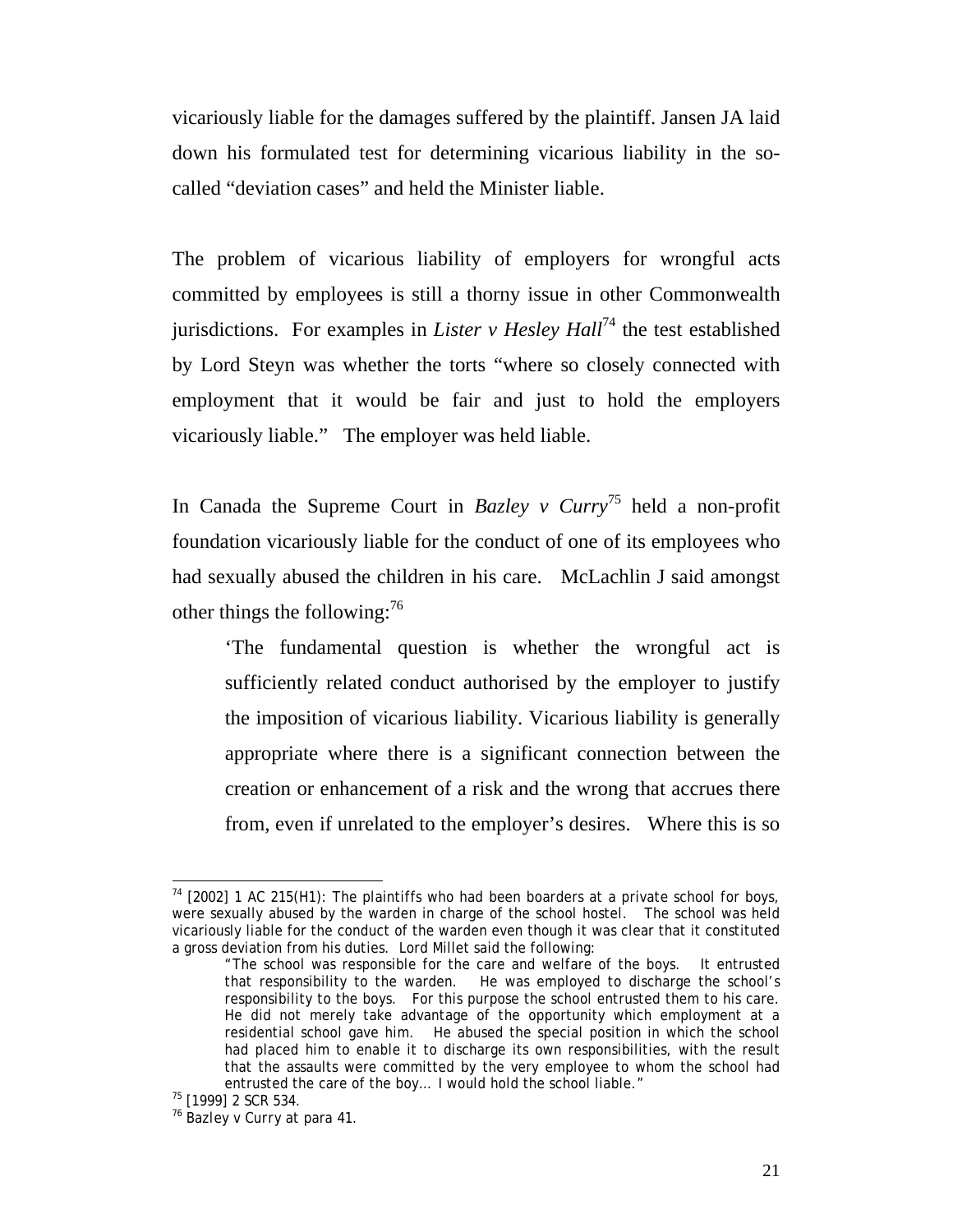vicariously liable for the damages suffered by the plaintiff. Jansen JA laid down his formulated test for determining vicarious liability in the so-called "deviation cases" and held the Minister liable.

The problem of vicarious liability of employers for wrongful acts committed by employees is still a thorny issue in other Commonwealth jurisdictions. For examples in *Lister v Hesley Hall*[74] the test established by Lord Steyn was whether the torts "where so closely connected with employment that it would be fair and just to hold the employers vicariously liable." The employer was held liable.

In Canada the Supreme Court in *Bazley v Curry*[75] held a non-profit foundation vicariously liable for the conduct of one of its employees who had sexually abused the children in his care. McLachlin J said amongst other things the following:[76]

> 'The fundamental question is whether the wrongful act is sufficiently related conduct authorised by the employer to justify the imposition of vicarious liability. Vicarious liability is generally appropriate where there is a significant connection between the creation or enhancement of a risk and the wrong that accrues there from, even if unrelated to the employer's desires. Where this is so

---

[74] [2002] 1 AC 215(H1): The plaintiffs who had been boarders at a private school for boys, were sexually abused by the warden in charge of the school hostel. The school was held vicariously liable for the conduct of the warden even though it was clear that it constituted a gross deviation from his duties. Lord Millet said the following:

> "The school was responsible for the care and welfare of the boys. It entrusted that responsibility to the warden. He was employed to discharge the school's responsibility to the boys. For this purpose the school entrusted them to his care. He did not merely take advantage of the opportunity which employment at a residential school gave him. He abused the special position in which the school had placed him to enable it to discharge its own responsibilities, with the result that the assaults were committed by the very employee to whom the school had entrusted the care of the boy… I would hold the school liable."

[75] [1999] 2 SCR 534.

[76] Bazley v Curry at para 41.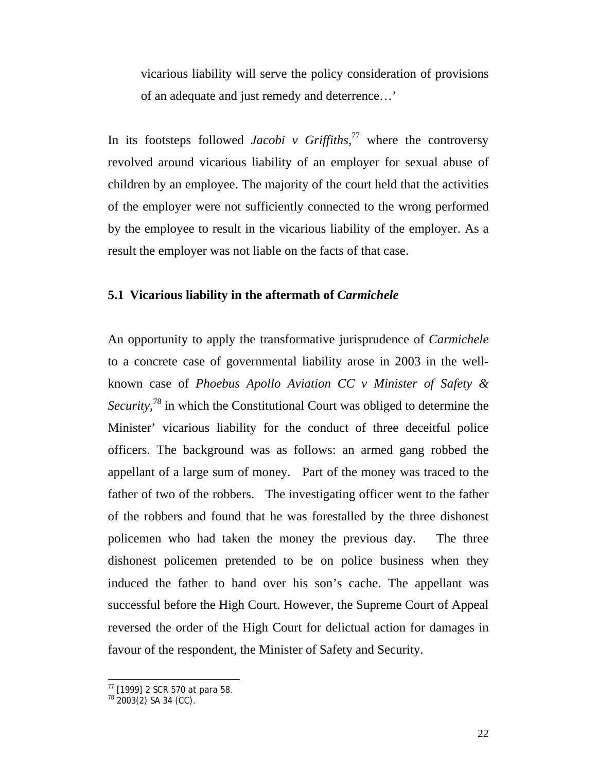> vicarious liability will serve the policy consideration of provisions of an adequate and just remedy and deterrence…'

In its footsteps followed *Jacobi v Griffiths*,[77] where the controversy revolved around vicarious liability of an employer for sexual abuse of children by an employee. The majority of the court held that the activities of the employer were not sufficiently connected to the wrong performed by the employee to result in the vicarious liability of the employer. As a result the employer was not liable on the facts of that case.

### 5.1 Vicarious liability in the aftermath of *Carmichele*

An opportunity to apply the transformative jurisprudence of *Carmichele* to a concrete case of governmental liability arose in 2003 in the well-known case of *Phoebus Apollo Aviation CC v Minister of Safety & Security*,[78] in which the Constitutional Court was obliged to determine the Minister' vicarious liability for the conduct of three deceitful police officers. The background was as follows: an armed gang robbed the appellant of a large sum of money. Part of the money was traced to the father of two of the robbers. The investigating officer went to the father of the robbers and found that he was forestalled by the three dishonest policemen who had taken the money the previous day. The three dishonest policemen pretended to be on police business when they induced the father to hand over his son's cache. The appellant was successful before the High Court. However, the Supreme Court of Appeal reversed the order of the High Court for delictual action for damages in favour of the respondent, the Minister of Safety and Security.

---

[77] [1999] 2 SCR 570 at para 58.

[78] 2003(2) SA 34 (CC).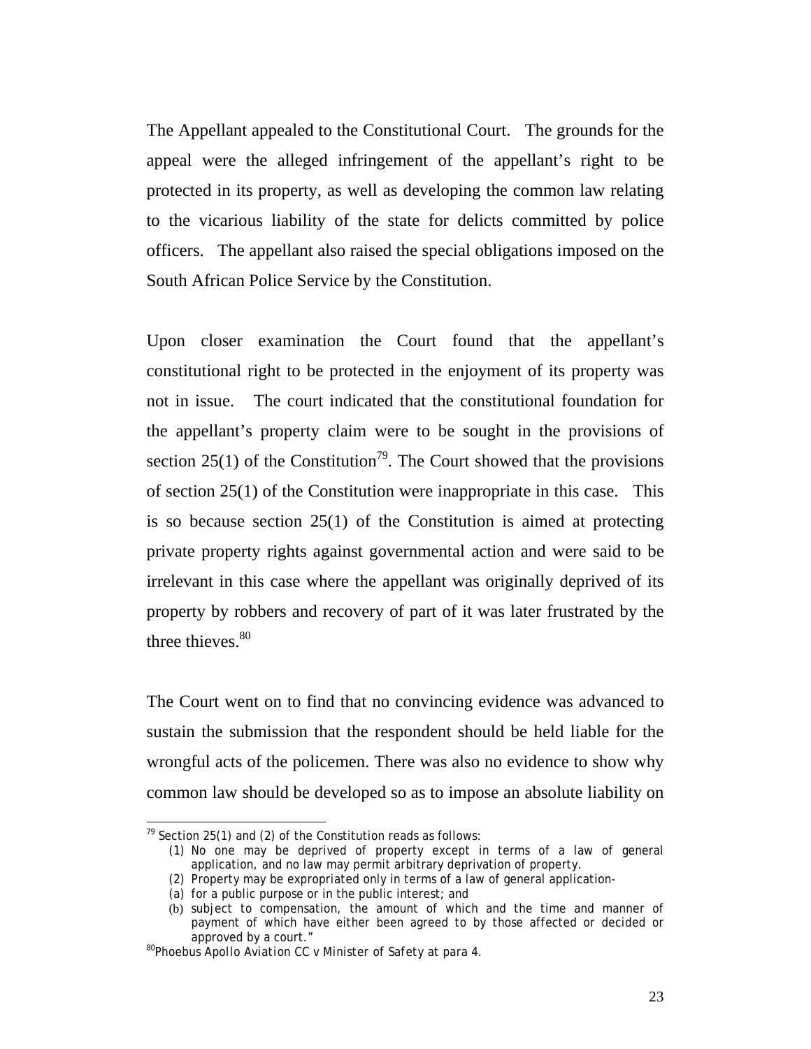The Appellant appealed to the Constitutional Court. The grounds for the appeal were the alleged infringement of the appellant's right to be protected in its property, as well as developing the common law relating to the vicarious liability of the state for delicts committed by police officers. The appellant also raised the special obligations imposed on the South African Police Service by the Constitution.

Upon closer examination the Court found that the appellant's constitutional right to be protected in the enjoyment of its property was not in issue. The court indicated that the constitutional foundation for the appellant's property claim were to be sought in the provisions of section 25(1) of the Constitution[79]. The Court showed that the provisions of section 25(1) of the Constitution were inappropriate in this case. This is so because section 25(1) of the Constitution is aimed at protecting private property rights against governmental action and were said to be irrelevant in this case where the appellant was originally deprived of its property by robbers and recovery of part of it was later frustrated by the three thieves.[80]

The Court went on to find that no convincing evidence was advanced to sustain the submission that the respondent should be held liable for the wrongful acts of the policemen. There was also no evidence to show why common law should be developed so as to impose an absolute liability on

---

[79] Section 25(1) and (2) of the Constitution reads as follows:

(1) No one may be deprived of property except in terms of a law of general application, and no law may permit arbitrary deprivation of property.
(2) Property may be expropriated only in terms of a law of general application-
(a) for a public purpose or in the public interest; and
(b) subject to compensation, the amount of which and the time and manner of payment of which have either been agreed to by those affected or decided or approved by a court."

[80] *Phoebus Apollo Aviation CC v Minister of Safety* at para 4.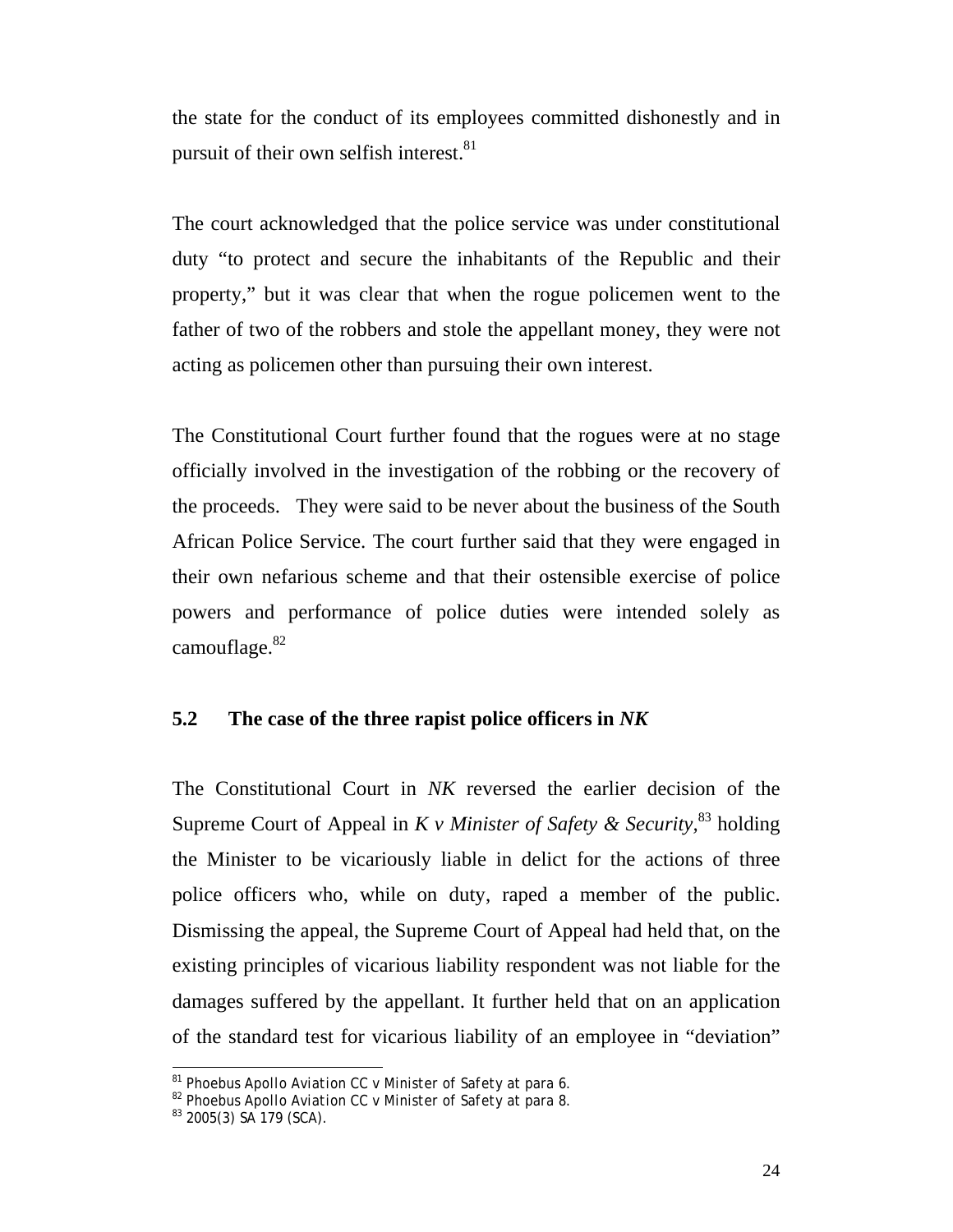the state for the conduct of its employees committed dishonestly and in pursuit of their own selfish interest.[81]

The court acknowledged that the police service was under constitutional duty "to protect and secure the inhabitants of the Republic and their property," but it was clear that when the rogue policemen went to the father of two of the robbers and stole the appellant money, they were not acting as policemen other than pursuing their own interest.

The Constitutional Court further found that the rogues were at no stage officially involved in the investigation of the robbing or the recovery of the proceeds. They were said to be never about the business of the South African Police Service. The court further said that they were engaged in their own nefarious scheme and that their ostensible exercise of police powers and performance of police duties were intended solely as camouflage.[82]

### 5.2 The case of the three rapist police officers in *NK*

The Constitutional Court in *NK* reversed the earlier decision of the Supreme Court of Appeal in *K v Minister of Safety & Security*,[83] holding the Minister to be vicariously liable in delict for the actions of three police officers who, while on duty, raped a member of the public. Dismissing the appeal, the Supreme Court of Appeal had held that, on the existing principles of vicarious liability respondent was not liable for the damages suffered by the appellant. It further held that on an application of the standard test for vicarious liability of an employee in "deviation"

---

[81] *Phoebus Apollo Aviation CC v Minister of Safety* at para 6.

[82] *Phoebus Apollo Aviation CC v Minister of Safety* at para 8.

[83] 2005(3) SA 179 (SCA).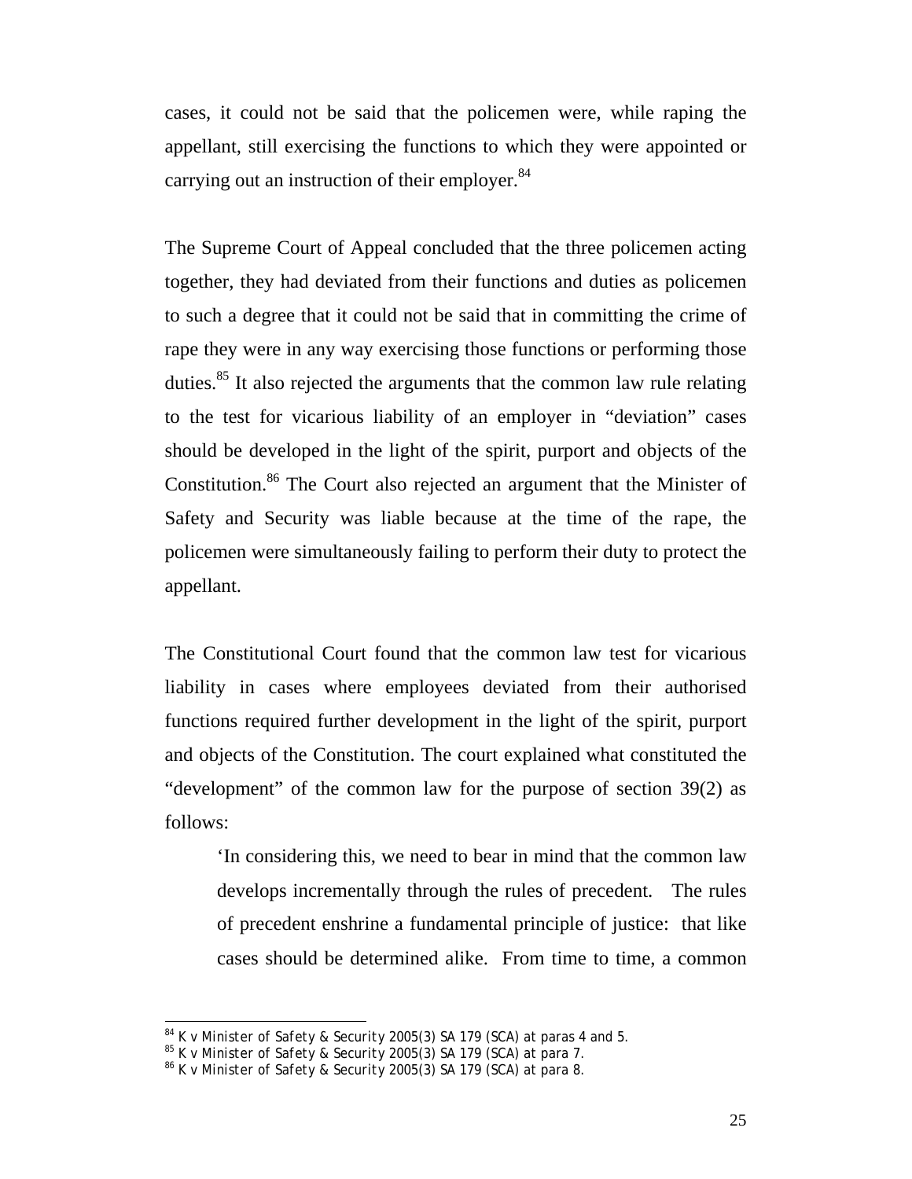cases, it could not be said that the policemen were, while raping the appellant, still exercising the functions to which they were appointed or carrying out an instruction of their employer.[84]

The Supreme Court of Appeal concluded that the three policemen acting together, they had deviated from their functions and duties as policemen to such a degree that it could not be said that in committing the crime of rape they were in any way exercising those functions or performing those duties.[85] It also rejected the arguments that the common law rule relating to the test for vicarious liability of an employer in "deviation" cases should be developed in the light of the spirit, purport and objects of the Constitution.[86] The Court also rejected an argument that the Minister of Safety and Security was liable because at the time of the rape, the policemen were simultaneously failing to perform their duty to protect the appellant.

The Constitutional Court found that the common law test for vicarious liability in cases where employees deviated from their authorised functions required further development in the light of the spirit, purport and objects of the Constitution. The court explained what constituted the "development" of the common law for the purpose of section 39(2) as follows:

> 'In considering this, we need to bear in mind that the common law develops incrementally through the rules of precedent. The rules of precedent enshrine a fundamental principle of justice: that like cases should be determined alike. From time to time, a common

---

[84] *K v Minister of Safety & Security* 2005(3) SA 179 (SCA) at paras 4 and 5.

[85] *K v Minister of Safety & Security* 2005(3) SA 179 (SCA) at para 7.

[86] *K v Minister of Safety & Security* 2005(3) SA 179 (SCA) at para 8.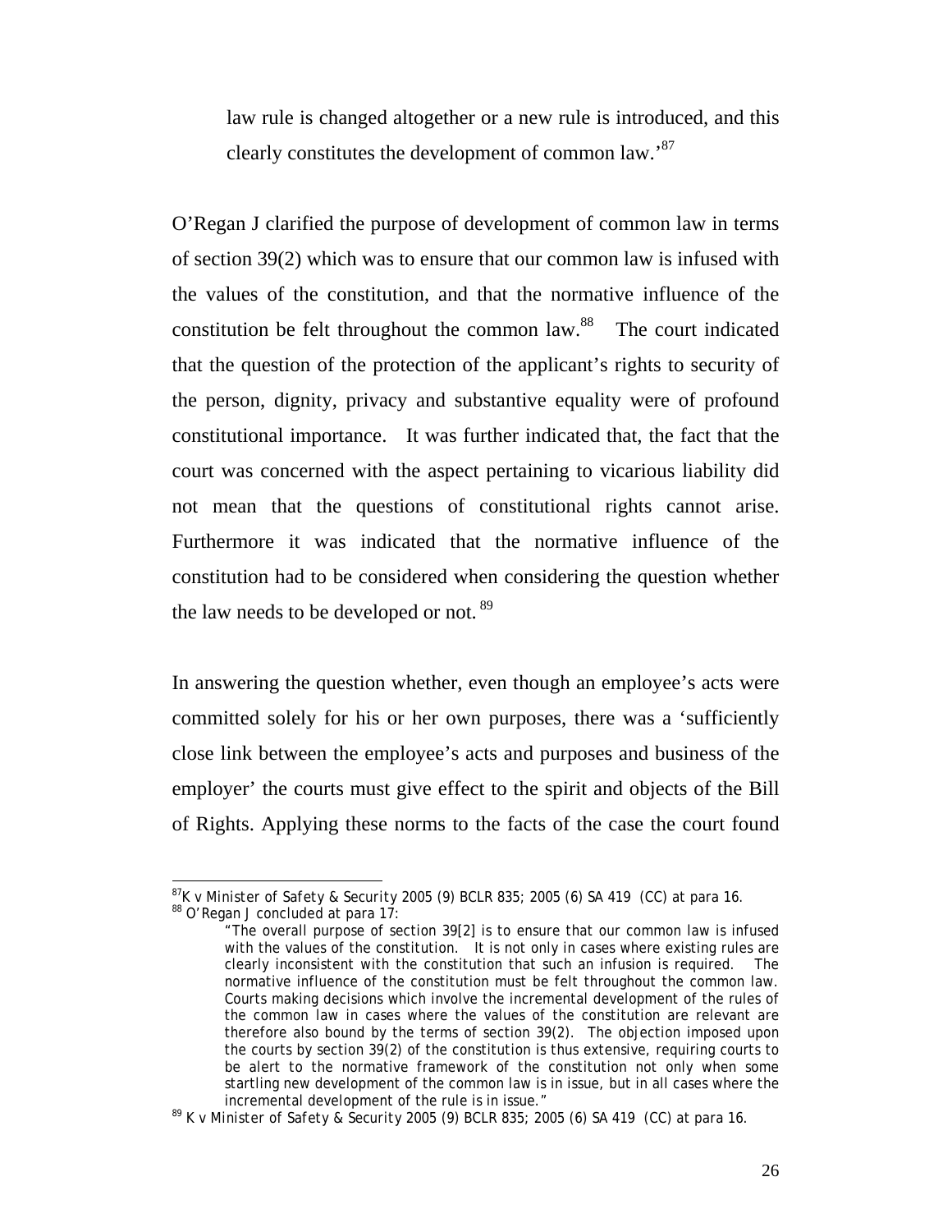law rule is changed altogether or a new rule is introduced, and this clearly constitutes the development of common law.'[87]

O'Regan J clarified the purpose of development of common law in terms of section 39(2) which was to ensure that our common law is infused with the values of the constitution, and that the normative influence of the constitution be felt throughout the common law.[88] The court indicated that the question of the protection of the applicant's rights to security of the person, dignity, privacy and substantive equality were of profound constitutional importance. It was further indicated that, the fact that the court was concerned with the aspect pertaining to vicarious liability did not mean that the questions of constitutional rights cannot arise. Furthermore it was indicated that the normative influence of the constitution had to be considered when considering the question whether the law needs to be developed or not.[89]

In answering the question whether, even though an employee's acts were committed solely for his or her own purposes, there was a 'sufficiently close link between the employee's acts and purposes and business of the employer' the courts must give effect to the spirit and objects of the Bill of Rights. Applying these norms to the facts of the case the court found

---

[87] *K v Minister of Safety & Security* 2005 (9) BCLR 835; 2005 (6) SA 419 (CC) at para 16.

[88] O'Regan J concluded at para 17:

> "The overall purpose of section 39[2] is to ensure that our common law is infused with the values of the constitution. It is not only in cases where existing rules are clearly inconsistent with the constitution that such an infusion is required. The normative influence of the constitution must be felt throughout the common law. Courts making decisions which involve the incremental development of the rules of the common law in cases where the values of the constitution are relevant are therefore also bound by the terms of section 39(2). The objection imposed upon the courts by section 39(2) of the constitution is thus extensive, requiring courts to be alert to the normative framework of the constitution not only when some startling new development of the common law is in issue, but in all cases where the incremental development of the rule is in issue."

[89] *K v Minister of Safety & Security* 2005 (9) BCLR 835; 2005 (6) SA 419 (CC) at para 16.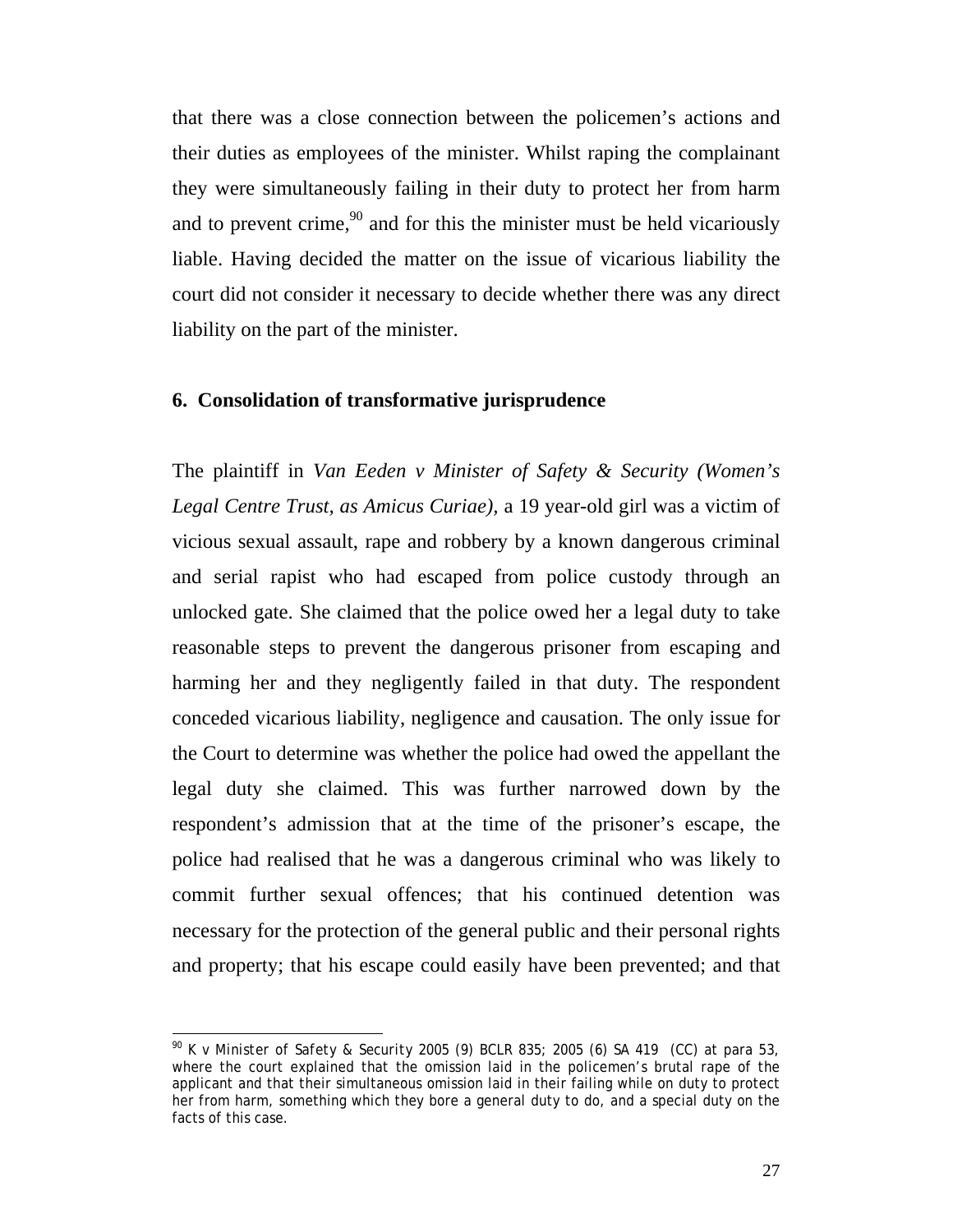that there was a close connection between the policemen's actions and their duties as employees of the minister. Whilst raping the complainant they were simultaneously failing in their duty to protect her from harm and to prevent crime,[90] and for this the minister must be held vicariously liable. Having decided the matter on the issue of vicarious liability the court did not consider it necessary to decide whether there was any direct liability on the part of the minister.

## 6. Consolidation of transformative jurisprudence

The plaintiff in *Van Eeden v Minister of Safety & Security (Women's Legal Centre Trust, as Amicus Curiae)*, a 19 year-old girl was a victim of vicious sexual assault, rape and robbery by a known dangerous criminal and serial rapist who had escaped from police custody through an unlocked gate. She claimed that the police owed her a legal duty to take reasonable steps to prevent the dangerous prisoner from escaping and harming her and they negligently failed in that duty. The respondent conceded vicarious liability, negligence and causation. The only issue for the Court to determine was whether the police had owed the appellant the legal duty she claimed. This was further narrowed down by the respondent's admission that at the time of the prisoner's escape, the police had realised that he was a dangerous criminal who was likely to commit further sexual offences; that his continued detention was necessary for the protection of the general public and their personal rights and property; that his escape could easily have been prevented; and that

---

[90] *K v Minister of Safety & Security* 2005 (9) BCLR 835; 2005 (6) SA 419 (CC) at para 53, where the court explained that the omission laid in the policemen's brutal rape of the applicant and that their simultaneous omission laid in their failing while on duty to protect her from harm, something which they bore a general duty to do, and a special duty on the facts of this case.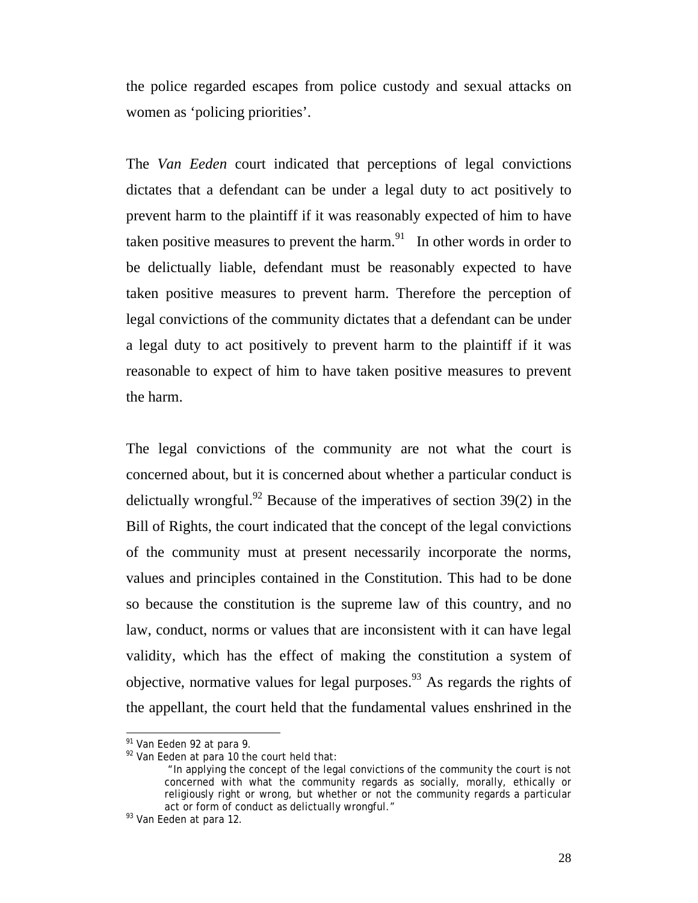the police regarded escapes from police custody and sexual attacks on women as 'policing priorities'.

The *Van Eeden* court indicated that perceptions of legal convictions dictates that a defendant can be under a legal duty to act positively to prevent harm to the plaintiff if it was reasonably expected of him to have taken positive measures to prevent the harm.[91] In other words in order to be delictually liable, defendant must be reasonably expected to have taken positive measures to prevent harm. Therefore the perception of legal convictions of the community dictates that a defendant can be under a legal duty to act positively to prevent harm to the plaintiff if it was reasonable to expect of him to have taken positive measures to prevent the harm.

The legal convictions of the community are not what the court is concerned about, but it is concerned about whether a particular conduct is delictually wrongful.[92] Because of the imperatives of section 39(2) in the Bill of Rights, the court indicated that the concept of the legal convictions of the community must at present necessarily incorporate the norms, values and principles contained in the Constitution. This had to be done so because the constitution is the supreme law of this country, and no law, conduct, norms or values that are inconsistent with it can have legal validity, which has the effect of making the constitution a system of objective, normative values for legal purposes.[93] As regards the rights of the appellant, the court held that the fundamental values enshrined in the

---

[91] Van Eeden 92 at para 9.

[92] Van Eeden at para 10 the court held that:

> "In applying the concept of the legal convictions of the community the court is not concerned with what the community regards as socially, morally, ethically or religiously right or wrong, but whether or not the community regards a particular act or form of conduct as delictually wrongful."

[93] Van Eeden at para 12.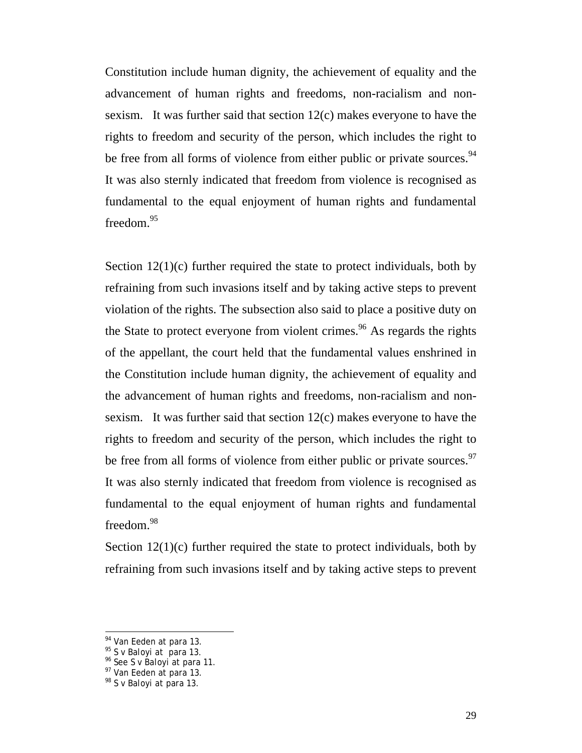Constitution include human dignity, the achievement of equality and the advancement of human rights and freedoms, non-racialism and non-sexism. It was further said that section 12(c) makes everyone to have the rights to freedom and security of the person, which includes the right to be free from all forms of violence from either public or private sources.[94] It was also sternly indicated that freedom from violence is recognised as fundamental to the equal enjoyment of human rights and fundamental freedom.[95]

Section 12(1)(c) further required the state to protect individuals, both by refraining from such invasions itself and by taking active steps to prevent violation of the rights. The subsection also said to place a positive duty on the State to protect everyone from violent crimes.[96] As regards the rights of the appellant, the court held that the fundamental values enshrined in the Constitution include human dignity, the achievement of equality and the advancement of human rights and freedoms, non-racialism and non-sexism. It was further said that section 12(c) makes everyone to have the rights to freedom and security of the person, which includes the right to be free from all forms of violence from either public or private sources.[97] It was also sternly indicated that freedom from violence is recognised as fundamental to the equal enjoyment of human rights and fundamental freedom.[98]

Section 12(1)(c) further required the state to protect individuals, both by refraining from such invasions itself and by taking active steps to prevent

---

[94] Van Eeden at para 13.
[95] S v Baloyi at para 13.
[96] See S v Baloyi at para 11.
[97] Van Eeden at para 13.
[98] S v Baloyi at para 13.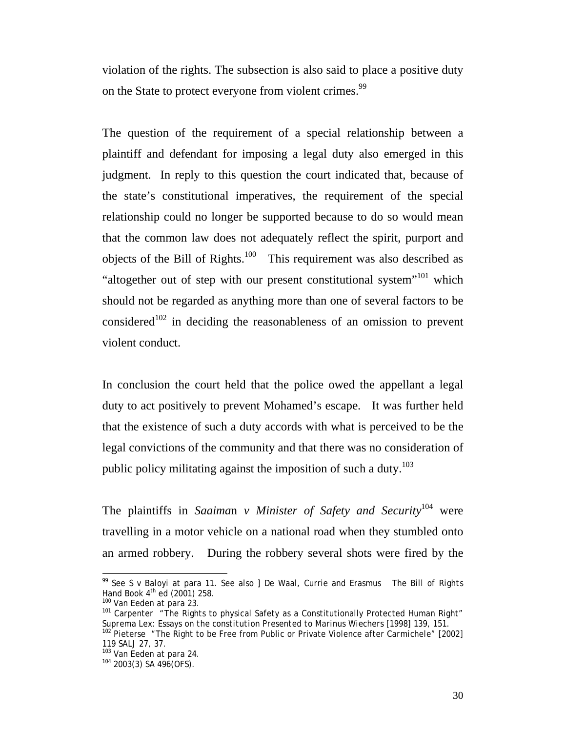violation of the rights. The subsection is also said to place a positive duty on the State to protect everyone from violent crimes.[99]

The question of the requirement of a special relationship between a plaintiff and defendant for imposing a legal duty also emerged in this judgment. In reply to this question the court indicated that, because of the state's constitutional imperatives, the requirement of the special relationship could no longer be supported because to do so would mean that the common law does not adequately reflect the spirit, purport and objects of the Bill of Rights.[100] This requirement was also described as "altogether out of step with our present constitutional system"[101] which should not be regarded as anything more than one of several factors to be considered[102] in deciding the reasonableness of an omission to prevent violent conduct.

In conclusion the court held that the police owed the appellant a legal duty to act positively to prevent Mohamed's escape. It was further held that the existence of such a duty accords with what is perceived to be the legal convictions of the community and that there was no consideration of public policy militating against the imposition of such a duty.[103]

The plaintiffs in *Saaiman v Minister of Safety and Security*[104] were travelling in a motor vehicle on a national road when they stumbled onto an armed robbery. During the robbery several shots were fired by the

---

[99] See S v Baloyi at para 11. See also J De Waal, Currie and Erasmus *The Bill of Rights Hand Book* 4th ed (2001) 258.

[100] Van Eeden at para 23.

[101] Carpenter "The Rights to physical Safety as a Constitutionally Protected Human Right" *Suprema Lex: Essays on the constitution Presented to Marinus Wiechers* [1998] 139, 151.

[102] Pieterse "The Right to be Free from Public or Private Violence after Carmichele" [2002] 119 SALJ 27, 37.

[103] Van Eeden at para 24.

[104] 2003(3) SA 496(OFS).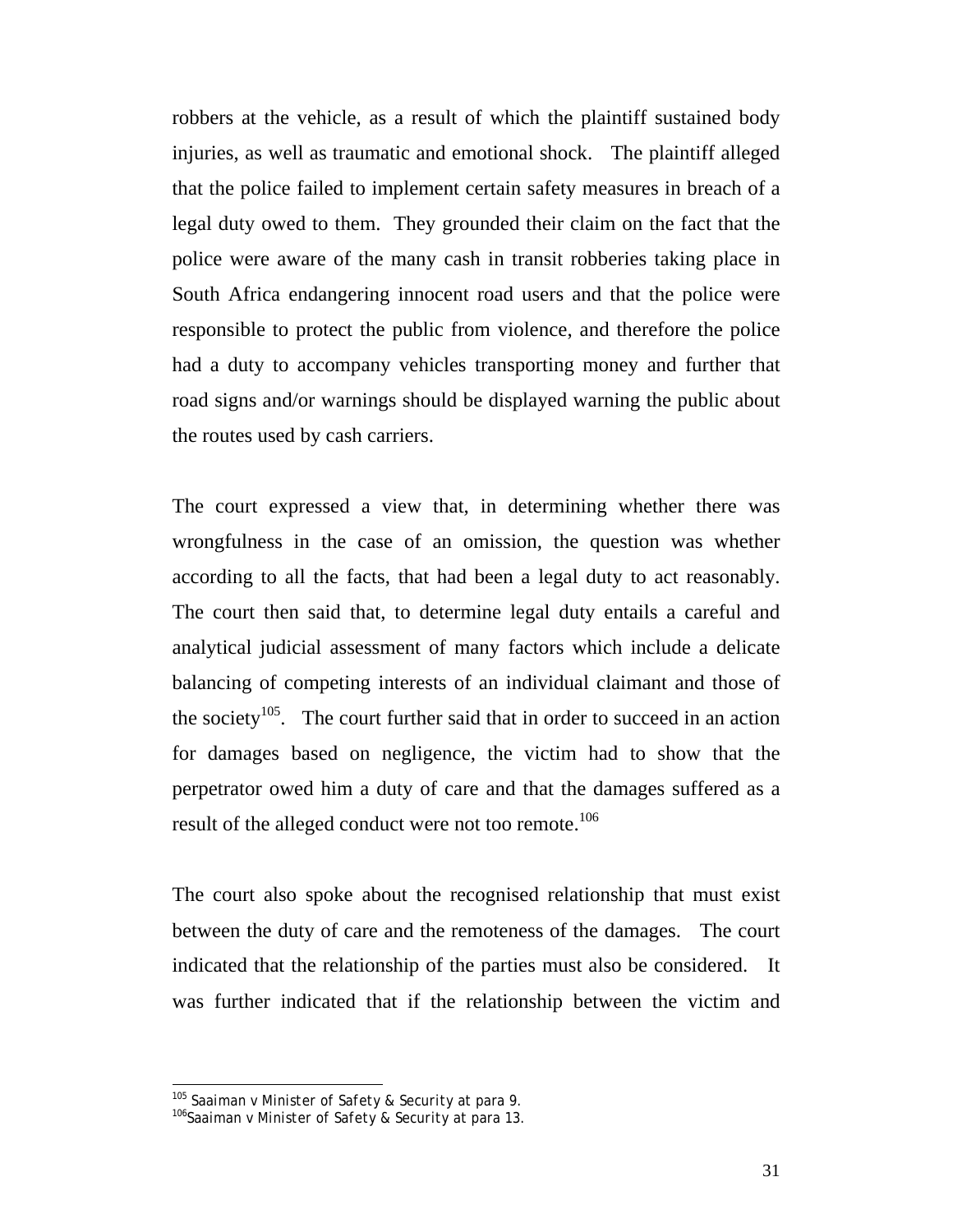robbers at the vehicle, as a result of which the plaintiff sustained body injuries, as well as traumatic and emotional shock. The plaintiff alleged that the police failed to implement certain safety measures in breach of a legal duty owed to them. They grounded their claim on the fact that the police were aware of the many cash in transit robberies taking place in South Africa endangering innocent road users and that the police were responsible to protect the public from violence, and therefore the police had a duty to accompany vehicles transporting money and further that road signs and/or warnings should be displayed warning the public about the routes used by cash carriers.

The court expressed a view that, in determining whether there was wrongfulness in the case of an omission, the question was whether according to all the facts, that had been a legal duty to act reasonably. The court then said that, to determine legal duty entails a careful and analytical judicial assessment of many factors which include a delicate balancing of competing interests of an individual claimant and those of the society[105]. The court further said that in order to succeed in an action for damages based on negligence, the victim had to show that the perpetrator owed him a duty of care and that the damages suffered as a result of the alleged conduct were not too remote.[106]

The court also spoke about the recognised relationship that must exist between the duty of care and the remoteness of the damages. The court indicated that the relationship of the parties must also be considered. It was further indicated that if the relationship between the victim and

---

[105] *Saaiman v Minister of Safety & Security* at para 9.

[106] *Saaiman v Minister of Safety & Security* at para 13.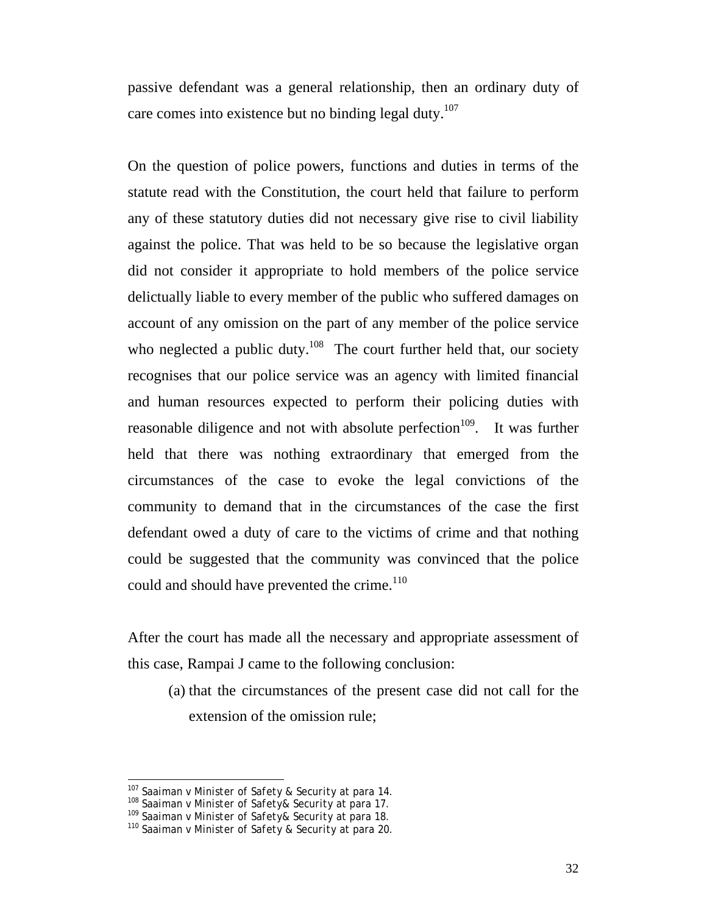passive defendant was a general relationship, then an ordinary duty of care comes into existence but no binding legal duty.[107]

On the question of police powers, functions and duties in terms of the statute read with the Constitution, the court held that failure to perform any of these statutory duties did not necessary give rise to civil liability against the police. That was held to be so because the legislative organ did not consider it appropriate to hold members of the police service delictually liable to every member of the public who suffered damages on account of any omission on the part of any member of the police service who neglected a public duty.[108] The court further held that, our society recognises that our police service was an agency with limited financial and human resources expected to perform their policing duties with reasonable diligence and not with absolute perfection[109]. It was further held that there was nothing extraordinary that emerged from the circumstances of the case to evoke the legal convictions of the community to demand that in the circumstances of the case the first defendant owed a duty of care to the victims of crime and that nothing could be suggested that the community was convinced that the police could and should have prevented the crime.[110]

After the court has made all the necessary and appropriate assessment of this case, Rampai J came to the following conclusion:

(a) that the circumstances of the present case did not call for the extension of the omission rule;

---

[107] Saaiman v Minister of Safety & Security at para 14.
[108] Saaiman v Minister of Safety& Security at para 17.
[109] Saaiman v Minister of Safety& Security at para 18.
[110] Saaiman v Minister of Safety & Security at para 20.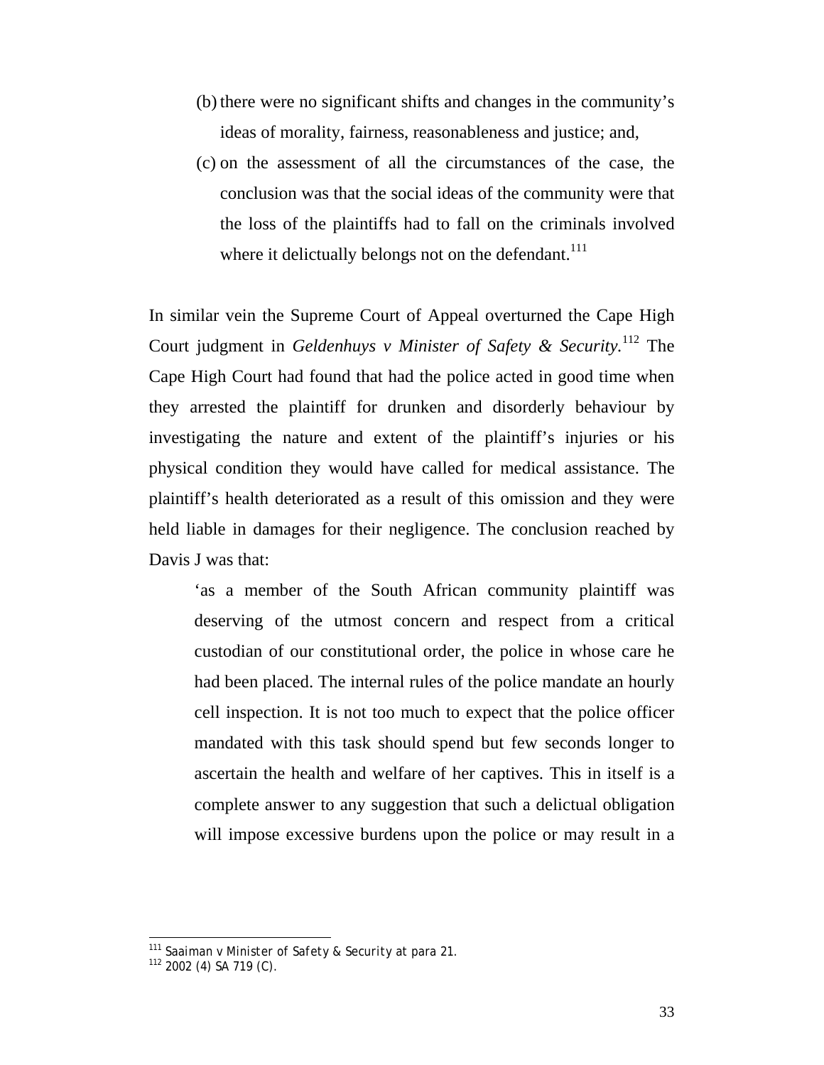(b) there were no significant shifts and changes in the community's ideas of morality, fairness, reasonableness and justice; and,

(c) on the assessment of all the circumstances of the case, the conclusion was that the social ideas of the community were that the loss of the plaintiffs had to fall on the criminals involved where it delictually belongs not on the defendant.[111]

In similar vein the Supreme Court of Appeal overturned the Cape High Court judgment in *Geldenhuys v Minister of Safety & Security.*[112] The Cape High Court had found that had the police acted in good time when they arrested the plaintiff for drunken and disorderly behaviour by investigating the nature and extent of the plaintiff's injuries or his physical condition they would have called for medical assistance. The plaintiff's health deteriorated as a result of this omission and they were held liable in damages for their negligence. The conclusion reached by Davis J was that:

> 'as a member of the South African community plaintiff was deserving of the utmost concern and respect from a critical custodian of our constitutional order, the police in whose care he had been placed. The internal rules of the police mandate an hourly cell inspection. It is not too much to expect that the police officer mandated with this task should spend but few seconds longer to ascertain the health and welfare of her captives. This in itself is a complete answer to any suggestion that such a delictual obligation will impose excessive burdens upon the police or may result in a

---

[111] *Saaiman v Minister of Safety & Security* at para 21.

[112] 2002 (4) SA 719 (C).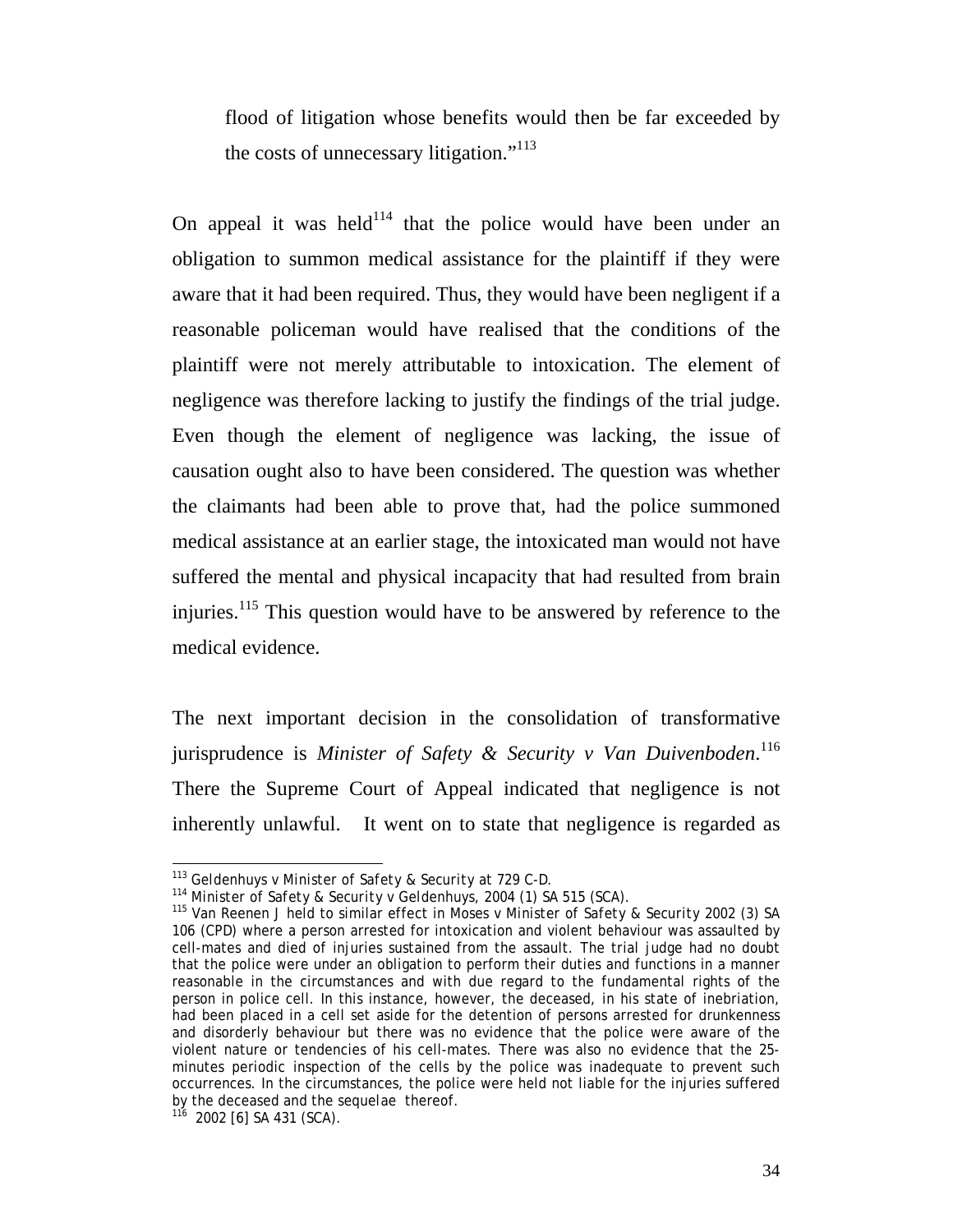> flood of litigation whose benefits would then be far exceeded by the costs of unnecessary litigation."[113]

On appeal it was held[114] that the police would have been under an obligation to summon medical assistance for the plaintiff if they were aware that it had been required. Thus, they would have been negligent if a reasonable policeman would have realised that the conditions of the plaintiff were not merely attributable to intoxication. The element of negligence was therefore lacking to justify the findings of the trial judge. Even though the element of negligence was lacking, the issue of causation ought also to have been considered. The question was whether the claimants had been able to prove that, had the police summoned medical assistance at an earlier stage, the intoxicated man would not have suffered the mental and physical incapacity that had resulted from brain injuries.[115] This question would have to be answered by reference to the medical evidence.

The next important decision in the consolidation of transformative jurisprudence is *Minister of Safety & Security v Van Duivenboden*.[116] There the Supreme Court of Appeal indicated that negligence is not inherently unlawful. It went on to state that negligence is regarded as

---

[113] *Geldenhuys v Minister of Safety & Security* at 729 C-D.

[114] *Minister of Safety & Security v Geldenhuys*, 2004 (1) SA 515 (SCA).

[115] Van Reenen J held to similar effect in *Moses v Minister of Safety & Security* 2002 (3) SA 106 (CPD) where a person arrested for intoxication and violent behaviour was assaulted by cell-mates and died of injuries sustained from the assault. The trial judge had no doubt that the police were under an obligation to perform their duties and functions in a manner reasonable in the circumstances and with due regard to the fundamental rights of the person in police cell. In this instance, however, the deceased, in his state of inebriation, had been placed in a cell set aside for the detention of persons arrested for drunkenness and disorderly behaviour but there was no evidence that the police were aware of the violent nature or tendencies of his cell-mates. There was also no evidence that the 25-minutes periodic inspection of the cells by the police was inadequate to prevent such occurrences. In the circumstances, the police were held not liable for the injuries suffered by the deceased and the *sequelae* thereof.

[116] 2002 [6] SA 431 (SCA).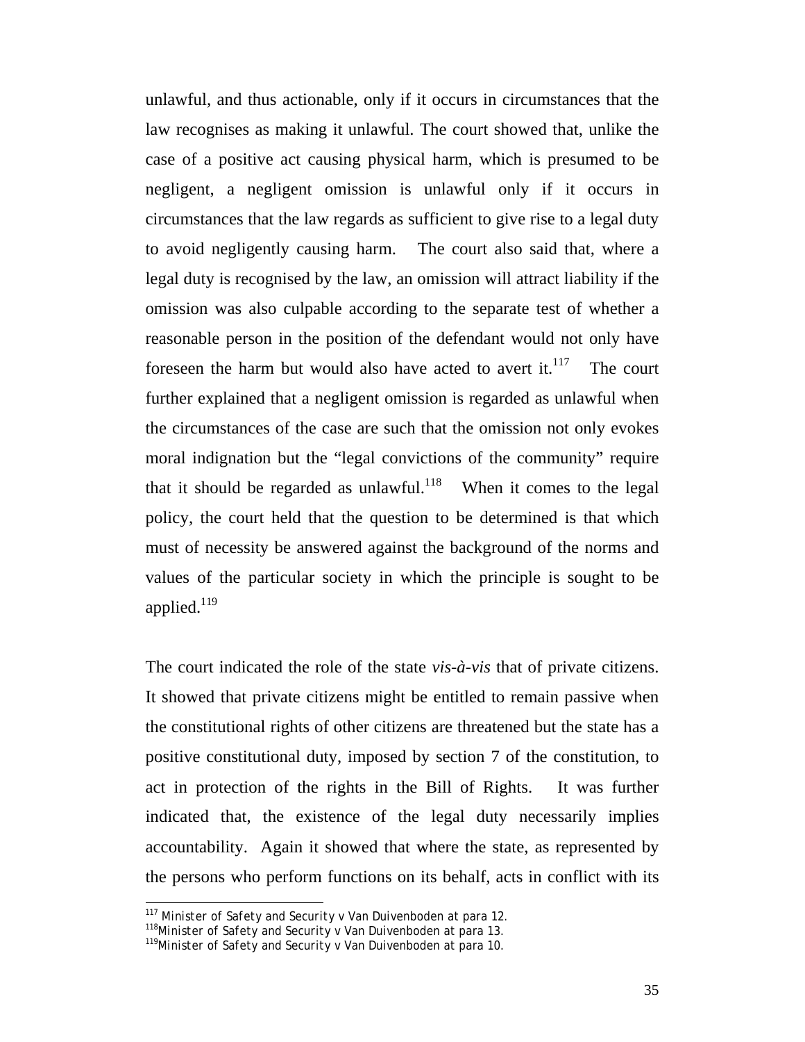unlawful, and thus actionable, only if it occurs in circumstances that the law recognises as making it unlawful. The court showed that, unlike the case of a positive act causing physical harm, which is presumed to be negligent, a negligent omission is unlawful only if it occurs in circumstances that the law regards as sufficient to give rise to a legal duty to avoid negligently causing harm. The court also said that, where a legal duty is recognised by the law, an omission will attract liability if the omission was also culpable according to the separate test of whether a reasonable person in the position of the defendant would not only have foreseen the harm but would also have acted to avert it.[117] The court further explained that a negligent omission is regarded as unlawful when the circumstances of the case are such that the omission not only evokes moral indignation but the "legal convictions of the community" require that it should be regarded as unlawful.[118] When it comes to the legal policy, the court held that the question to be determined is that which must of necessity be answered against the background of the norms and values of the particular society in which the principle is sought to be applied.[119]

The court indicated the role of the state *vis-à-vis* that of private citizens. It showed that private citizens might be entitled to remain passive when the constitutional rights of other citizens are threatened but the state has a positive constitutional duty, imposed by section 7 of the constitution, to act in protection of the rights in the Bill of Rights. It was further indicated that, the existence of the legal duty necessarily implies accountability. Again it showed that where the state, as represented by the persons who perform functions on its behalf, acts in conflict with its

---

[117] *Minister of Safety and Security v Van Duivenboden* at para 12.

[118] *Minister of Safety and Security v Van Duivenboden* at para 13.

[119] *Minister of Safety and Security v Van Duivenboden* at para 10.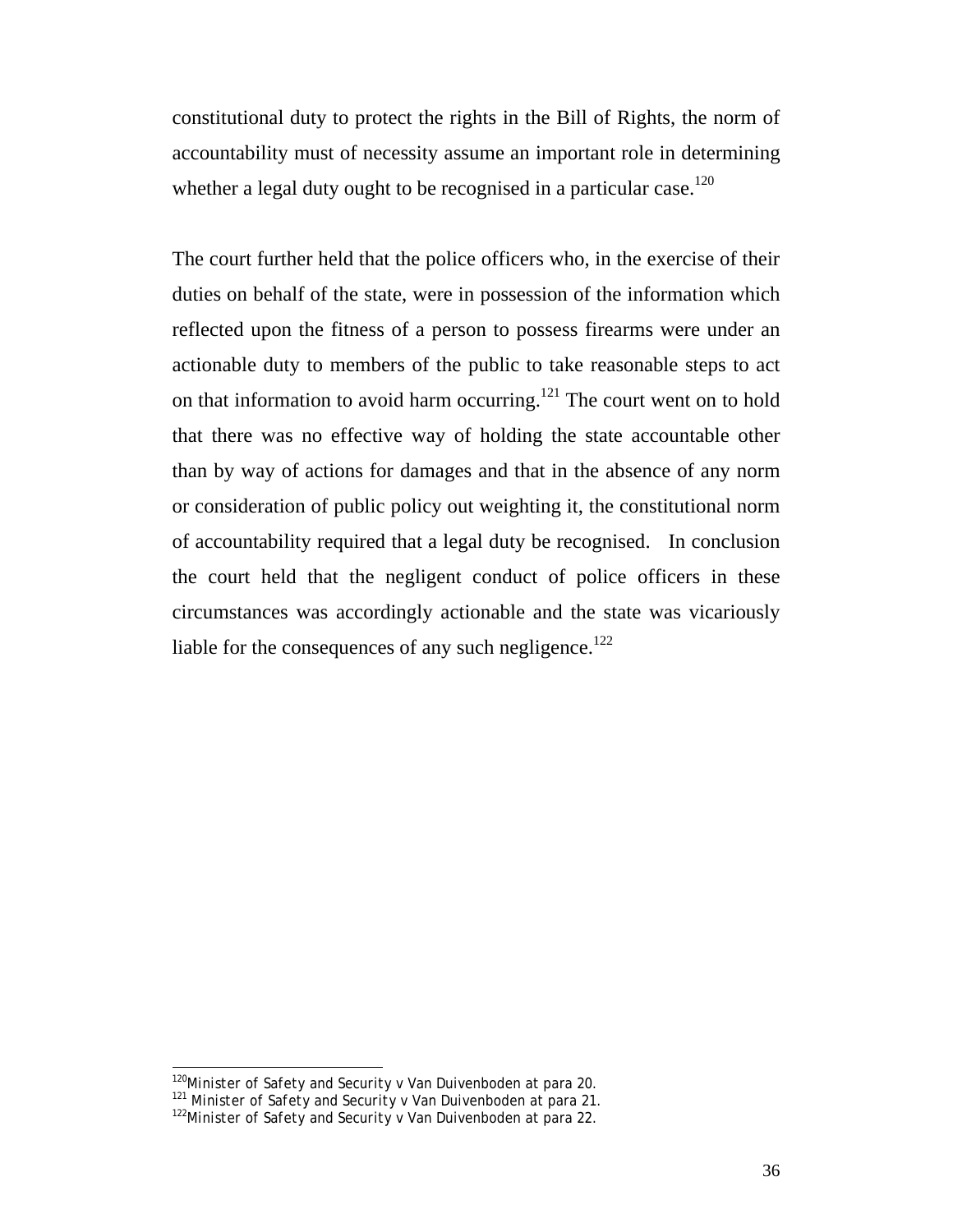constitutional duty to protect the rights in the Bill of Rights, the norm of accountability must of necessity assume an important role in determining whether a legal duty ought to be recognised in a particular case.[120]

The court further held that the police officers who, in the exercise of their duties on behalf of the state, were in possession of the information which reflected upon the fitness of a person to possess firearms were under an actionable duty to members of the public to take reasonable steps to act on that information to avoid harm occurring.[121] The court went on to hold that there was no effective way of holding the state accountable other than by way of actions for damages and that in the absence of any norm or consideration of public policy out weighting it, the constitutional norm of accountability required that a legal duty be recognised. In conclusion the court held that the negligent conduct of police officers in these circumstances was accordingly actionable and the state was vicariously liable for the consequences of any such negligence.[122]

---

[120] *Minister of Safety and Security v Van Duivenboden* at para 20.

[121] *Minister of Safety and Security v Van Duivenboden* at para 21.

[122] *Minister of Safety and Security v Van Duivenboden* at para 22.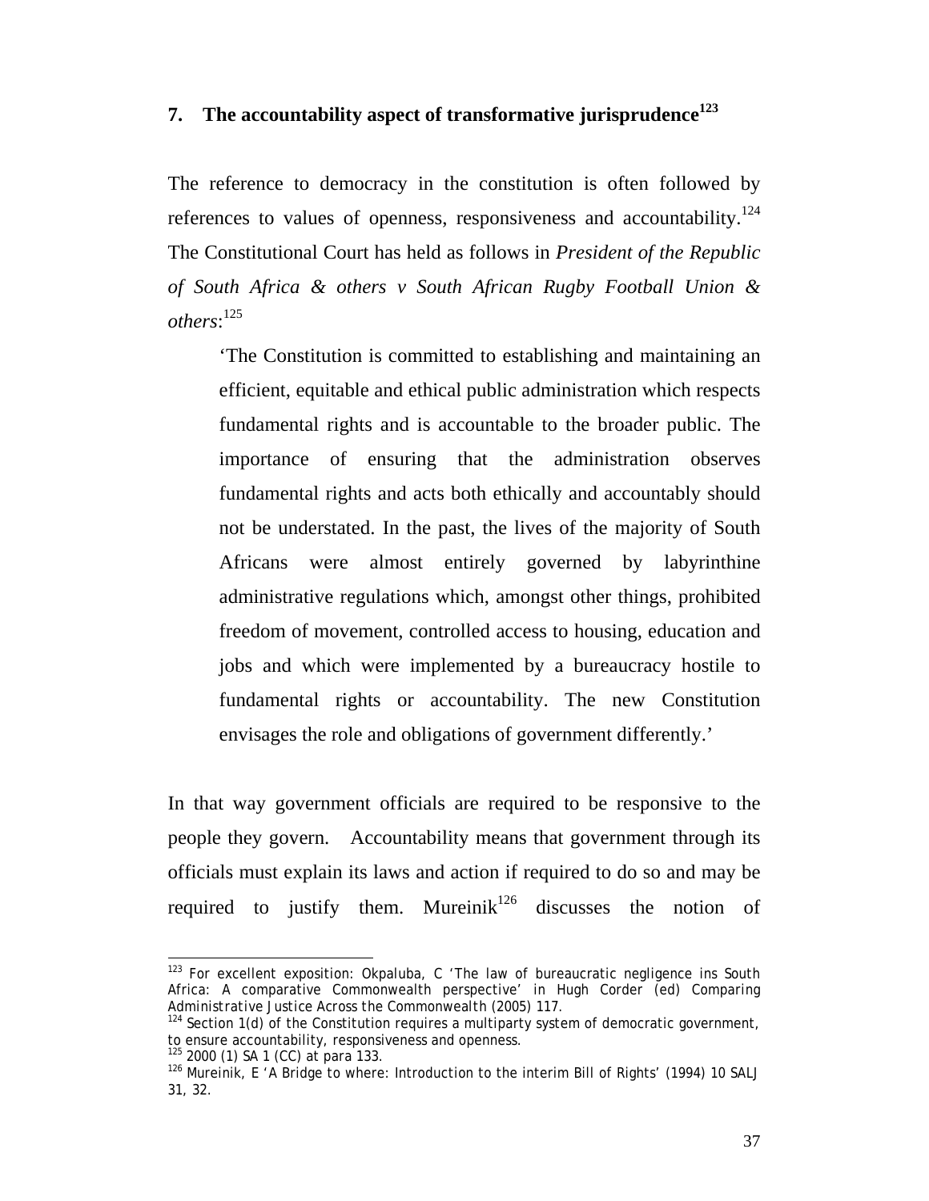## 7. The accountability aspect of transformative jurisprudence[123]

The reference to democracy in the constitution is often followed by references to values of openness, responsiveness and accountability.[124] The Constitutional Court has held as follows in *President of the Republic of South Africa & others v South African Rugby Football Union & others*:[125]

> 'The Constitution is committed to establishing and maintaining an efficient, equitable and ethical public administration which respects fundamental rights and is accountable to the broader public. The importance of ensuring that the administration observes fundamental rights and acts both ethically and accountably should not be understated. In the past, the lives of the majority of South Africans were almost entirely governed by labyrinthine administrative regulations which, amongst other things, prohibited freedom of movement, controlled access to housing, education and jobs and which were implemented by a bureaucracy hostile to fundamental rights or accountability. The new Constitution envisages the role and obligations of government differently.'

In that way government officials are required to be responsive to the people they govern. Accountability means that government through its officials must explain its laws and action if required to do so and may be required to justify them. Mureinik[126] discusses the notion of

---

[123] For excellent exposition: Okpaluba, C 'The law of bureaucratic negligence ins South Africa: A comparative Commonwealth perspective' in Hugh Corder (ed) *Comparing Administrative Justice Across the Commonwealth* (2005) 117.

[124] Section 1(d) of the Constitution requires a multiparty system of democratic government, to ensure accountability, responsiveness and openness.

[125] 2000 (1) SA 1 (CC) at para 133.

[126] Mureinik, E 'A Bridge to where: Introduction to the interim Bill of Rights' (1994) 10 SALJ 31, 32.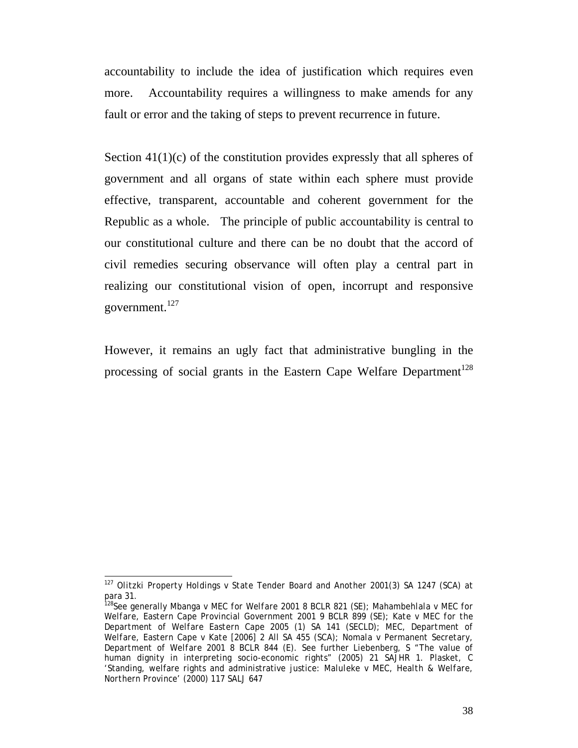accountability to include the idea of justification which requires even more. Accountability requires a willingness to make amends for any fault or error and the taking of steps to prevent recurrence in future.

Section 41(1)(c) of the constitution provides expressly that all spheres of government and all organs of state within each sphere must provide effective, transparent, accountable and coherent government for the Republic as a whole. The principle of public accountability is central to our constitutional culture and there can be no doubt that the accord of civil remedies securing observance will often play a central part in realizing our constitutional vision of open, incorrupt and responsive government.[127]

However, it remains an ugly fact that administrative bungling in the processing of social grants in the Eastern Cape Welfare Department[128]

---

[127] *Olitzki Property Holdings v State Tender Board and Another* 2001(3) SA 1247 (SCA) at para 31.

[128] See generally *Mbanga v MEC for Welfare* 2001 8 BCLR 821 (SE); *Mahambehlala v MEC for Welfare, Eastern Cape Provincial Government* 2001 9 BCLR 899 (SE); *Kate v MEC for the Department of Welfare Eastern Cape* 2005 (1) SA 141 (SECLD); *MEC, Department of Welfare, Eastern Cape v Kate* [2006] 2 All SA 455 (SCA); *Nomala v Permanent Secretary, Department of Welfare* 2001 8 BCLR 844 (E). See further Liebenberg, S "The value of human dignity in interpreting socio-economic rights" (2005) 21 SAJHR 1. Plasket, C 'Standing, welfare rights and administrative justice: *Maluleke v MEC, Health & Welfare, Northern Province*' (2000) 117 SALJ 647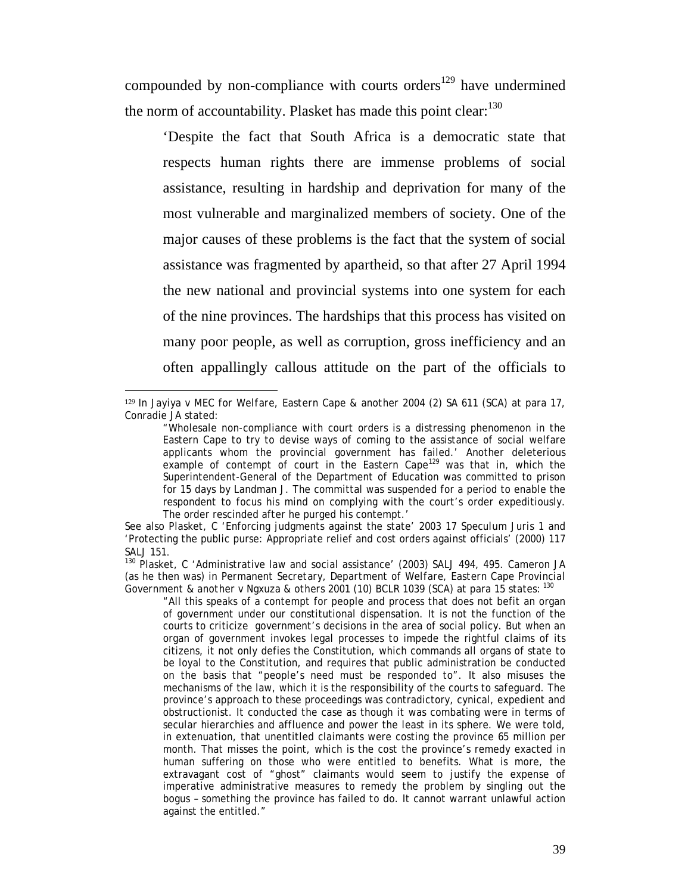compounded by non-compliance with courts orders[129] have undermined the norm of accountability. Plasket has made this point clear:[130]

> 'Despite the fact that South Africa is a democratic state that respects human rights there are immense problems of social assistance, resulting in hardship and deprivation for many of the most vulnerable and marginalized members of society. One of the major causes of these problems is the fact that the system of social assistance was fragmented by apartheid, so that after 27 April 1994 the new national and provincial systems into one system for each of the nine provinces. The hardships that this process has visited on many poor people, as well as corruption, gross inefficiency and an often appallingly callous attitude on the part of the officials to

---

[129] In *Jayiya v MEC for Welfare, Eastern Cape & another* 2004 (2) SA 611 (SCA) at para 17, Conradie JA stated:

> "Wholesale non-compliance with court orders is a distressing phenomenon in the Eastern Cape to try to devise ways of coming to the assistance of social welfare applicants whom the provincial government has failed.' Another deleterious example of contempt of court in the Eastern Cape[129] was that in, which the Superintendent-General of the Department of Education was committed to prison for 15 days by Landman J. The committal was suspended for a period to enable the respondent to focus his mind on complying with the court's order expeditiously. The order rescinded after he purged his contempt.'

See also Plasket, C 'Enforcing judgments against the state' 2003 17 *Speculum Juris* 1 and 'Protecting the public purse: Appropriate relief and cost orders against officials' (2000) 117 *SALJ* 151.

[130] Plasket, C 'Administrative law and social assistance' (2003) *SALJ* 494, 495. Cameron JA (as he then was) in *Permanent Secretary, Department of Welfare, Eastern Cape Provincial Government & another v Ngxuza & others* 2001 (10) BCLR 1039 (SCA) at para 15 states: [130]

> "All this speaks of a contempt for people and process that does not befit an organ of government under our constitutional dispensation. It is not the function of the courts to criticize government's decisions in the area of social policy. But when an organ of government invokes legal processes to impede the rightful claims of its citizens, it not only defies the Constitution, which commands all organs of state to be loyal to the Constitution, and requires that public administration be conducted on the basis that "people's need must be responded to". It also misuses the mechanisms of the law, which it is the responsibility of the courts to safeguard. The province's approach to these proceedings was contradictory, cynical, expedient and obstructionist. It conducted the case as though it was combating were in terms of secular hierarchies and affluence and power the least in its sphere. We were told, in extenuation, that unentitled claimants were costing the province 65 million per month. That misses the point, which is the cost the province's remedy exacted in human suffering on those who were entitled to benefits. What is more, the extravagant cost of "ghost" claimants would seem to justify the expense of imperative administrative measures to remedy the problem by singling out the bogus – something the province has failed to do. It cannot warrant unlawful action against the entitled."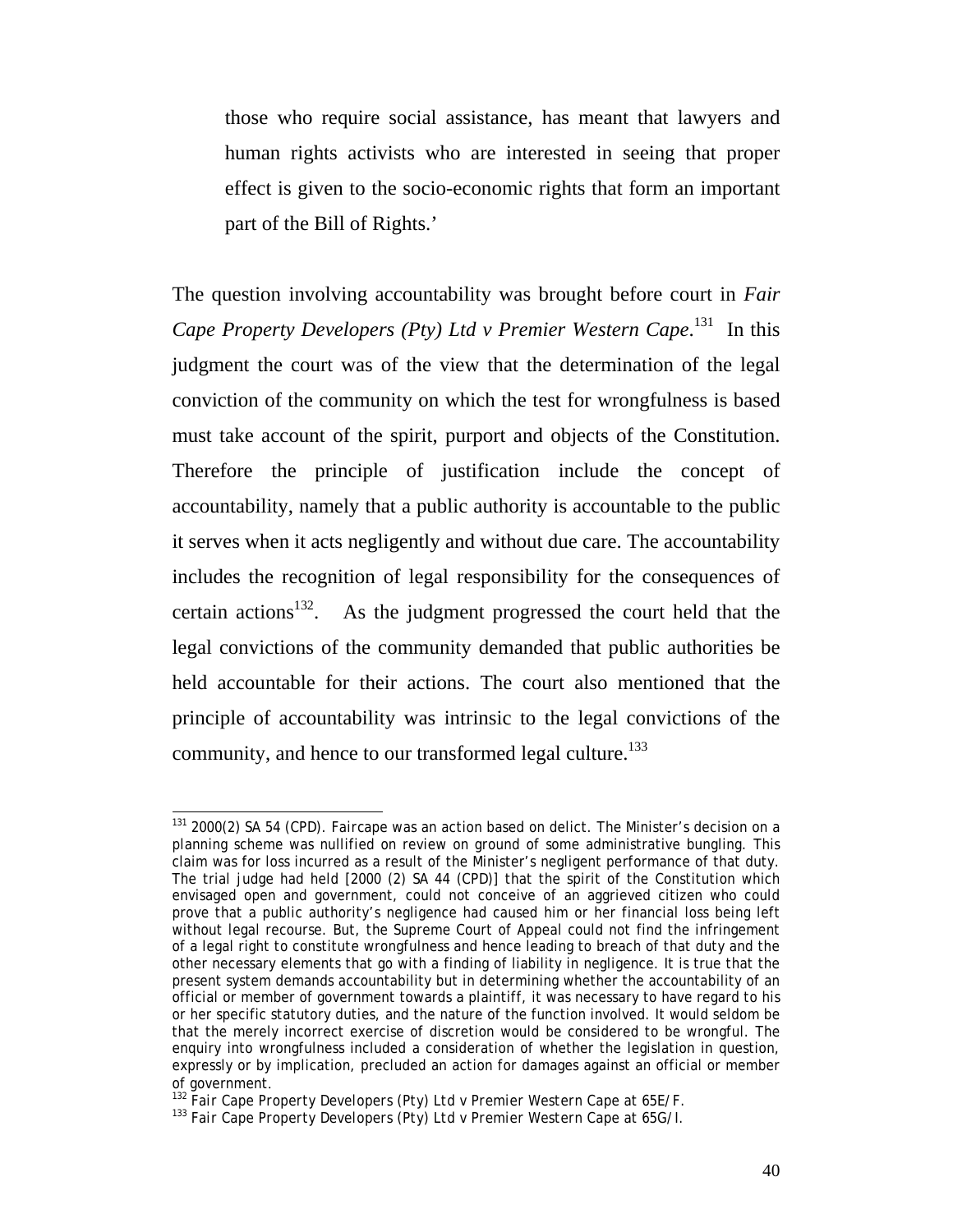> those who require social assistance, has meant that lawyers and human rights activists who are interested in seeing that proper effect is given to the socio-economic rights that form an important part of the Bill of Rights.'

The question involving accountability was brought before court in *Fair Cape Property Developers (Pty) Ltd v Premier Western Cape*.[131] In this judgment the court was of the view that the determination of the legal conviction of the community on which the test for wrongfulness is based must take account of the spirit, purport and objects of the Constitution. Therefore the principle of justification include the concept of accountability, namely that a public authority is accountable to the public it serves when it acts negligently and without due care. The accountability includes the recognition of legal responsibility for the consequences of certain actions[132]. As the judgment progressed the court held that the legal convictions of the community demanded that public authorities be held accountable for their actions. The court also mentioned that the principle of accountability was intrinsic to the legal convictions of the community, and hence to our transformed legal culture.[133]

---

[131] 2000(2) SA 54 (CPD). Faircape was an action based on delict. The Minister's decision on a planning scheme was nullified on review on ground of some administrative bungling. This claim was for loss incurred as a result of the Minister's negligent performance of that duty. The trial judge had held [2000 (2) SA 44 (CPD)] that the spirit of the Constitution which envisaged open and government, could not conceive of an aggrieved citizen who could prove that a public authority's negligence had caused him or her financial loss being left without legal recourse. But, the Supreme Court of Appeal could not find the infringement of a legal right to constitute wrongfulness and hence leading to breach of that duty and the other necessary elements that go with a finding of liability in negligence. It is true that the present system demands accountability but in determining whether the accountability of an official or member of government towards a plaintiff, it was necessary to have regard to his or her specific statutory duties, and the nature of the function involved. It would seldom be that the merely incorrect exercise of discretion would be considered to be wrongful. The enquiry into wrongfulness included a consideration of whether the legislation in question, expressly or by implication, precluded an action for damages against an official or member of government.

[132] Fair Cape Property Developers (Pty) Ltd v Premier Western Cape at 65E/F.

[133] Fair Cape Property Developers (Pty) Ltd v Premier Western Cape at 65G/I.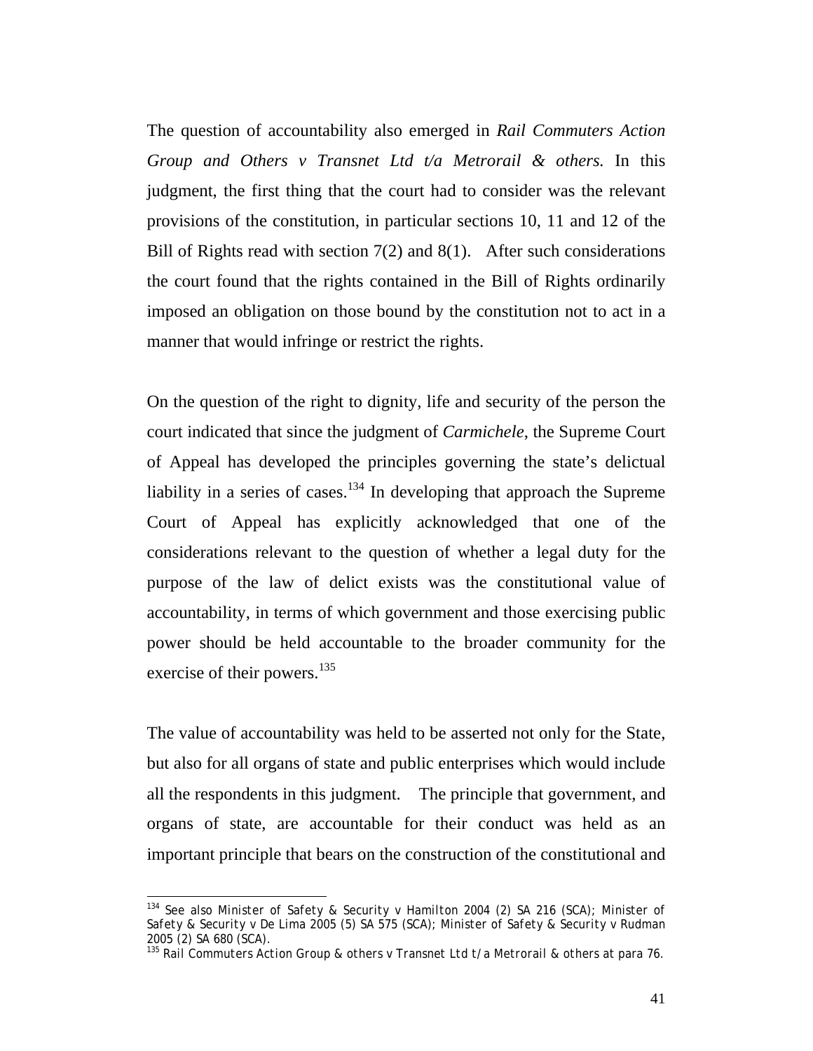The question of accountability also emerged in *Rail Commuters Action Group and Others v Transnet Ltd t/a Metrorail & others.* In this judgment, the first thing that the court had to consider was the relevant provisions of the constitution, in particular sections 10, 11 and 12 of the Bill of Rights read with section 7(2) and 8(1). After such considerations the court found that the rights contained in the Bill of Rights ordinarily imposed an obligation on those bound by the constitution not to act in a manner that would infringe or restrict the rights.

On the question of the right to dignity, life and security of the person the court indicated that since the judgment of *Carmichele*, the Supreme Court of Appeal has developed the principles governing the state's delictual liability in a series of cases.[134] In developing that approach the Supreme Court of Appeal has explicitly acknowledged that one of the considerations relevant to the question of whether a legal duty for the purpose of the law of delict exists was the constitutional value of accountability, in terms of which government and those exercising public power should be held accountable to the broader community for the exercise of their powers.[135]

The value of accountability was held to be asserted not only for the State, but also for all organs of state and public enterprises which would include all the respondents in this judgment. The principle that government, and organs of state, are accountable for their conduct was held as an important principle that bears on the construction of the constitutional and

---

[134] See also *Minister of Safety & Security v Hamilton* 2004 (2) SA 216 (SCA); *Minister of Safety & Security v De Lima* 2005 (5) SA 575 (SCA); *Minister of Safety & Security v Rudman* 2005 (2) SA 680 (SCA).

[135] *Rail Commuters Action Group & others v Transnet Ltd t/a Metrorail & others* at para 76.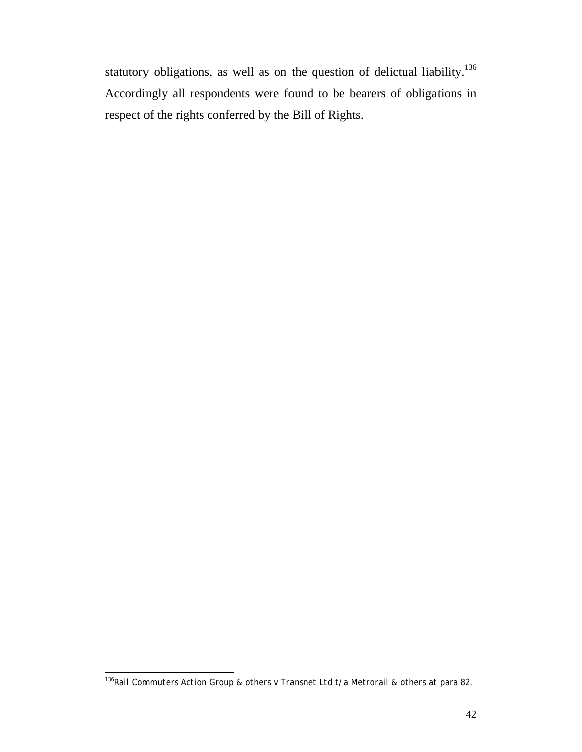statutory obligations, as well as on the question of delictual liability.[136] Accordingly all respondents were found to be bearers of obligations in respect of the rights conferred by the Bill of Rights.

---

[136] *Rail Commuters Action Group & others v Transnet Ltd t/a Metrorail & others* at para 82.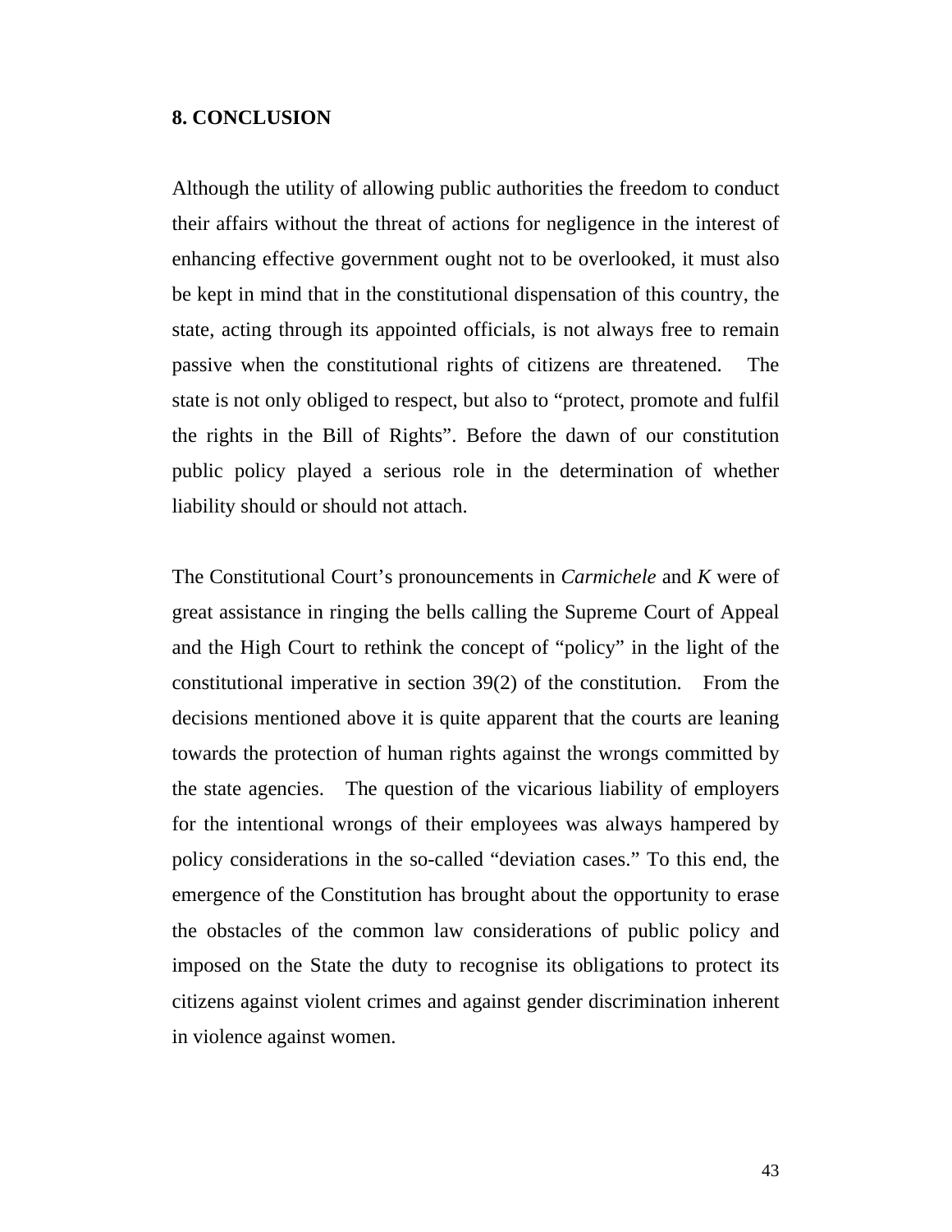## 8. CONCLUSION

Although the utility of allowing public authorities the freedom to conduct their affairs without the threat of actions for negligence in the interest of enhancing effective government ought not to be overlooked, it must also be kept in mind that in the constitutional dispensation of this country, the state, acting through its appointed officials, is not always free to remain passive when the constitutional rights of citizens are threatened. The state is not only obliged to respect, but also to "protect, promote and fulfil the rights in the Bill of Rights". Before the dawn of our constitution public policy played a serious role in the determination of whether liability should or should not attach.

The Constitutional Court's pronouncements in *Carmichele* and *K* were of great assistance in ringing the bells calling the Supreme Court of Appeal and the High Court to rethink the concept of "policy" in the light of the constitutional imperative in section 39(2) of the constitution. From the decisions mentioned above it is quite apparent that the courts are leaning towards the protection of human rights against the wrongs committed by the state agencies. The question of the vicarious liability of employers for the intentional wrongs of their employees was always hampered by policy considerations in the so-called "deviation cases." To this end, the emergence of the Constitution has brought about the opportunity to erase the obstacles of the common law considerations of public policy and imposed on the State the duty to recognise its obligations to protect its citizens against violent crimes and against gender discrimination inherent in violence against women.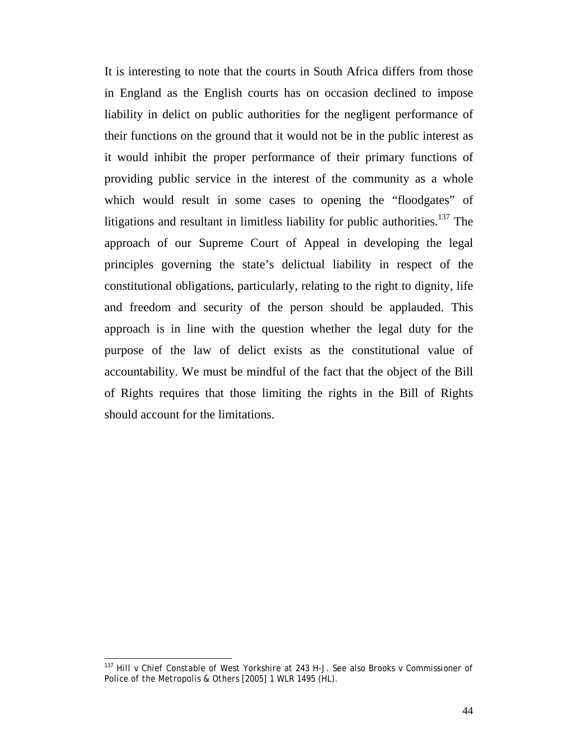It is interesting to note that the courts in South Africa differs from those in England as the English courts has on occasion declined to impose liability in delict on public authorities for the negligent performance of their functions on the ground that it would not be in the public interest as it would inhibit the proper performance of their primary functions of providing public service in the interest of the community as a whole which would result in some cases to opening the "floodgates" of litigations and resultant in limitless liability for public authorities.[137] The approach of our Supreme Court of Appeal in developing the legal principles governing the state's delictual liability in respect of the constitutional obligations, particularly, relating to the right to dignity, life and freedom and security of the person should be applauded. This approach is in line with the question whether the legal duty for the purpose of the law of delict exists as the constitutional value of accountability. We must be mindful of the fact that the object of the Bill of Rights requires that those limiting the rights in the Bill of Rights should account for the limitations.

---

[137] *Hill v Chief Constable of West Yorkshire* at 243 H-J. See also *Brooks v Commissioner of Police of the Metropolis & Others* [2005] 1 WLR 1495 (HL).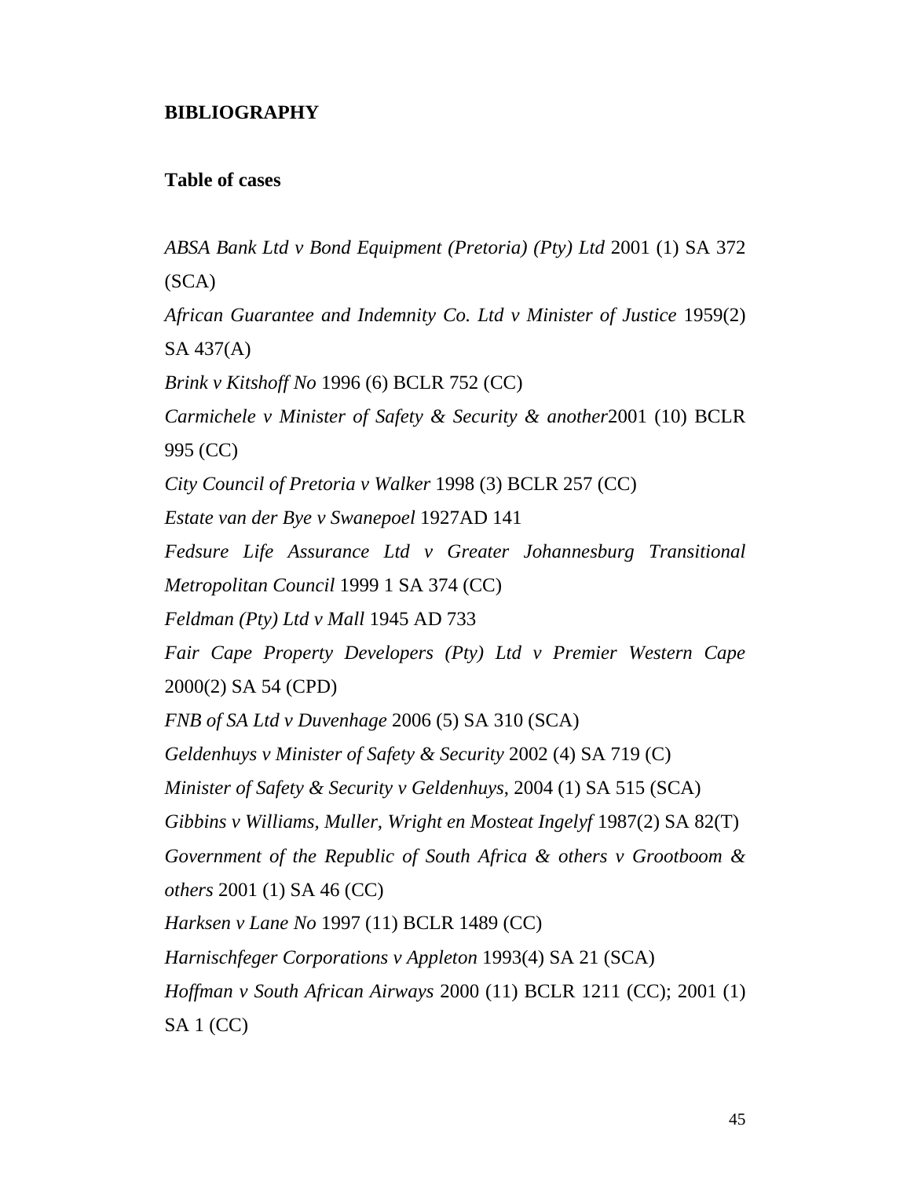## BIBLIOGRAPHY

### Table of cases

*ABSA Bank Ltd v Bond Equipment (Pretoria) (Pty) Ltd* 2001 (1) SA 372 (SCA)

*African Guarantee and Indemnity Co. Ltd v Minister of Justice* 1959(2) SA 437(A)

*Brink v Kitshoff No* 1996 (6) BCLR 752 (CC)

*Carmichele v Minister of Safety & Security & another*2001 (10) BCLR 995 (CC)

*City Council of Pretoria v Walker* 1998 (3) BCLR 257 (CC)

*Estate van der Bye v Swanepoel* 1927AD 141

*Fedsure Life Assurance Ltd v Greater Johannesburg Transitional Metropolitan Council* 1999 1 SA 374 (CC)

*Feldman (Pty) Ltd v Mall* 1945 AD 733

*Fair Cape Property Developers (Pty) Ltd v Premier Western Cape* 2000(2) SA 54 (CPD)

*FNB of SA Ltd v Duvenhage* 2006 (5) SA 310 (SCA)

*Geldenhuys v Minister of Safety & Security* 2002 (4) SA 719 (C)

*Minister of Safety & Security v Geldenhuys*, 2004 (1) SA 515 (SCA)

*Gibbins v Williams, Muller, Wright en Mosteat Ingelyf* 1987(2) SA 82(T)

*Government of the Republic of South Africa & others v Grootboom & others* 2001 (1) SA 46 (CC)

*Harksen v Lane No* 1997 (11) BCLR 1489 (CC)

*Harnischfeger Corporations v Appleton* 1993(4) SA 21 (SCA)

*Hoffman v South African Airways* 2000 (11) BCLR 1211 (CC); 2001 (1) SA 1 (CC)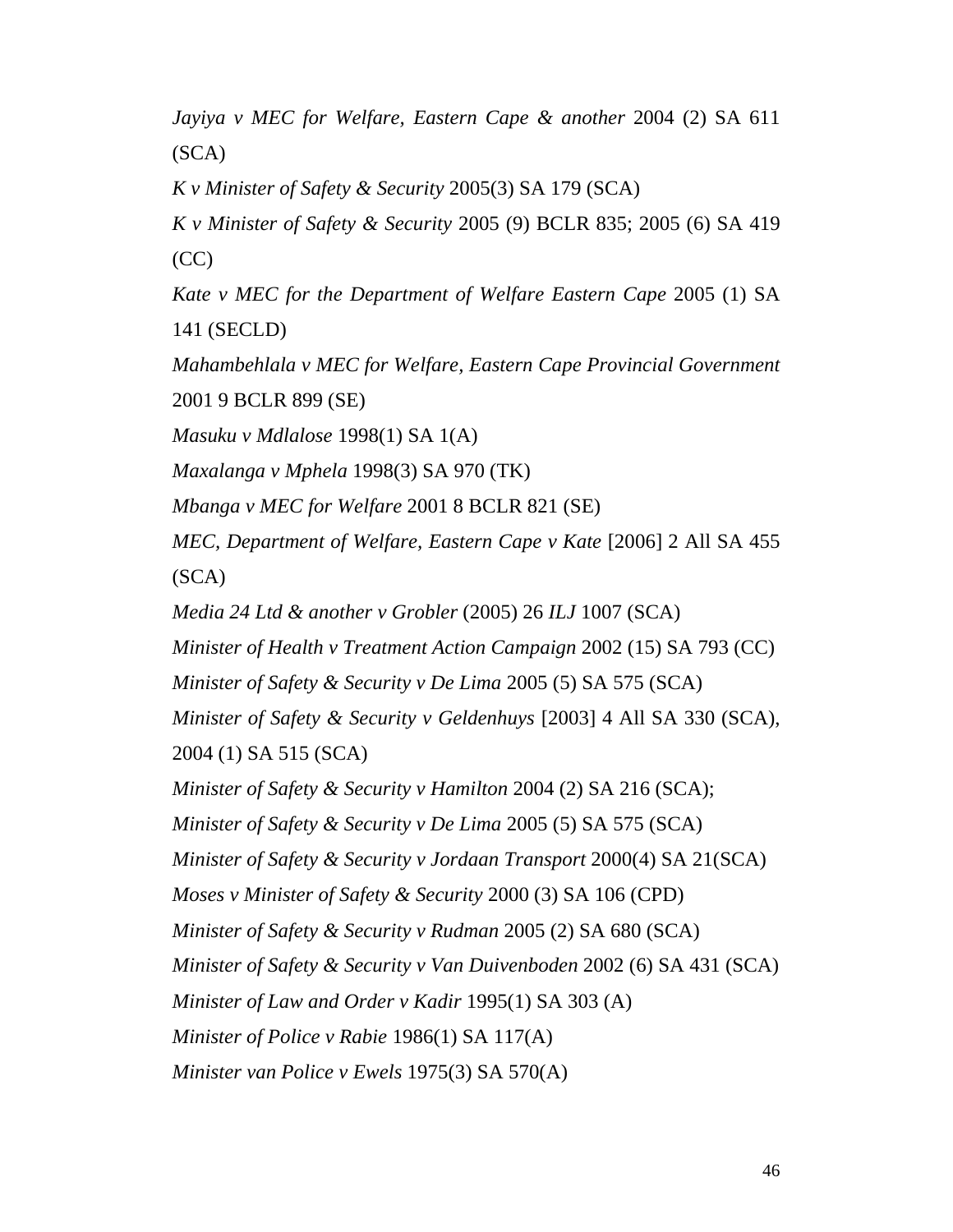*Jayiya v MEC for Welfare, Eastern Cape & another* 2004 (2) SA 611 (SCA)

*K v Minister of Safety & Security* 2005(3) SA 179 (SCA)

*K v Minister of Safety & Security* 2005 (9) BCLR 835; 2005 (6) SA 419 (CC)

*Kate v MEC for the Department of Welfare Eastern Cape* 2005 (1) SA 141 (SECLD)

*Mahambehlala v MEC for Welfare, Eastern Cape Provincial Government* 2001 9 BCLR 899 (SE)

*Masuku v Mdlalose* 1998(1) SA 1(A)

*Maxalanga v Mphela* 1998(3) SA 970 (TK)

*Mbanga v MEC for Welfare* 2001 8 BCLR 821 (SE)

*MEC, Department of Welfare, Eastern Cape v Kate* [2006] 2 All SA 455 (SCA)

*Media 24 Ltd & another v Grobler* (2005) 26 *ILJ* 1007 (SCA)

*Minister of Health v Treatment Action Campaign* 2002 (15) SA 793 (CC)

*Minister of Safety & Security v De Lima* 2005 (5) SA 575 (SCA)

*Minister of Safety & Security v Geldenhuys* [2003] 4 All SA 330 (SCA), 2004 (1) SA 515 (SCA)

*Minister of Safety & Security v Hamilton* 2004 (2) SA 216 (SCA);

*Minister of Safety & Security v De Lima* 2005 (5) SA 575 (SCA)

*Minister of Safety & Security v Jordaan Transport* 2000(4) SA 21(SCA)

*Moses v Minister of Safety & Security* 2000 (3) SA 106 (CPD)

*Minister of Safety & Security v Rudman* 2005 (2) SA 680 (SCA)

*Minister of Safety & Security v Van Duivenboden* 2002 (6) SA 431 (SCA)

*Minister of Law and Order v Kadir* 1995(1) SA 303 (A)

*Minister of Police v Rabie* 1986(1) SA 117(A)

*Minister van Police v Ewels* 1975(3) SA 570(A)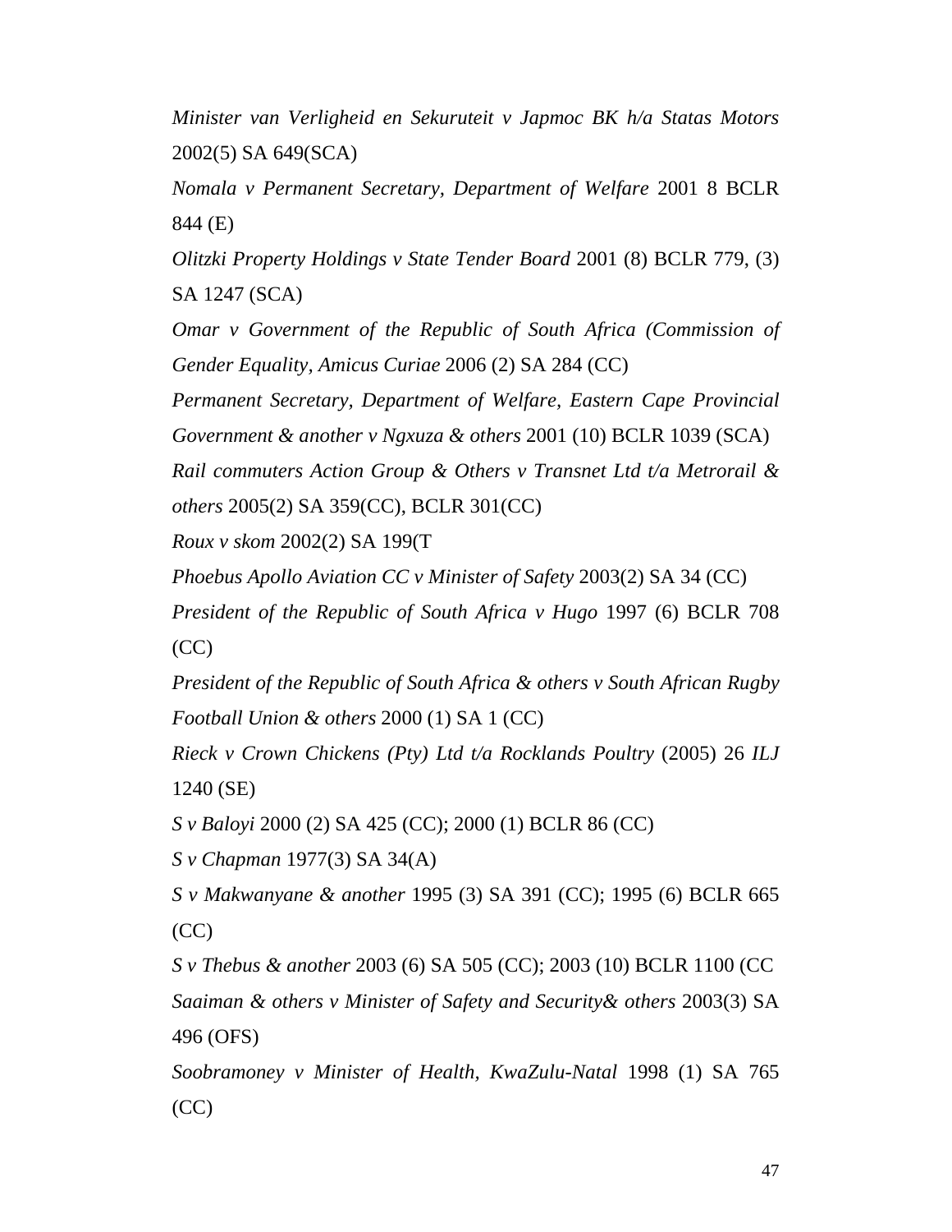*Minister van Verligheid en Sekuruteit v Japmoc BK h/a Statas Motors* 2002(5) SA 649(SCA)

*Nomala v Permanent Secretary, Department of Welfare* 2001 8 BCLR 844 (E)

*Olitzki Property Holdings v State Tender Board* 2001 (8) BCLR 779, (3) SA 1247 (SCA)

*Omar v Government of the Republic of South Africa (Commission of Gender Equality, Amicus Curiae* 2006 (2) SA 284 (CC)

*Permanent Secretary, Department of Welfare, Eastern Cape Provincial Government & another v Ngxuza & others* 2001 (10) BCLR 1039 (SCA)

*Rail commuters Action Group & Others v Transnet Ltd t/a Metrorail & others* 2005(2) SA 359(CC), BCLR 301(CC)

*Roux v skom* 2002(2) SA 199(T

*Phoebus Apollo Aviation CC v Minister of Safety* 2003(2) SA 34 (CC)

*President of the Republic of South Africa v Hugo* 1997 (6) BCLR 708 (CC)

*President of the Republic of South Africa & others v South African Rugby Football Union & others* 2000 (1) SA 1 (CC)

*Rieck v Crown Chickens (Pty) Ltd t/a Rocklands Poultry* (2005) 26 *ILJ* 1240 (SE)

*S v Baloyi* 2000 (2) SA 425 (CC); 2000 (1) BCLR 86 (CC)

*S v Chapman* 1977(3) SA 34(A)

*S v Makwanyane & another* 1995 (3) SA 391 (CC); 1995 (6) BCLR 665 (CC)

*S v Thebus & another* 2003 (6) SA 505 (CC); 2003 (10) BCLR 1100 (CC

*Saaiman & others v Minister of Safety and Security& others* 2003(3) SA 496 (OFS)

*Soobramoney v Minister of Health, KwaZulu-Natal* 1998 (1) SA 765 (CC)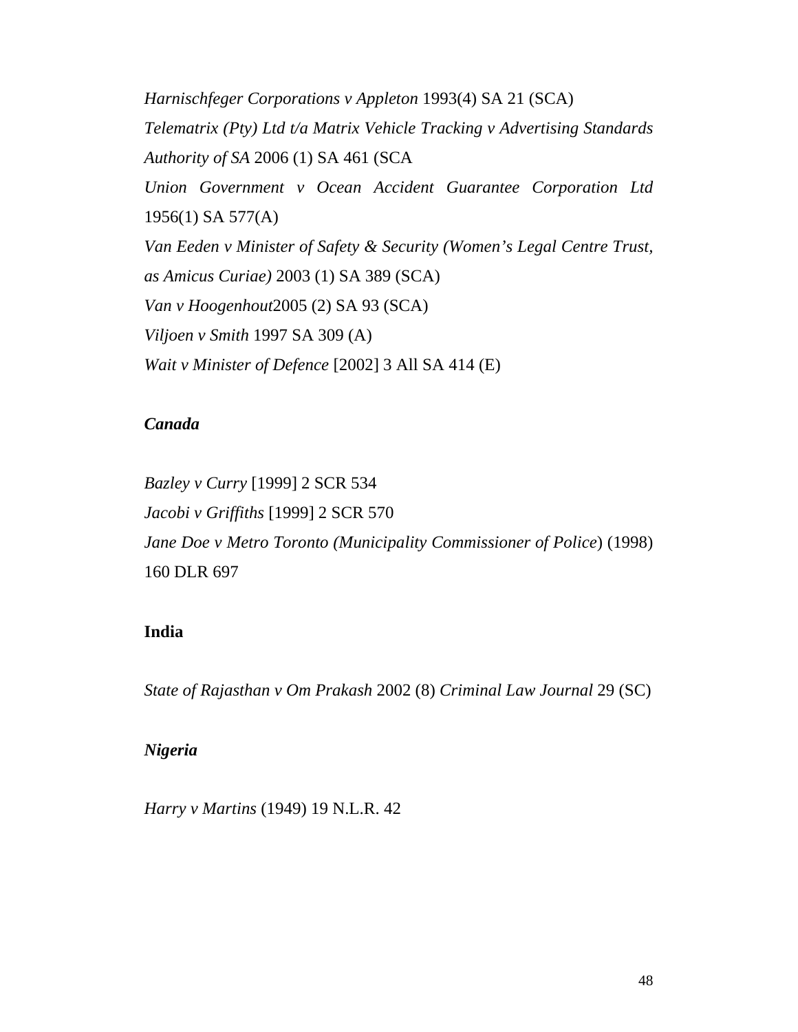*Harnischfeger Corporations v Appleton* 1993(4) SA 21 (SCA)

*Telematrix (Pty) Ltd t/a Matrix Vehicle Tracking v Advertising Standards Authority of SA* 2006 (1) SA 461 (SCA

*Union Government v Ocean Accident Guarantee Corporation Ltd* 1956(1) SA 577(A)

*Van Eeden v Minister of Safety & Security (Women's Legal Centre Trust, as Amicus Curiae)* 2003 (1) SA 389 (SCA)

*Van v Hoogenhout*2005 (2) SA 93 (SCA)

*Viljoen v Smith* 1997 SA 309 (A)

*Wait v Minister of Defence* [2002] 3 All SA 414 (E)

### *Canada*

*Bazley v Curry* [1999] 2 SCR 534

*Jacobi v Griffiths* [1999] 2 SCR 570

*Jane Doe v Metro Toronto (Municipality Commissioner of Police*) (1998) 160 DLR 697

### India

*State of Rajasthan v Om Prakash* 2002 (8) *Criminal Law Journal* 29 (SC)

### *Nigeria*

*Harry v Martins* (1949) 19 N.L.R. 42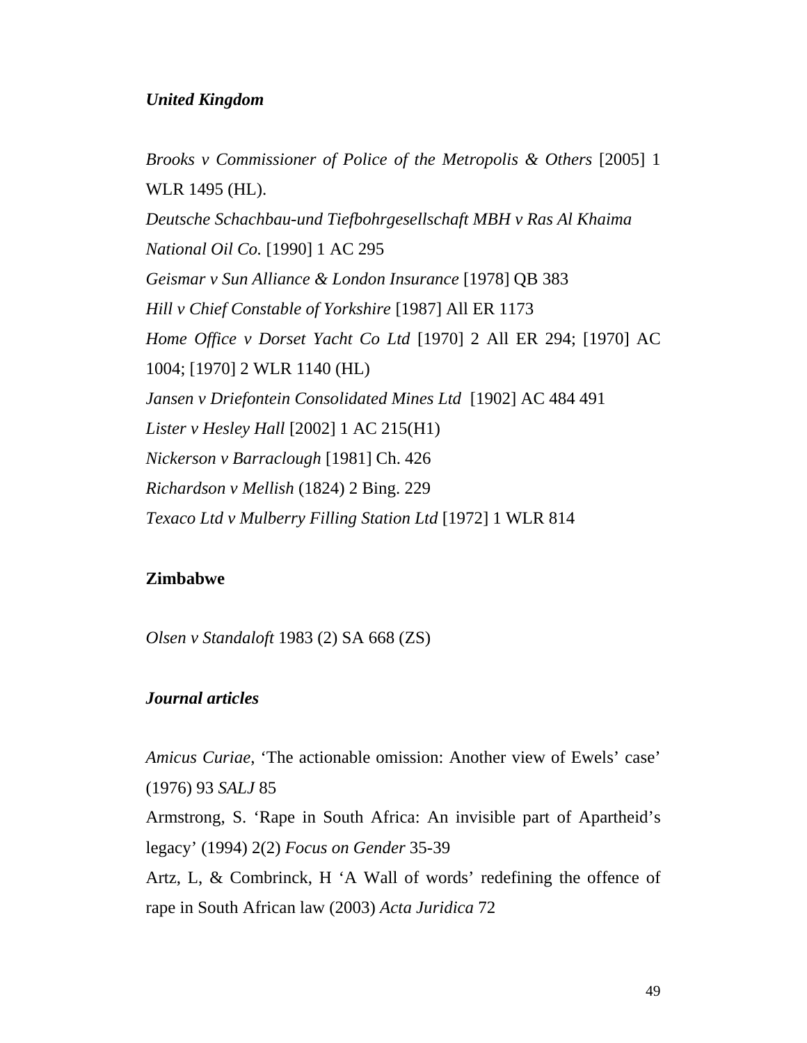***United Kingdom***

*Brooks v Commissioner of Police of the Metropolis & Others* [2005] 1 WLR 1495 (HL).

*Deutsche Schachbau-und Tiefbohrgesellschaft MBH v Ras Al Khaima National Oil Co.* [1990] 1 AC 295

*Geismar v Sun Alliance & London Insurance* [1978] QB 383

*Hill v Chief Constable of Yorkshire* [1987] All ER 1173

*Home Office v Dorset Yacht Co Ltd* [1970] 2 All ER 294; [1970] AC 1004; [1970] 2 WLR 1140 (HL)

*Jansen v Driefontein Consolidated Mines Ltd* [1902] AC 484 491

*Lister v Hesley Hall* [2002] 1 AC 215(H1)

*Nickerson v Barraclough* [1981] Ch. 426

*Richardson v Mellish* (1824) 2 Bing. 229

*Texaco Ltd v Mulberry Filling Station Ltd* [1972] 1 WLR 814

**Zimbabwe**

*Olsen v Standaloft* 1983 (2) SA 668 (ZS)

***Journal articles***

*Amicus Curiae,* 'The actionable omission: Another view of Ewels' case' (1976) 93 *SALJ* 85

Armstrong, S. 'Rape in South Africa: An invisible part of Apartheid's legacy' (1994) 2(2) *Focus on Gender* 35-39

Artz, L, & Combrinck, H 'A Wall of words' redefining the offence of rape in South African law (2003) *Acta Juridica* 72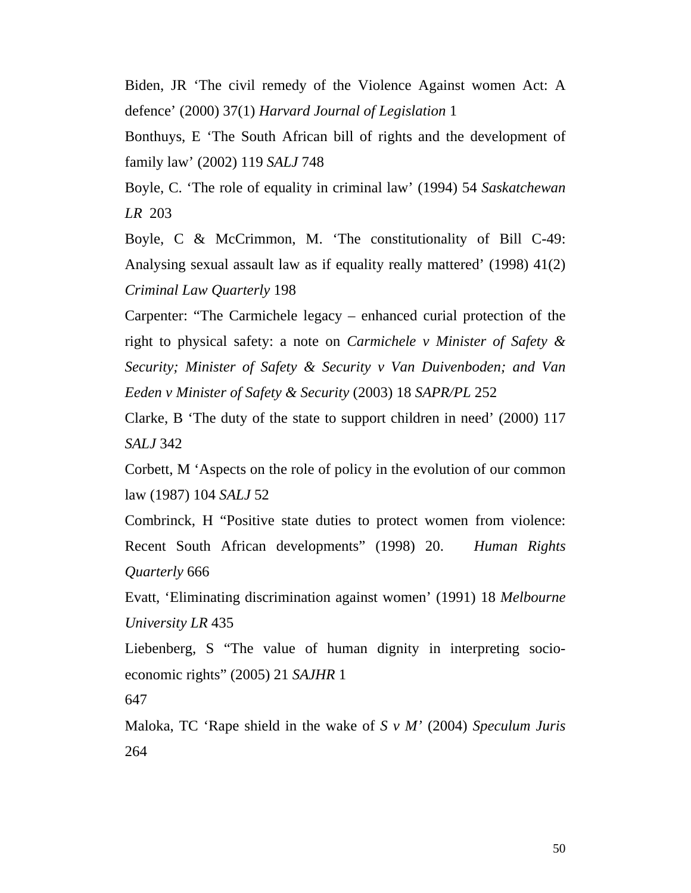Biden, JR ‘The civil remedy of the Violence Against women Act: A defence’ (2000) 37(1) *Harvard Journal of Legislation* 1

Bonthuys, E ‘The South African bill of rights and the development of family law’ (2002) 119 *SALJ* 748

Boyle, C. ‘The role of equality in criminal law’ (1994) 54 *Saskatchewan LR* 203

Boyle, C & McCrimmon, M. ‘The constitutionality of Bill C-49: Analysing sexual assault law as if equality really mattered’ (1998) 41(2) *Criminal Law Quarterly* 198

Carpenter: “The Carmichele legacy – enhanced curial protection of the right to physical safety: a note on *Carmichele v Minister of Safety & Security; Minister of Safety & Security v Van Duivenboden; and Van Eeden v Minister of Safety & Security* (2003) 18 *SAPR/PL* 252

Clarke, B ‘The duty of the state to support children in need’ (2000) 117 *SALJ* 342

Corbett, M ‘Aspects on the role of policy in the evolution of our common law (1987) 104 *SALJ* 52

Combrinck, H “Positive state duties to protect women from violence: Recent South African developments” (1998) 20. *Human Rights Quarterly* 666

Evatt, ‘Eliminating discrimination against women’ (1991) 18 *Melbourne University LR* 435

Liebenberg, S “The value of human dignity in interpreting socio-economic rights” (2005) 21 *SAJHR* 1

647

Maloka, TC ‘Rape shield in the wake of *S v M*’ (2004) *Speculum Juris* 264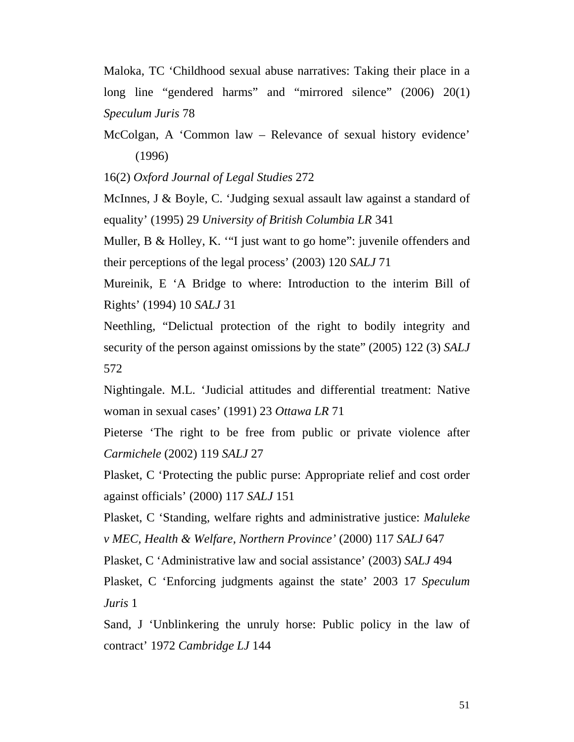Maloka, TC ‘Childhood sexual abuse narratives: Taking their place in a long line “gendered harms” and “mirrored silence” (2006) 20(1) *Speculum Juris* 78

McColgan, A ‘Common law – Relevance of sexual history evidence’ (1996)

16(2) *Oxford Journal of Legal Studies* 272

McInnes, J & Boyle, C. ‘Judging sexual assault law against a standard of equality’ (1995) 29 *University of British Columbia LR* 341

Muller, B & Holley, K. ‘“I just want to go home”: juvenile offenders and their perceptions of the legal process’ (2003) 120 *SALJ* 71

Mureinik, E ‘A Bridge to where: Introduction to the interim Bill of Rights’ (1994) 10 *SALJ* 31

Neethling, “Delictual protection of the right to bodily integrity and security of the person against omissions by the state” (2005) 122 (3) *SALJ* 572

Nightingale. M.L. ‘Judicial attitudes and differential treatment: Native woman in sexual cases’ (1991) 23 *Ottawa LR* 71

Pieterse ‘The right to be free from public or private violence after *Carmichele* (2002) 119 *SALJ* 27

Plasket, C ‘Protecting the public purse: Appropriate relief and cost order against officials’ (2000) 117 *SALJ* 151

Plasket, C ‘Standing, welfare rights and administrative justice: *Maluleke v MEC, Health & Welfare, Northern Province’* (2000) 117 *SALJ* 647

Plasket, C ‘Administrative law and social assistance’ (2003) *SALJ* 494

Plasket, C ‘Enforcing judgments against the state’ 2003 17 *Speculum Juris* 1

Sand, J ‘Unblinkering the unruly horse: Public policy in the law of contract’ 1972 *Cambridge LJ* 144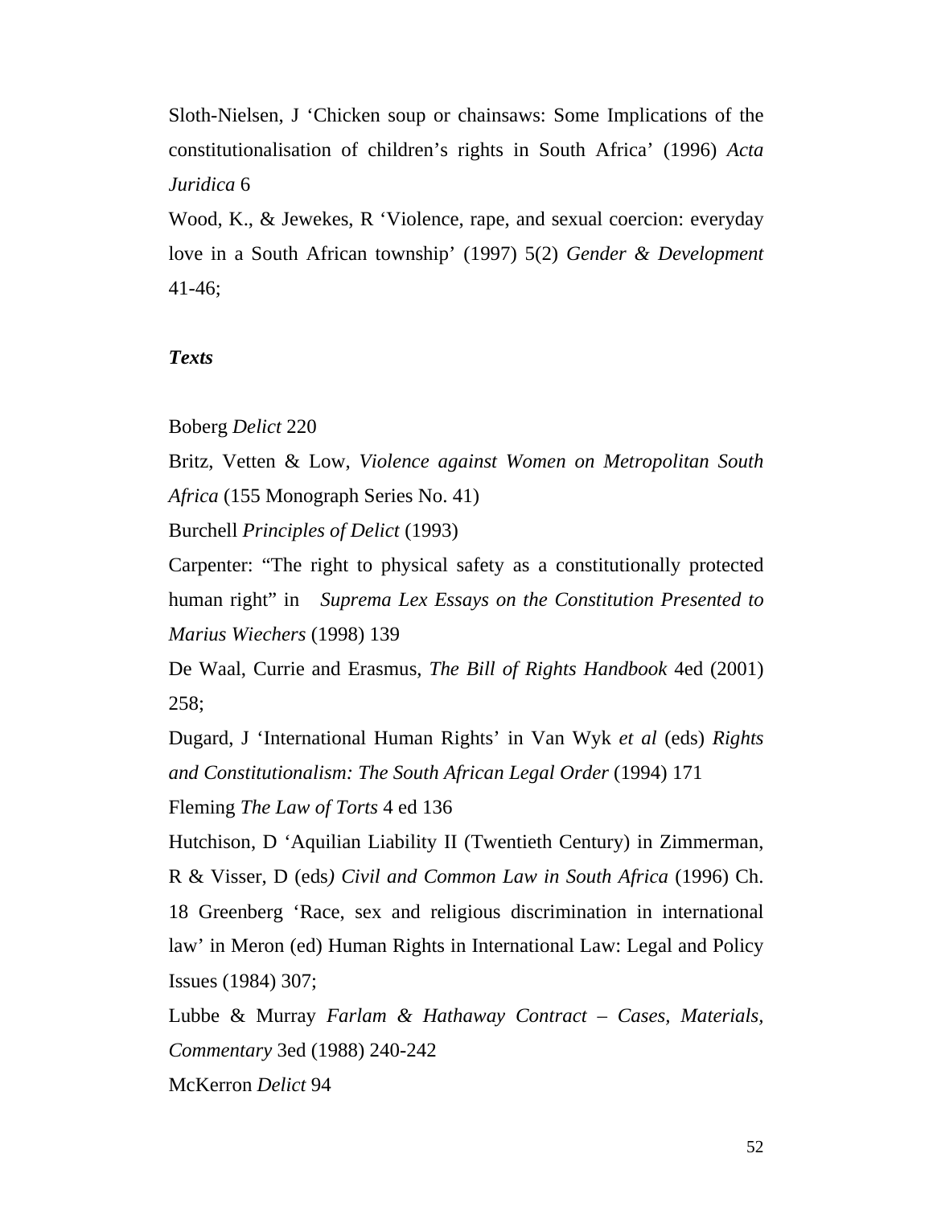Sloth-Nielsen, J 'Chicken soup or chainsaws: Some Implications of the constitutionalisation of children's rights in South Africa' (1996) *Acta Juridica* 6

Wood, K., & Jewekes, R 'Violence, rape, and sexual coercion: everyday love in a South African township' (1997) 5(2) *Gender & Development* 41-46;

***Texts***

Boberg *Delict* 220

Britz, Vetten & Low, *Violence against Women on Metropolitan South Africa* (155 Monograph Series No. 41)

Burchell *Principles of Delict* (1993)

Carpenter: "The right to physical safety as a constitutionally protected human right" in *Suprema Lex Essays on the Constitution Presented to Marius Wiechers* (1998) 139

De Waal, Currie and Erasmus, *The Bill of Rights Handbook* 4ed (2001) 258;

Dugard, J 'International Human Rights' in Van Wyk *et al* (eds) *Rights and Constitutionalism: The South African Legal Order* (1994) 171

Fleming *The Law of Torts* 4 ed 136

Hutchison, D 'Aquilian Liability II (Twentieth Century) in Zimmerman, R & Visser, D (eds*) Civil and Common Law in South Africa* (1996) Ch. 18 Greenberg 'Race, sex and religious discrimination in international law' in Meron (ed) Human Rights in International Law: Legal and Policy Issues (1984) 307;

Lubbe & Murray *Farlam & Hathaway Contract – Cases, Materials, Commentary* 3ed (1988) 240-242

McKerron *Delict* 94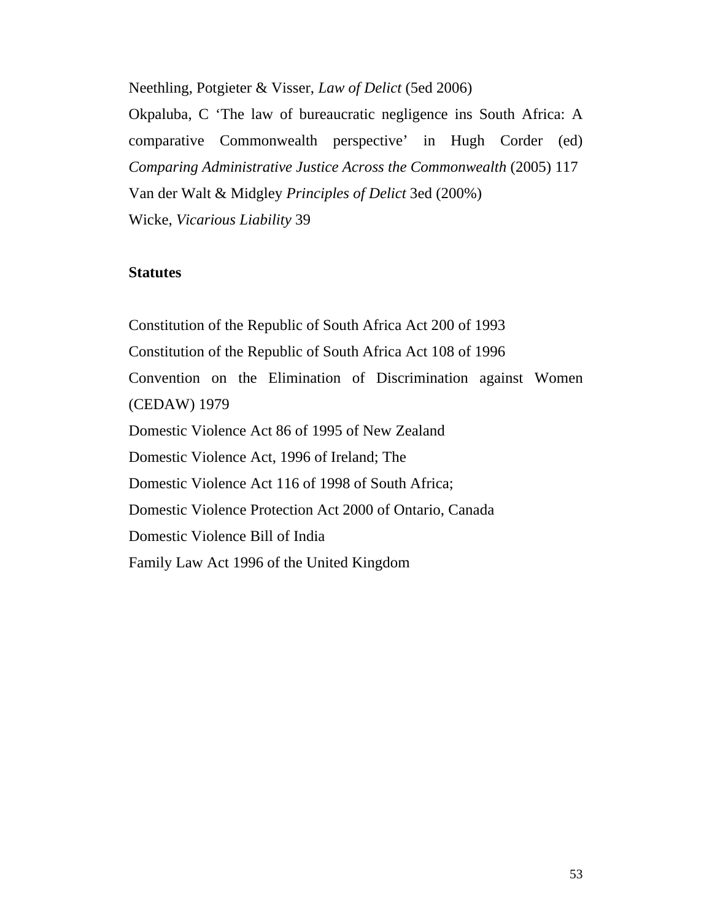Neethling, Potgieter & Visser, *Law of Delict* (5ed 2006)

Okpaluba, C 'The law of bureaucratic negligence ins South Africa: A comparative Commonwealth perspective' in Hugh Corder (ed) *Comparing Administrative Justice Across the Commonwealth* (2005) 117

Van der Walt & Midgley *Principles of Delict* 3ed (200%)

Wicke, *Vicarious Liability* 39

**Statutes**

Constitution of the Republic of South Africa Act 200 of 1993

Constitution of the Republic of South Africa Act 108 of 1996

Convention on the Elimination of Discrimination against Women (CEDAW) 1979

Domestic Violence Act 86 of 1995 of New Zealand

Domestic Violence Act, 1996 of Ireland; The

Domestic Violence Act 116 of 1998 of South Africa;

Domestic Violence Protection Act 2000 of Ontario, Canada

Domestic Violence Bill of India

Family Law Act 1996 of the United Kingdom